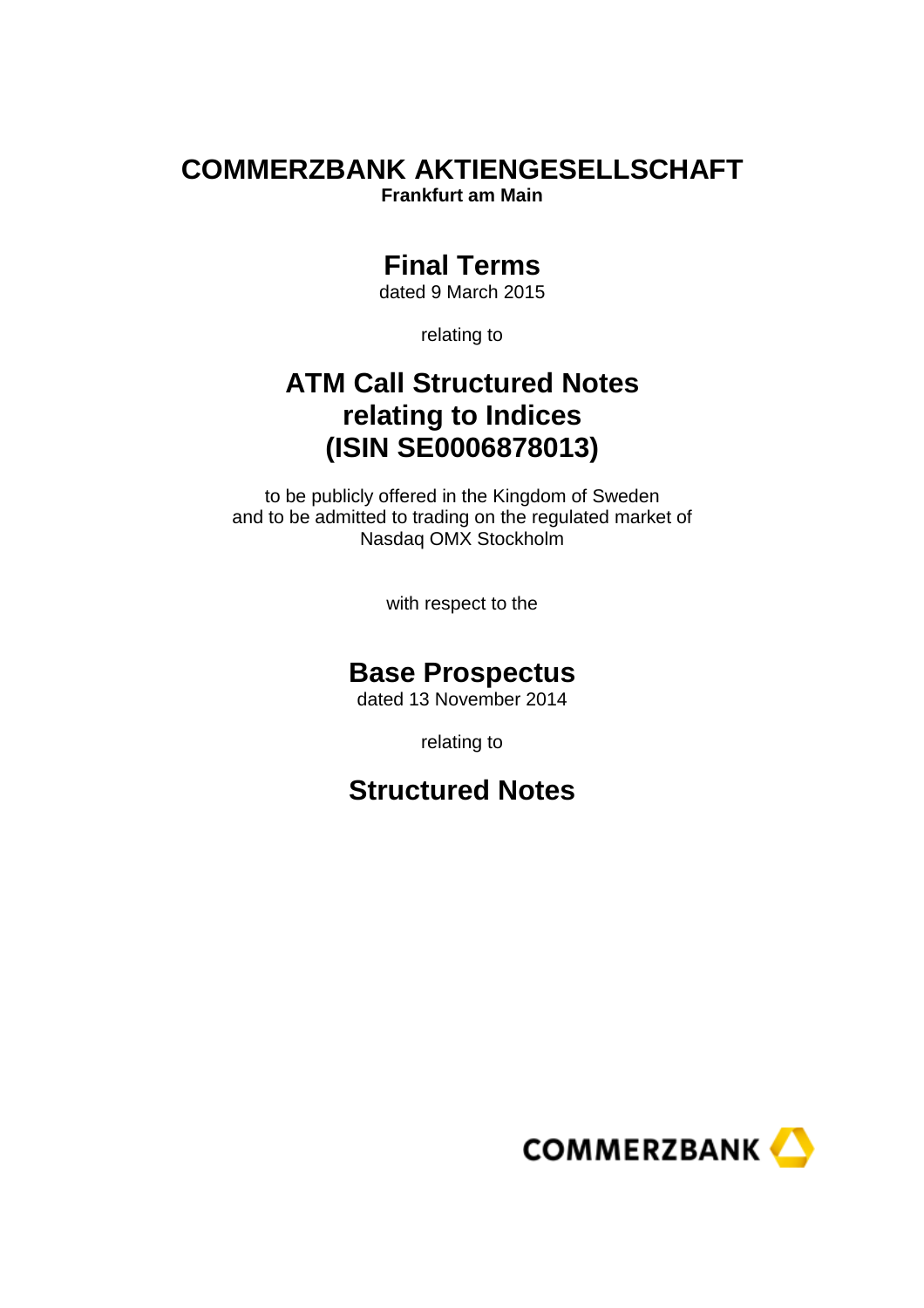# COMMERZBANK AKTIENGESELLSCHAFT

**Frankfurt am Main**

## Final Terms

dated 9 March 2015

relating to

## ATM Call Structured Notes relating to Indices (ISIN SE0006878013)

to be publicly offered in the Kingdom of Sweden and to be admitted to trading on the regulated market of Nasdaq OMX Stockholm

with respect to the

## Base Prospectus

dated 13 November 2014

relating to

## Structured Notes

COMMERZBANK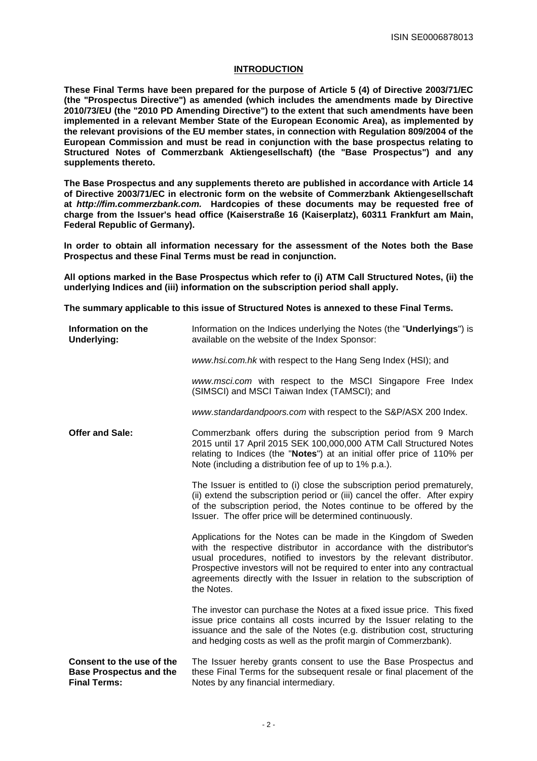ISIN SE0006878013

## INTRODUCTION

**These Final Terms have been prepared for the purpose of Article 5 (4) of Directive 2003/71/EC (the "Prospectus Directive") as amended (which includes the amendments made by Directive 2010/73/EU (the "2010 PD Amending Directive") to the extent that such amendments have been implemented in a relevant Member State of the European Economic Area), as implemented by the relevant provisions of the EU member states, in connection with Regulation 809/2004 of the European Commission and must be read in conjunction with the base prospectus relating to Structured Notes of Commerzbank Aktiengesellschaft (the "Base Prospectus") and any supplements thereto.**

**The Base Prospectus and any supplements thereto are published in accordance with Article 14 of Directive 2003/71/EC in electronic form on the website of Commerzbank Aktiengesellschaft at *http://fim.commerzbank.com.* Hardcopies of these documents may be requested free of charge from the Issuer's head office (Kaiserstraße 16 (Kaiserplatz), 60311 Frankfurt am Main, Federal Republic of Germany).**

**In order to obtain all information necessary for the assessment of the Notes both the Base Prospectus and these Final Terms must be read in conjunction.**

**All options marked in the Base Prospectus which refer to (i) ATM Call Structured Notes, (ii) the underlying Indices and (iii) information on the subscription period shall apply.**

**The summary applicable to this issue of Structured Notes is annexed to these Final Terms.**

**Information on the Underlying:**

Information on the Indices underlying the Notes (the "**Underlyings**") is available on the website of the Index Sponsor:

*www.hsi.com.hk* with respect to the Hang Seng Index (HSI); and

*www.msci.com* with respect to the MSCI Singapore Free Index (SIMSCI) and MSCI Taiwan Index (TAMSCI); and

*www.standardandpoors.com* with respect to the S&P/ASX 200 Index.

**Offer and Sale:**

Commerzbank offers during the subscription period from 9 March 2015 until 17 April 2015 SEK 100,000,000 ATM Call Structured Notes relating to Indices (the "**Notes**") at an initial offer price of 110% per Note (including a distribution fee of up to 1% p.a.).

The Issuer is entitled to (i) close the subscription period prematurely, (ii) extend the subscription period or (iii) cancel the offer. After expiry of the subscription period, the Notes continue to be offered by the Issuer. The offer price will be determined continuously.

Applications for the Notes can be made in the Kingdom of Sweden with the respective distributor in accordance with the distributor's usual procedures, notified to investors by the relevant distributor. Prospective investors will not be required to enter into any contractual agreements directly with the Issuer in relation to the subscription of the Notes.

The investor can purchase the Notes at a fixed issue price. This fixed issue price contains all costs incurred by the Issuer relating to the issuance and the sale of the Notes (e.g. distribution cost, structuring and hedging costs as well as the profit margin of Commerzbank).

**Consent to the use of the Base Prospectus and the Final Terms:**

The Issuer hereby grants consent to use the Base Prospectus and these Final Terms for the subsequent resale or final placement of the Notes by any financial intermediary.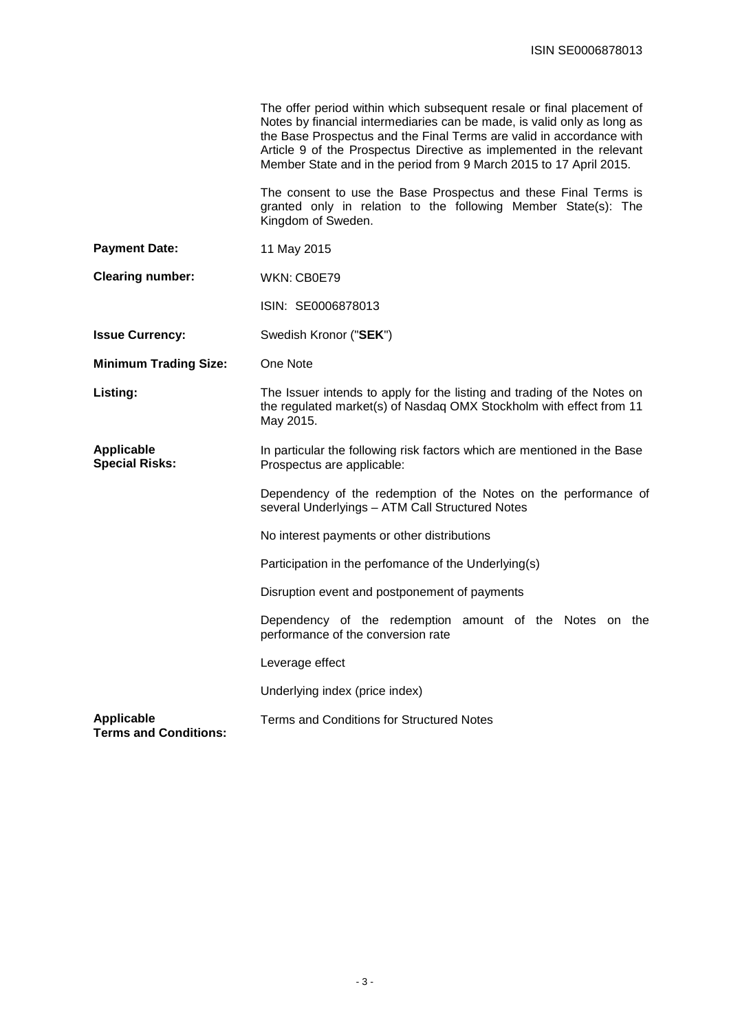The offer period within which subsequent resale or final placement of Notes by financial intermediaries can be made, is valid only as long as the Base Prospectus and the Final Terms are valid in accordance with Article 9 of the Prospectus Directive as implemented in the relevant Member State and in the period from 9 March 2015 to 17 April 2015.

The consent to use the Base Prospectus and these Final Terms is granted only in relation to the following Member State(s): The Kingdom of Sweden.

**Payment Date:** 11 May 2015

**Clearing number:** WKN: CB0E79

ISIN: SE0006878013

**Issue Currency:** Swedish Kronor ("**SEK**")

**Minimum Trading Size:** One Note

**Listing:** The Issuer intends to apply for the listing and trading of the Notes on the regulated market(s) of Nasdaq OMX Stockholm with effect from 11 May 2015.

**Applicable Special Risks:** In particular the following risk factors which are mentioned in the Base Prospectus are applicable:

Dependency of the redemption of the Notes on the performance of several Underlyings – ATM Call Structured Notes

No interest payments or other distributions

Participation in the perfomance of the Underlying(s)

Disruption event and postponement of payments

Dependency of the redemption amount of the Notes on the performance of the conversion rate

Leverage effect

Underlying index (price index)

**Applicable Terms and Conditions:** Terms and Conditions for Structured Notes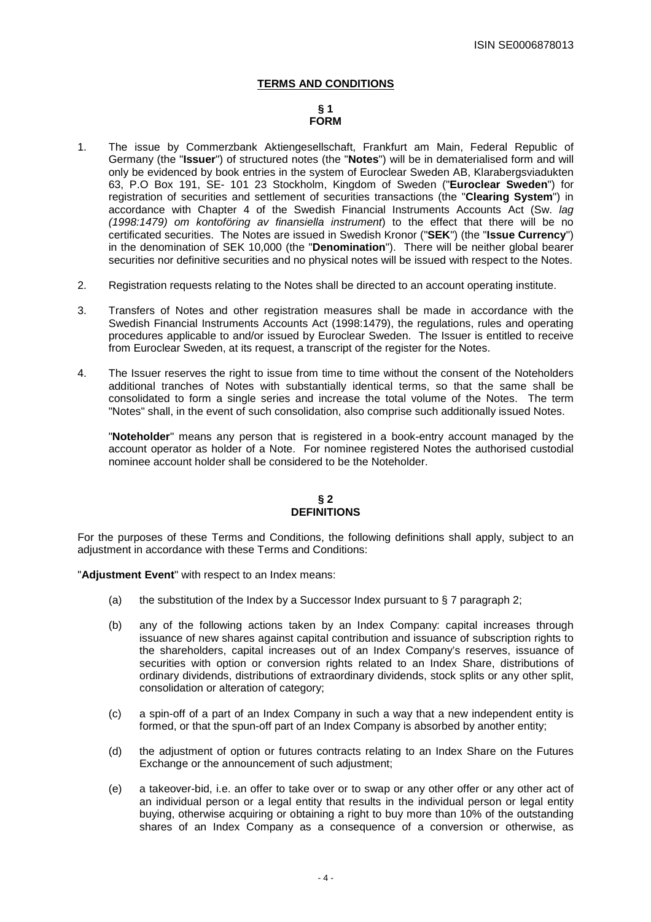# TERMS AND CONDITIONS

## § 1
## FORM

1. The issue by Commerzbank Aktiengesellschaft, Frankfurt am Main, Federal Republic of Germany (the "**Issuer**") of structured notes (the "**Notes**") will be in dematerialised form and will only be evidenced by book entries in the system of Euroclear Sweden AB, Klarabergsviadukten 63, P.O Box 191, SE- 101 23 Stockholm, Kingdom of Sweden ("**Euroclear Sweden**") for registration of securities and settlement of securities transactions (the "**Clearing System**") in accordance with Chapter 4 of the Swedish Financial Instruments Accounts Act (Sw. *lag (1998:1479) om kontoföring av finansiella instrument*) to the effect that there will be no certificated securities. The Notes are issued in Swedish Kronor ("**SEK**") (the "**Issue Currency**") in the denomination of SEK 10,000 (the "**Denomination**"). There will be neither global bearer securities nor definitive securities and no physical notes will be issued with respect to the Notes.

2. Registration requests relating to the Notes shall be directed to an account operating institute.

3. Transfers of Notes and other registration measures shall be made in accordance with the Swedish Financial Instruments Accounts Act (1998:1479), the regulations, rules and operating procedures applicable to and/or issued by Euroclear Sweden. The Issuer is entitled to receive from Euroclear Sweden, at its request, a transcript of the register for the Notes.

4. The Issuer reserves the right to issue from time to time without the consent of the Noteholders additional tranches of Notes with substantially identical terms, so that the same shall be consolidated to form a single series and increase the total volume of the Notes. The term "Notes" shall, in the event of such consolidation, also comprise such additionally issued Notes.

   "**Noteholder**" means any person that is registered in a book-entry account managed by the account operator as holder of a Note. For nominee registered Notes the authorised custodial nominee account holder shall be considered to be the Noteholder.

## § 2
## DEFINITIONS

For the purposes of these Terms and Conditions, the following definitions shall apply, subject to an adjustment in accordance with these Terms and Conditions:

"**Adjustment Event**" with respect to an Index means:

(a) the substitution of the Index by a Successor Index pursuant to § 7 paragraph 2;

(b) any of the following actions taken by an Index Company: capital increases through issuance of new shares against capital contribution and issuance of subscription rights to the shareholders, capital increases out of an Index Company's reserves, issuance of securities with option or conversion rights related to an Index Share, distributions of ordinary dividends, distributions of extraordinary dividends, stock splits or any other split, consolidation or alteration of category;

(c) a spin-off of a part of an Index Company in such a way that a new independent entity is formed, or that the spun-off part of an Index Company is absorbed by another entity;

(d) the adjustment of option or futures contracts relating to an Index Share on the Futures Exchange or the announcement of such adjustment;

(e) a takeover-bid, i.e. an offer to take over or to swap or any other offer or any other act of an individual person or a legal entity that results in the individual person or legal entity buying, otherwise acquiring or obtaining a right to buy more than 10% of the outstanding shares of an Index Company as a consequence of a conversion or otherwise, as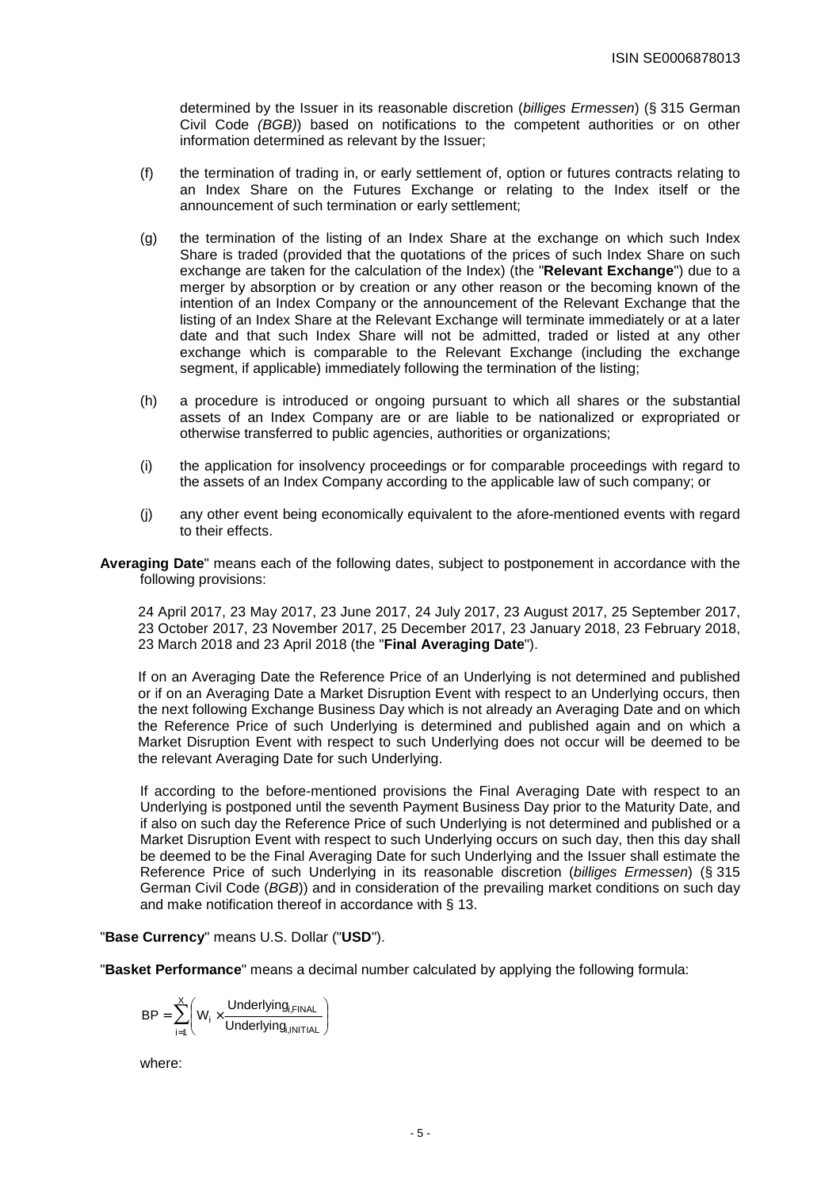determined by the Issuer in its reasonable discretion (*billiges Ermessen*) (§ 315 German Civil Code *(BGB)*) based on notifications to the competent authorities or on other information determined as relevant by the Issuer;

(f) the termination of trading in, or early settlement of, option or futures contracts relating to an Index Share on the Futures Exchange or relating to the Index itself or the announcement of such termination or early settlement;

(g) the termination of the listing of an Index Share at the exchange on which such Index Share is traded (provided that the quotations of the prices of such Index Share on such exchange are taken for the calculation of the Index) (the "**Relevant Exchange**") due to a merger by absorption or by creation or any other reason or the becoming known of the intention of an Index Company or the announcement of the Relevant Exchange that the listing of an Index Share at the Relevant Exchange will terminate immediately or at a later date and that such Index Share will not be admitted, traded or listed at any other exchange which is comparable to the Relevant Exchange (including the exchange segment, if applicable) immediately following the termination of the listing;

(h) a procedure is introduced or ongoing pursuant to which all shares or the substantial assets of an Index Company are or are liable to be nationalized or expropriated or otherwise transferred to public agencies, authorities or organizations;

(i) the application for insolvency proceedings or for comparable proceedings with regard to the assets of an Index Company according to the applicable law of such company; or

(j) any other event being economically equivalent to the afore-mentioned events with regard to their effects.

**Averaging Date**" means each of the following dates, subject to postponement in accordance with the following provisions:

24 April 2017, 23 May 2017, 23 June 2017, 24 July 2017, 23 August 2017, 25 September 2017, 23 October 2017, 23 November 2017, 25 December 2017, 23 January 2018, 23 February 2018, 23 March 2018 and 23 April 2018 (the "**Final Averaging Date**").

If on an Averaging Date the Reference Price of an Underlying is not determined and published or if on an Averaging Date a Market Disruption Event with respect to an Underlying occurs, then the next following Exchange Business Day which is not already an Averaging Date and on which the Reference Price of such Underlying is determined and published again and on which a Market Disruption Event with respect to such Underlying does not occur will be deemed to be the relevant Averaging Date for such Underlying.

If according to the before-mentioned provisions the Final Averaging Date with respect to an Underlying is postponed until the seventh Payment Business Day prior to the Maturity Date, and if also on such day the Reference Price of such Underlying is not determined and published or a Market Disruption Event with respect to such Underlying occurs on such day, then this day shall be deemed to be the Final Averaging Date for such Underlying and the Issuer shall estimate the Reference Price of such Underlying in its reasonable discretion (*billiges Ermessen*) (§ 315 German Civil Code (*BGB*)) and in consideration of the prevailing market conditions on such day and make notification thereof in accordance with § 13.

"**Base Currency**" means U.S. Dollar ("**USD**").

"**Basket Performance**" means a decimal number calculated by applying the following formula:

$$BP = \sum_{i=1}^{X} \left( W_i \times \frac{\text{Underlying}_{i,\text{FINAL}}}{\text{Underlying}_{i,\text{INITIAL}}} \right)$$

where: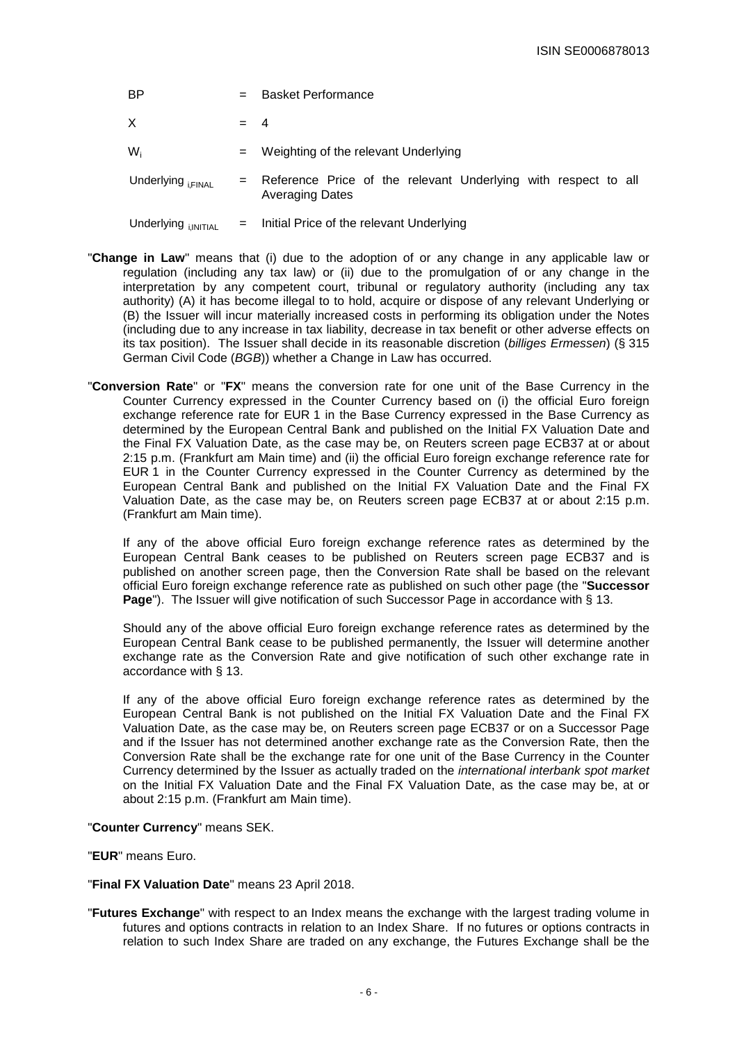| | | |
|---|---|---|
| BP | = | Basket Performance |
| X | = | 4 |
| $W_i$ | = | Weighting of the relevant Underlying |
| $Underlying_{i,FINAL}$ | = | Reference Price of the relevant Underlying with respect to all Averaging Dates |
| $Underlying_{i,INITIAL}$ | = | Initial Price of the relevant Underlying |

"**Change in Law**" means that (i) due to the adoption of or any change in any applicable law or regulation (including any tax law) or (ii) due to the promulgation of or any change in the interpretation by any competent court, tribunal or regulatory authority (including any tax authority) (A) it has become illegal to to hold, acquire or dispose of any relevant Underlying or (B) the Issuer will incur materially increased costs in performing its obligation under the Notes (including due to any increase in tax liability, decrease in tax benefit or other adverse effects on its tax position). The Issuer shall decide in its reasonable discretion (*billiges Ermessen*) (§ 315 German Civil Code (*BGB*)) whether a Change in Law has occurred.

"**Conversion Rate**" or "**FX**" means the conversion rate for one unit of the Base Currency in the Counter Currency expressed in the Counter Currency based on (i) the official Euro foreign exchange reference rate for EUR 1 in the Base Currency expressed in the Base Currency as determined by the European Central Bank and published on the Initial FX Valuation Date and the Final FX Valuation Date, as the case may be, on Reuters screen page ECB37 at or about 2:15 p.m. (Frankfurt am Main time) and (ii) the official Euro foreign exchange reference rate for EUR 1 in the Counter Currency expressed in the Counter Currency as determined by the European Central Bank and published on the Initial FX Valuation Date and the Final FX Valuation Date, as the case may be, on Reuters screen page ECB37 at or about 2:15 p.m. (Frankfurt am Main time).

If any of the above official Euro foreign exchange reference rates as determined by the European Central Bank ceases to be published on Reuters screen page ECB37 and is published on another screen page, then the Conversion Rate shall be based on the relevant official Euro foreign exchange reference rate as published on such other page (the "**Successor Page**"). The Issuer will give notification of such Successor Page in accordance with § 13.

Should any of the above official Euro foreign exchange reference rates as determined by the European Central Bank cease to be published permanently, the Issuer will determine another exchange rate as the Conversion Rate and give notification of such other exchange rate in accordance with § 13.

If any of the above official Euro foreign exchange reference rates as determined by the European Central Bank is not published on the Initial FX Valuation Date and the Final FX Valuation Date, as the case may be, on Reuters screen page ECB37 or on a Successor Page and if the Issuer has not determined another exchange rate as the Conversion Rate, then the Conversion Rate shall be the exchange rate for one unit of the Base Currency in the Counter Currency determined by the Issuer as actually traded on the *international interbank spot market* on the Initial FX Valuation Date and the Final FX Valuation Date, as the case may be, at or about 2:15 p.m. (Frankfurt am Main time).

"**Counter Currency**" means SEK.

"**EUR**" means Euro.

"**Final FX Valuation Date**" means 23 April 2018.

"**Futures Exchange**" with respect to an Index means the exchange with the largest trading volume in futures and options contracts in relation to an Index Share. If no futures or options contracts in relation to such Index Share are traded on any exchange, the Futures Exchange shall be the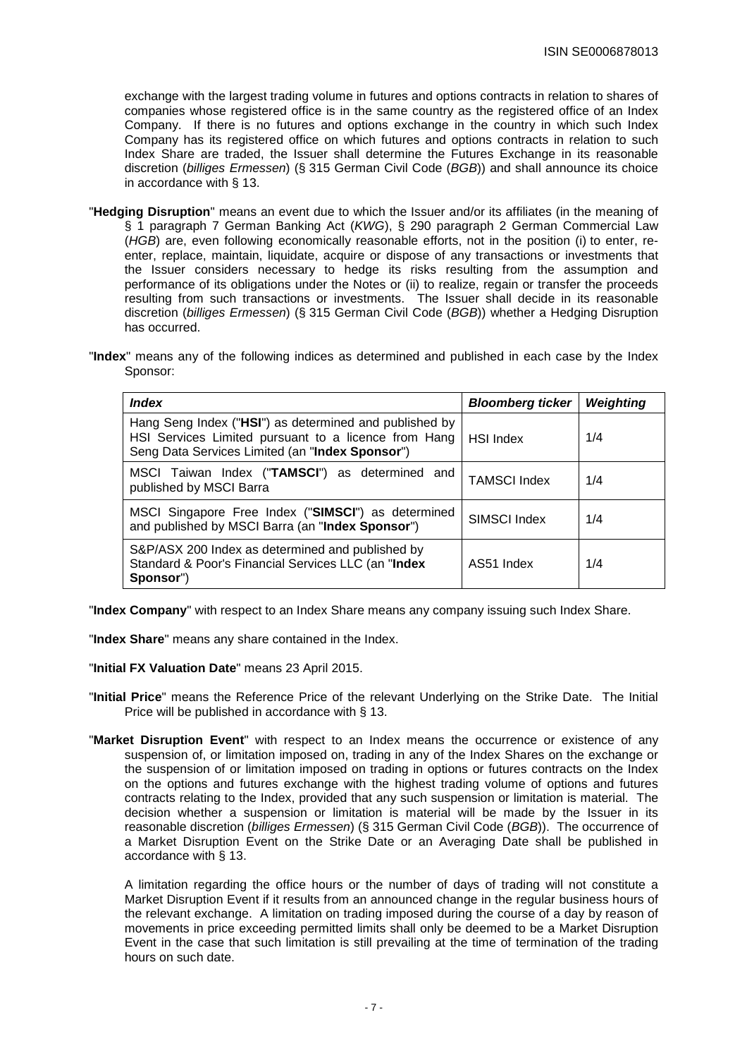exchange with the largest trading volume in futures and options contracts in relation to shares of companies whose registered office is in the same country as the registered office of an Index Company. If there is no futures and options exchange in the country in which such Index Company has its registered office on which futures and options contracts in relation to such Index Share are traded, the Issuer shall determine the Futures Exchange in its reasonable discretion (*billiges Ermessen*) (§ 315 German Civil Code (*BGB*)) and shall announce its choice in accordance with § 13.

"**Hedging Disruption**" means an event due to which the Issuer and/or its affiliates (in the meaning of § 1 paragraph 7 German Banking Act (*KWG*), § 290 paragraph 2 German Commercial Law (*HGB*) are, even following economically reasonable efforts, not in the position (i) to enter, re-enter, replace, maintain, liquidate, acquire or dispose of any transactions or investments that the Issuer considers necessary to hedge its risks resulting from the assumption and performance of its obligations under the Notes or (ii) to realize, regain or transfer the proceeds resulting from such transactions or investments. The Issuer shall decide in its reasonable discretion (*billiges Ermessen*) (§ 315 German Civil Code (*BGB*)) whether a Hedging Disruption has occurred.

"**Index**" means any of the following indices as determined and published in each case by the Index Sponsor:

| *Index* | *Bloomberg ticker* | *Weighting* |
|---|---|---|
| Hang Seng Index ("**HSI**") as determined and published by HSI Services Limited pursuant to a licence from Hang Seng Data Services Limited (an "**Index Sponsor**") | HSI Index | 1/4 |
| MSCI Taiwan Index ("**TAMSCI**") as determined and published by MSCI Barra | TAMSCI Index | 1/4 |
| MSCI Singapore Free Index ("**SIMSCI**") as determined and published by MSCI Barra (an "**Index Sponsor**") | SIMSCI Index | 1/4 |
| S&P/ASX 200 Index as determined and published by Standard & Poor's Financial Services LLC (an "**Index Sponsor**") | AS51 Index | 1/4 |

"**Index Company**" with respect to an Index Share means any company issuing such Index Share.

"**Index Share**" means any share contained in the Index.

"**Initial FX Valuation Date**" means 23 April 2015.

"**Initial Price**" means the Reference Price of the relevant Underlying on the Strike Date. The Initial Price will be published in accordance with § 13.

"**Market Disruption Event**" with respect to an Index means the occurrence or existence of any suspension of, or limitation imposed on, trading in any of the Index Shares on the exchange or the suspension of or limitation imposed on trading in options or futures contracts on the Index on the options and futures exchange with the highest trading volume of options and futures contracts relating to the Index, provided that any such suspension or limitation is material. The decision whether a suspension or limitation is material will be made by the Issuer in its reasonable discretion (*billiges Ermessen*) (§ 315 German Civil Code (*BGB*)). The occurrence of a Market Disruption Event on the Strike Date or an Averaging Date shall be published in accordance with § 13.

A limitation regarding the office hours or the number of days of trading will not constitute a Market Disruption Event if it results from an announced change in the regular business hours of the relevant exchange. A limitation on trading imposed during the course of a day by reason of movements in price exceeding permitted limits shall only be deemed to be a Market Disruption Event in the case that such limitation is still prevailing at the time of termination of the trading hours on such date.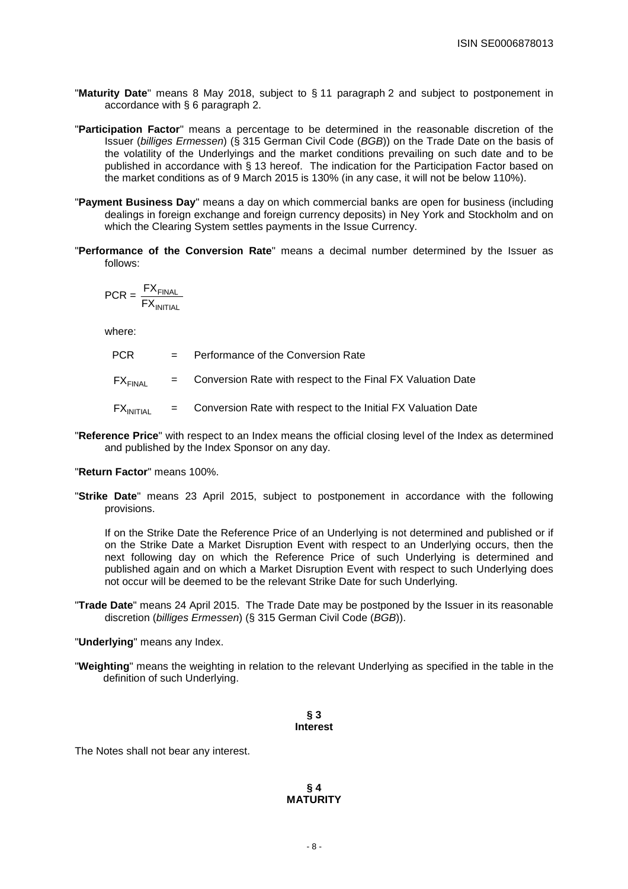"**Maturity Date**" means 8 May 2018, subject to § 11 paragraph 2 and subject to postponement in accordance with § 6 paragraph 2.

"**Participation Factor**" means a percentage to be determined in the reasonable discretion of the Issuer (*billiges Ermessen*) (§ 315 German Civil Code (*BGB*)) on the Trade Date on the basis of the volatility of the Underlyings and the market conditions prevailing on such date and to be published in accordance with § 13 hereof. The indication for the Participation Factor based on the market conditions as of 9 March 2015 is 130% (in any case, it will not be below 110%).

"**Payment Business Day**" means a day on which commercial banks are open for business (including dealings in foreign exchange and foreign currency deposits) in Ney York and Stockholm and on which the Clearing System settles payments in the Issue Currency.

"**Performance of the Conversion Rate**" means a decimal number determined by the Issuer as follows:

$$PCR = \frac{FX_{FINAL}}{FX_{INITIAL}}$$

where:

PCR = Performance of the Conversion Rate

$FX_{FINAL}$ = Conversion Rate with respect to the Final FX Valuation Date

$FX_{INITIAL}$ = Conversion Rate with respect to the Initial FX Valuation Date

"**Reference Price**" with respect to an Index means the official closing level of the Index as determined and published by the Index Sponsor on any day.

"**Return Factor**" means 100%.

"**Strike Date**" means 23 April 2015, subject to postponement in accordance with the following provisions.

If on the Strike Date the Reference Price of an Underlying is not determined and published or if on the Strike Date a Market Disruption Event with respect to an Underlying occurs, then the next following day on which the Reference Price of such Underlying is determined and published again and on which a Market Disruption Event with respect to such Underlying does not occur will be deemed to be the relevant Strike Date for such Underlying.

"**Trade Date**" means 24 April 2015. The Trade Date may be postponed by the Issuer in its reasonable discretion (*billiges Ermessen*) (§ 315 German Civil Code (*BGB*)).

"**Underlying**" means any Index.

"**Weighting**" means the weighting in relation to the relevant Underlying as specified in the table in the definition of such Underlying.

## § 3
## Interest

The Notes shall not bear any interest.

## § 4
## MATURITY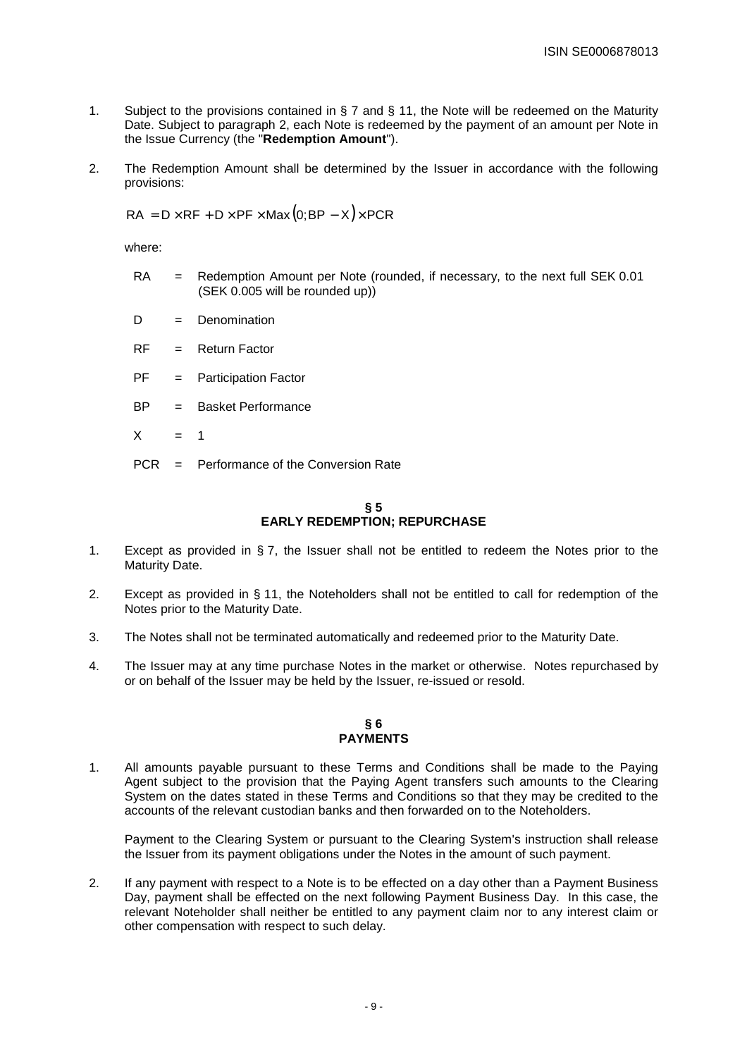1. Subject to the provisions contained in § 7 and § 11, the Note will be redeemed on the Maturity Date. Subject to paragraph 2, each Note is redeemed by the payment of an amount per Note in the Issue Currency (the "**Redemption Amount**").

2. The Redemption Amount shall be determined by the Issuer in accordance with the following provisions:

$$RA = D \times RF + D \times PF \times Max(0; BP - X) \times PCR$$

where:

| | | |
|---|---|---|
| RA | = | Redemption Amount per Note (rounded, if necessary, to the next full SEK 0.01 (SEK 0.005 will be rounded up)) |
| D | = | Denomination |
| RF | = | Return Factor |
| PF | = | Participation Factor |
| BP | = | Basket Performance |
| X | = | 1 |
| PCR | = | Performance of the Conversion Rate |

## § 5
## EARLY REDEMPTION; REPURCHASE

1. Except as provided in § 7, the Issuer shall not be entitled to redeem the Notes prior to the Maturity Date.

2. Except as provided in § 11, the Noteholders shall not be entitled to call for redemption of the Notes prior to the Maturity Date.

3. The Notes shall not be terminated automatically and redeemed prior to the Maturity Date.

4. The Issuer may at any time purchase Notes in the market or otherwise. Notes repurchased by or on behalf of the Issuer may be held by the Issuer, re-issued or resold.

## § 6
## PAYMENTS

1. All amounts payable pursuant to these Terms and Conditions shall be made to the Paying Agent subject to the provision that the Paying Agent transfers such amounts to the Clearing System on the dates stated in these Terms and Conditions so that they may be credited to the accounts of the relevant custodian banks and then forwarded on to the Noteholders.

   Payment to the Clearing System or pursuant to the Clearing System's instruction shall release the Issuer from its payment obligations under the Notes in the amount of such payment.

2. If any payment with respect to a Note is to be effected on a day other than a Payment Business Day, payment shall be effected on the next following Payment Business Day. In this case, the relevant Noteholder shall neither be entitled to any payment claim nor to any interest claim or other compensation with respect to such delay.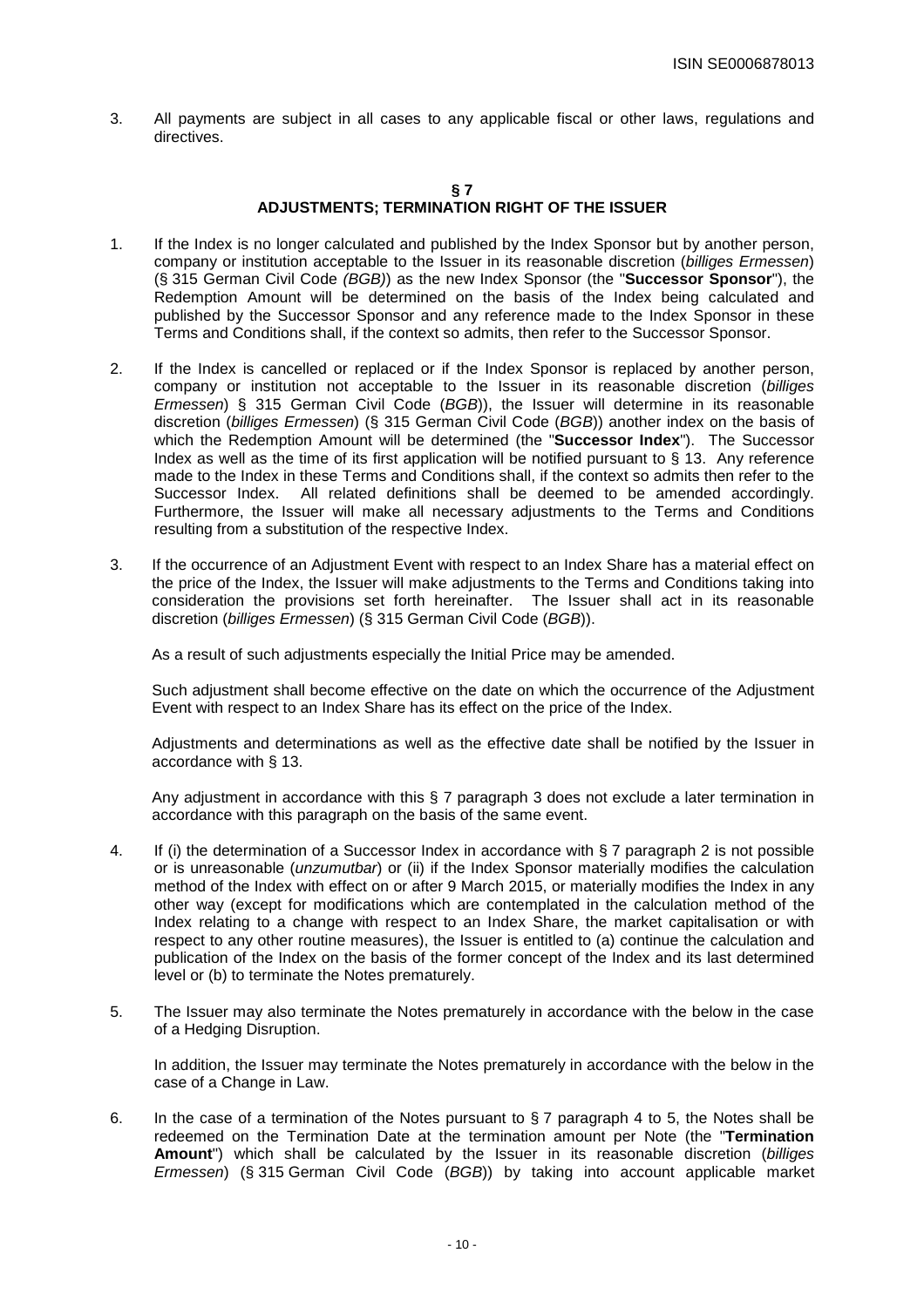3. All payments are subject in all cases to any applicable fiscal or other laws, regulations and directives.

## § 7
## ADJUSTMENTS; TERMINATION RIGHT OF THE ISSUER

1. If the Index is no longer calculated and published by the Index Sponsor but by another person, company or institution acceptable to the Issuer in its reasonable discretion (*billiges Ermessen*) (§ 315 German Civil Code *(BGB)*) as the new Index Sponsor (the "**Successor Sponsor**"), the Redemption Amount will be determined on the basis of the Index being calculated and published by the Successor Sponsor and any reference made to the Index Sponsor in these Terms and Conditions shall, if the context so admits, then refer to the Successor Sponsor.

2. If the Index is cancelled or replaced or if the Index Sponsor is replaced by another person, company or institution not acceptable to the Issuer in its reasonable discretion (*billiges Ermessen*) § 315 German Civil Code (*BGB*)), the Issuer will determine in its reasonable discretion (*billiges Ermessen*) (§ 315 German Civil Code (*BGB*)) another index on the basis of which the Redemption Amount will be determined (the "**Successor Index**"). The Successor Index as well as the time of its first application will be notified pursuant to § 13. Any reference made to the Index in these Terms and Conditions shall, if the context so admits then refer to the Successor Index. All related definitions shall be deemed to be amended accordingly. Furthermore, the Issuer will make all necessary adjustments to the Terms and Conditions resulting from a substitution of the respective Index.

3. If the occurrence of an Adjustment Event with respect to an Index Share has a material effect on the price of the Index, the Issuer will make adjustments to the Terms and Conditions taking into consideration the provisions set forth hereinafter. The Issuer shall act in its reasonable discretion (*billiges Ermessen*) (§ 315 German Civil Code (*BGB*)).

   As a result of such adjustments especially the Initial Price may be amended.

   Such adjustment shall become effective on the date on which the occurrence of the Adjustment Event with respect to an Index Share has its effect on the price of the Index.

   Adjustments and determinations as well as the effective date shall be notified by the Issuer in accordance with § 13.

   Any adjustment in accordance with this § 7 paragraph 3 does not exclude a later termination in accordance with this paragraph on the basis of the same event.

4. If (i) the determination of a Successor Index in accordance with § 7 paragraph 2 is not possible or is unreasonable (*unzumutbar*) or (ii) if the Index Sponsor materially modifies the calculation method of the Index with effect on or after 9 March 2015, or materially modifies the Index in any other way (except for modifications which are contemplated in the calculation method of the Index relating to a change with respect to an Index Share, the market capitalisation or with respect to any other routine measures), the Issuer is entitled to (a) continue the calculation and publication of the Index on the basis of the former concept of the Index and its last determined level or (b) to terminate the Notes prematurely.

5. The Issuer may also terminate the Notes prematurely in accordance with the below in the case of a Hedging Disruption.

   In addition, the Issuer may terminate the Notes prematurely in accordance with the below in the case of a Change in Law.

6. In the case of a termination of the Notes pursuant to § 7 paragraph 4 to 5, the Notes shall be redeemed on the Termination Date at the termination amount per Note (the "**Termination Amount**") which shall be calculated by the Issuer in its reasonable discretion (*billiges Ermessen*) (§ 315 German Civil Code (*BGB*)) by taking into account applicable market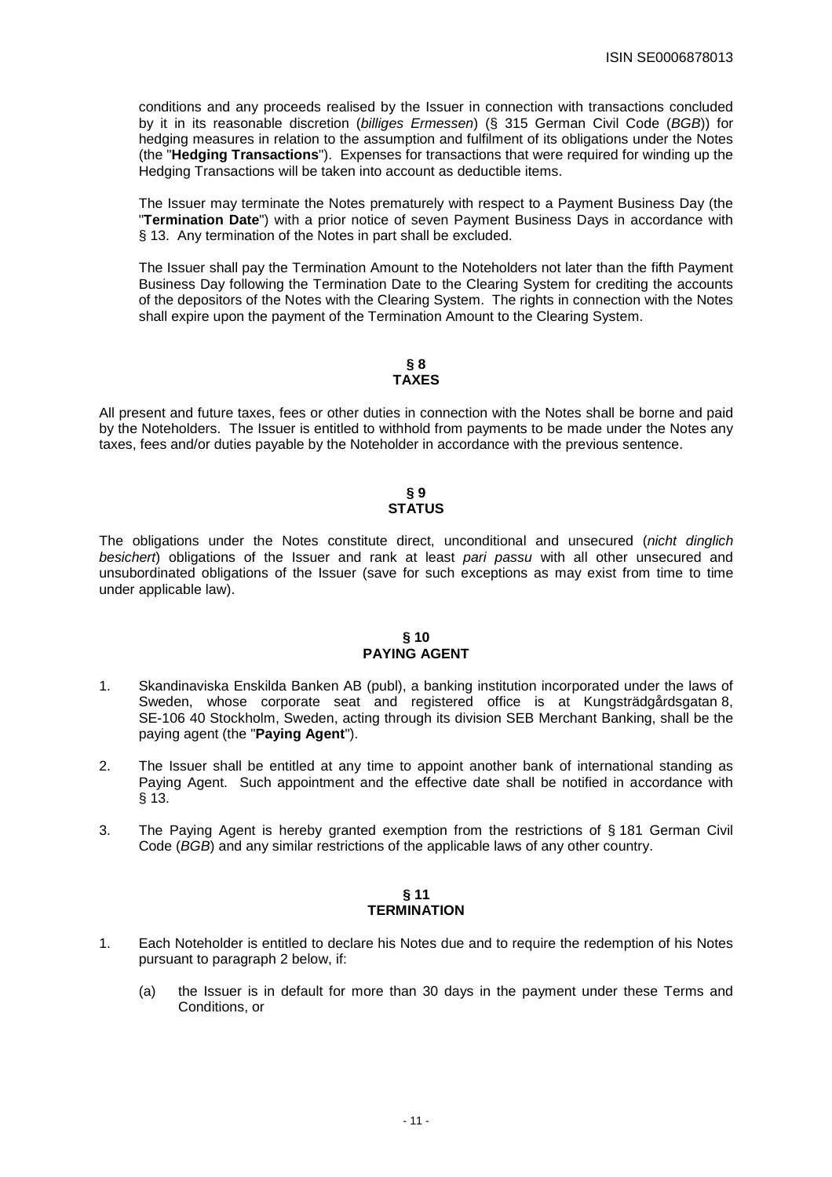conditions and any proceeds realised by the Issuer in connection with transactions concluded by it in its reasonable discretion (*billiges Ermessen*) (§ 315 German Civil Code (*BGB*)) for hedging measures in relation to the assumption and fulfilment of its obligations under the Notes (the "**Hedging Transactions**"). Expenses for transactions that were required for winding up the Hedging Transactions will be taken into account as deductible items.

The Issuer may terminate the Notes prematurely with respect to a Payment Business Day (the "**Termination Date**") with a prior notice of seven Payment Business Days in accordance with § 13. Any termination of the Notes in part shall be excluded.

The Issuer shall pay the Termination Amount to the Noteholders not later than the fifth Payment Business Day following the Termination Date to the Clearing System for crediting the accounts of the depositors of the Notes with the Clearing System. The rights in connection with the Notes shall expire upon the payment of the Termination Amount to the Clearing System.

## § 8
## TAXES

All present and future taxes, fees or other duties in connection with the Notes shall be borne and paid by the Noteholders. The Issuer is entitled to withhold from payments to be made under the Notes any taxes, fees and/or duties payable by the Noteholder in accordance with the previous sentence.

## § 9
## STATUS

The obligations under the Notes constitute direct, unconditional and unsecured (*nicht dinglich besichert*) obligations of the Issuer and rank at least *pari passu* with all other unsecured and unsubordinated obligations of the Issuer (save for such exceptions as may exist from time to time under applicable law).

## § 10
## PAYING AGENT

1. Skandinaviska Enskilda Banken AB (publ), a banking institution incorporated under the laws of Sweden, whose corporate seat and registered office is at Kungsträdgårdsgatan 8, SE-106 40 Stockholm, Sweden, acting through its division SEB Merchant Banking, shall be the paying agent (the "**Paying Agent**").

2. The Issuer shall be entitled at any time to appoint another bank of international standing as Paying Agent. Such appointment and the effective date shall be notified in accordance with § 13.

3. The Paying Agent is hereby granted exemption from the restrictions of § 181 German Civil Code (*BGB*) and any similar restrictions of the applicable laws of any other country.

## § 11
## TERMINATION

1. Each Noteholder is entitled to declare his Notes due and to require the redemption of his Notes pursuant to paragraph 2 below, if:

   (a) the Issuer is in default for more than 30 days in the payment under these Terms and Conditions, or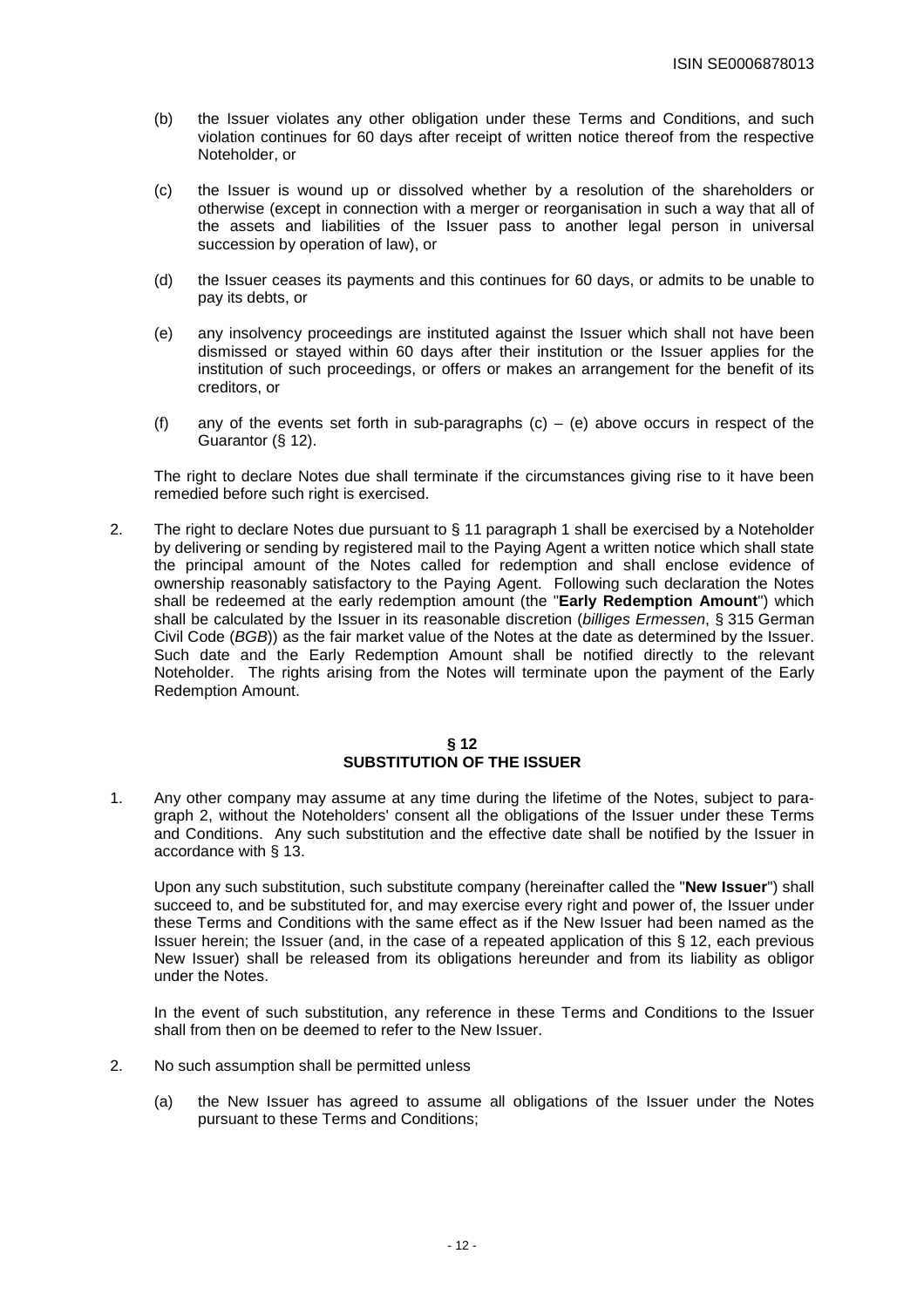(b) the Issuer violates any other obligation under these Terms and Conditions, and such violation continues for 60 days after receipt of written notice thereof from the respective Noteholder, or

(c) the Issuer is wound up or dissolved whether by a resolution of the shareholders or otherwise (except in connection with a merger or reorganisation in such a way that all of the assets and liabilities of the Issuer pass to another legal person in universal succession by operation of law), or

(d) the Issuer ceases its payments and this continues for 60 days, or admits to be unable to pay its debts, or

(e) any insolvency proceedings are instituted against the Issuer which shall not have been dismissed or stayed within 60 days after their institution or the Issuer applies for the institution of such proceedings, or offers or makes an arrangement for the benefit of its creditors, or

(f) any of the events set forth in sub-paragraphs (c) – (e) above occurs in respect of the Guarantor (§ 12).

The right to declare Notes due shall terminate if the circumstances giving rise to it have been remedied before such right is exercised.

2. The right to declare Notes due pursuant to § 11 paragraph 1 shall be exercised by a Noteholder by delivering or sending by registered mail to the Paying Agent a written notice which shall state the principal amount of the Notes called for redemption and shall enclose evidence of ownership reasonably satisfactory to the Paying Agent. Following such declaration the Notes shall be redeemed at the early redemption amount (the "**Early Redemption Amount**") which shall be calculated by the Issuer in its reasonable discretion (*billiges Ermessen*, § 315 German Civil Code (*BGB*)) as the fair market value of the Notes at the date as determined by the Issuer. Such date and the Early Redemption Amount shall be notified directly to the relevant Noteholder. The rights arising from the Notes will terminate upon the payment of the Early Redemption Amount.

## § 12
## SUBSTITUTION OF THE ISSUER

1. Any other company may assume at any time during the lifetime of the Notes, subject to paragraph 2, without the Noteholders' consent all the obligations of the Issuer under these Terms and Conditions. Any such substitution and the effective date shall be notified by the Issuer in accordance with § 13.

Upon any such substitution, such substitute company (hereinafter called the "**New Issuer**") shall succeed to, and be substituted for, and may exercise every right and power of, the Issuer under these Terms and Conditions with the same effect as if the New Issuer had been named as the Issuer herein; the Issuer (and, in the case of a repeated application of this § 12, each previous New Issuer) shall be released from its obligations hereunder and from its liability as obligor under the Notes.

In the event of such substitution, any reference in these Terms and Conditions to the Issuer shall from then on be deemed to refer to the New Issuer.

2. No such assumption shall be permitted unless

(a) the New Issuer has agreed to assume all obligations of the Issuer under the Notes pursuant to these Terms and Conditions;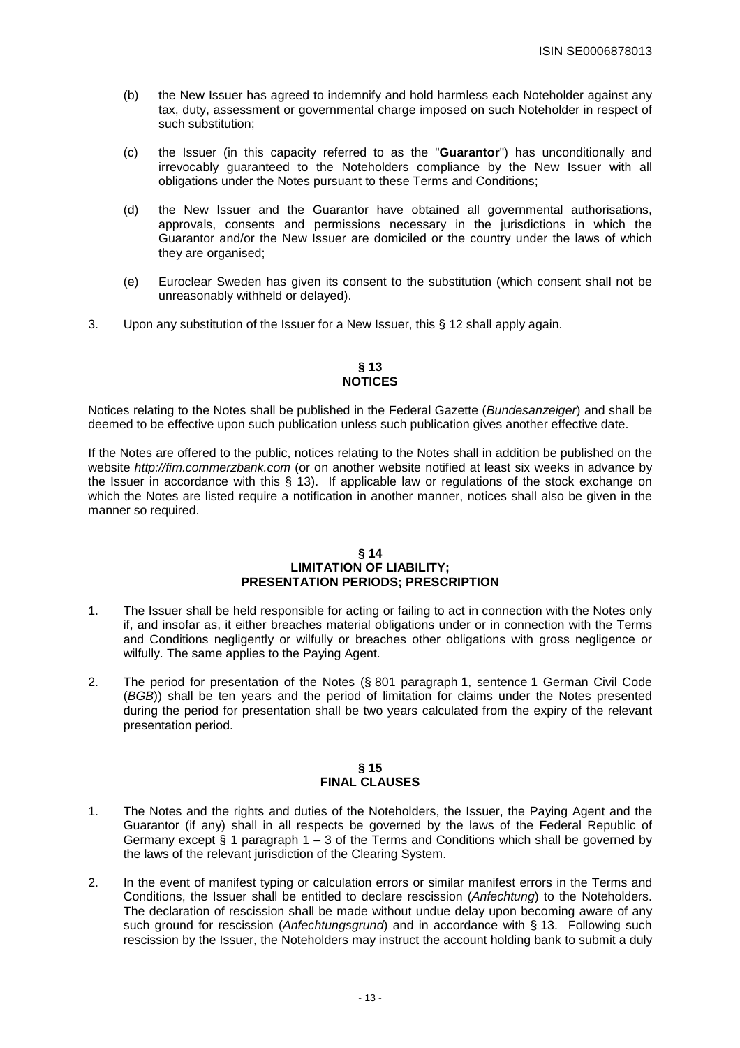(b) the New Issuer has agreed to indemnify and hold harmless each Noteholder against any tax, duty, assessment or governmental charge imposed on such Noteholder in respect of such substitution;

(c) the Issuer (in this capacity referred to as the "**Guarantor**") has unconditionally and irrevocably guaranteed to the Noteholders compliance by the New Issuer with all obligations under the Notes pursuant to these Terms and Conditions;

(d) the New Issuer and the Guarantor have obtained all governmental authorisations, approvals, consents and permissions necessary in the jurisdictions in which the Guarantor and/or the New Issuer are domiciled or the country under the laws of which they are organised;

(e) Euroclear Sweden has given its consent to the substitution (which consent shall not be unreasonably withheld or delayed).

3. Upon any substitution of the Issuer for a New Issuer, this § 12 shall apply again.

## § 13
## NOTICES

Notices relating to the Notes shall be published in the Federal Gazette (*Bundesanzeiger*) and shall be deemed to be effective upon such publication unless such publication gives another effective date.

If the Notes are offered to the public, notices relating to the Notes shall in addition be published on the website *http://fim.commerzbank.com* (or on another website notified at least six weeks in advance by the Issuer in accordance with this § 13). If applicable law or regulations of the stock exchange on which the Notes are listed require a notification in another manner, notices shall also be given in the manner so required.

## § 14
## LIMITATION OF LIABILITY; PRESENTATION PERIODS; PRESCRIPTION

1. The Issuer shall be held responsible for acting or failing to act in connection with the Notes only if, and insofar as, it either breaches material obligations under or in connection with the Terms and Conditions negligently or wilfully or breaches other obligations with gross negligence or wilfully. The same applies to the Paying Agent.

2. The period for presentation of the Notes (§ 801 paragraph 1, sentence 1 German Civil Code (*BGB*)) shall be ten years and the period of limitation for claims under the Notes presented during the period for presentation shall be two years calculated from the expiry of the relevant presentation period.

## § 15
## FINAL CLAUSES

1. The Notes and the rights and duties of the Noteholders, the Issuer, the Paying Agent and the Guarantor (if any) shall in all respects be governed by the laws of the Federal Republic of Germany except § 1 paragraph 1 – 3 of the Terms and Conditions which shall be governed by the laws of the relevant jurisdiction of the Clearing System.

2. In the event of manifest typing or calculation errors or similar manifest errors in the Terms and Conditions, the Issuer shall be entitled to declare rescission (*Anfechtung*) to the Noteholders. The declaration of rescission shall be made without undue delay upon becoming aware of any such ground for rescission (*Anfechtungsgrund*) and in accordance with § 13. Following such rescission by the Issuer, the Noteholders may instruct the account holding bank to submit a duly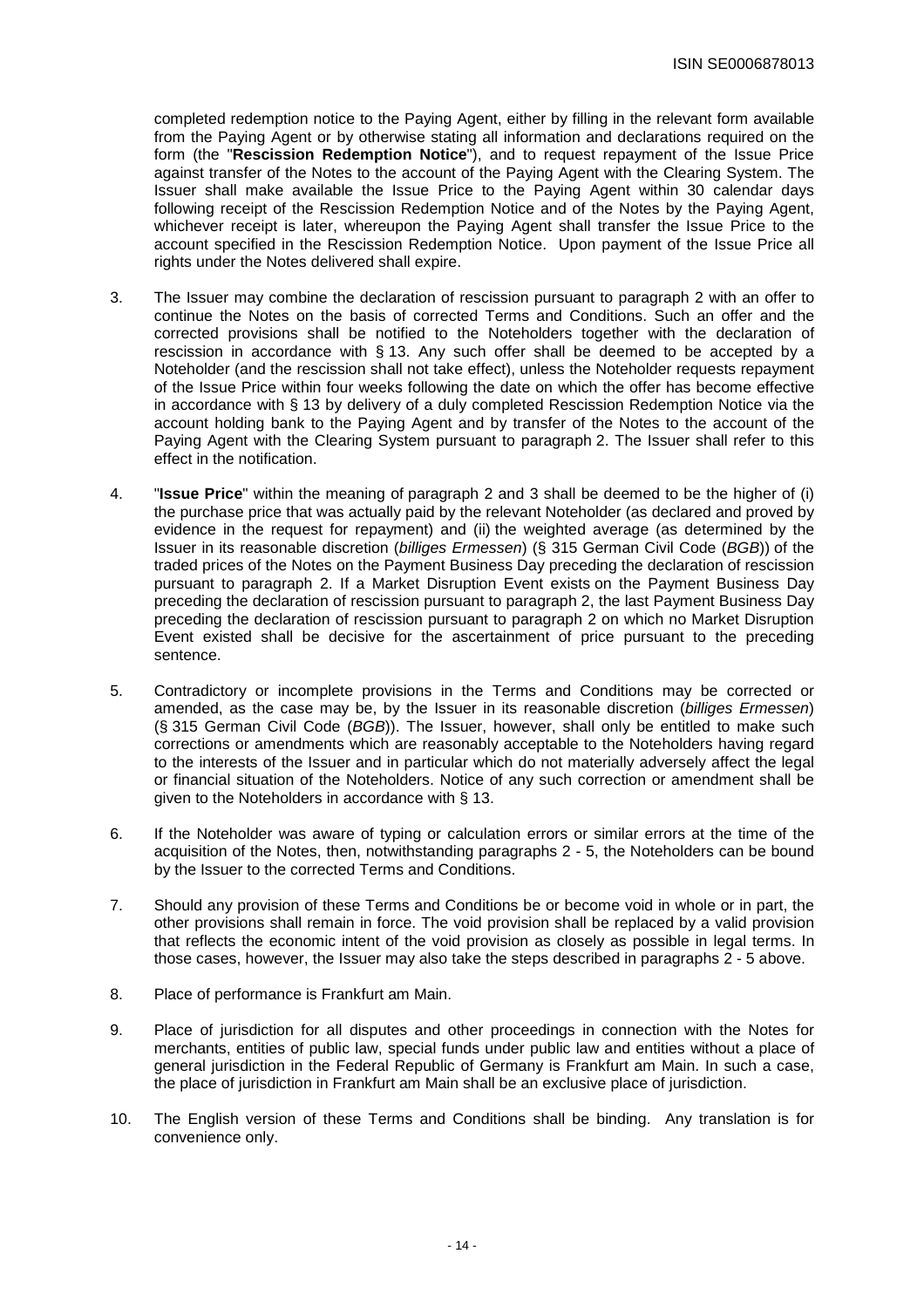completed redemption notice to the Paying Agent, either by filling in the relevant form available from the Paying Agent or by otherwise stating all information and declarations required on the form (the "**Rescission Redemption Notice**"), and to request repayment of the Issue Price against transfer of the Notes to the account of the Paying Agent with the Clearing System. The Issuer shall make available the Issue Price to the Paying Agent within 30 calendar days following receipt of the Rescission Redemption Notice and of the Notes by the Paying Agent, whichever receipt is later, whereupon the Paying Agent shall transfer the Issue Price to the account specified in the Rescission Redemption Notice. Upon payment of the Issue Price all rights under the Notes delivered shall expire.

3. The Issuer may combine the declaration of rescission pursuant to paragraph 2 with an offer to continue the Notes on the basis of corrected Terms and Conditions. Such an offer and the corrected provisions shall be notified to the Noteholders together with the declaration of rescission in accordance with § 13. Any such offer shall be deemed to be accepted by a Noteholder (and the rescission shall not take effect), unless the Noteholder requests repayment of the Issue Price within four weeks following the date on which the offer has become effective in accordance with § 13 by delivery of a duly completed Rescission Redemption Notice via the account holding bank to the Paying Agent and by transfer of the Notes to the account of the Paying Agent with the Clearing System pursuant to paragraph 2. The Issuer shall refer to this effect in the notification.

4. "**Issue Price**" within the meaning of paragraph 2 and 3 shall be deemed to be the higher of (i) the purchase price that was actually paid by the relevant Noteholder (as declared and proved by evidence in the request for repayment) and (ii) the weighted average (as determined by the Issuer in its reasonable discretion (*billiges Ermessen*) (§ 315 German Civil Code (*BGB*)) of the traded prices of the Notes on the Payment Business Day preceding the declaration of rescission pursuant to paragraph 2. If a Market Disruption Event exists on the Payment Business Day preceding the declaration of rescission pursuant to paragraph 2, the last Payment Business Day preceding the declaration of rescission pursuant to paragraph 2 on which no Market Disruption Event existed shall be decisive for the ascertainment of price pursuant to the preceding sentence.

5. Contradictory or incomplete provisions in the Terms and Conditions may be corrected or amended, as the case may be, by the Issuer in its reasonable discretion (*billiges Ermessen*) (§ 315 German Civil Code (*BGB*)). The Issuer, however, shall only be entitled to make such corrections or amendments which are reasonably acceptable to the Noteholders having regard to the interests of the Issuer and in particular which do not materially adversely affect the legal or financial situation of the Noteholders. Notice of any such correction or amendment shall be given to the Noteholders in accordance with § 13.

6. If the Noteholder was aware of typing or calculation errors or similar errors at the time of the acquisition of the Notes, then, notwithstanding paragraphs 2 - 5, the Noteholders can be bound by the Issuer to the corrected Terms and Conditions.

7. Should any provision of these Terms and Conditions be or become void in whole or in part, the other provisions shall remain in force. The void provision shall be replaced by a valid provision that reflects the economic intent of the void provision as closely as possible in legal terms. In those cases, however, the Issuer may also take the steps described in paragraphs 2 - 5 above.

8. Place of performance is Frankfurt am Main.

9. Place of jurisdiction for all disputes and other proceedings in connection with the Notes for merchants, entities of public law, special funds under public law and entities without a place of general jurisdiction in the Federal Republic of Germany is Frankfurt am Main. In such a case, the place of jurisdiction in Frankfurt am Main shall be an exclusive place of jurisdiction.

10. The English version of these Terms and Conditions shall be binding. Any translation is for convenience only.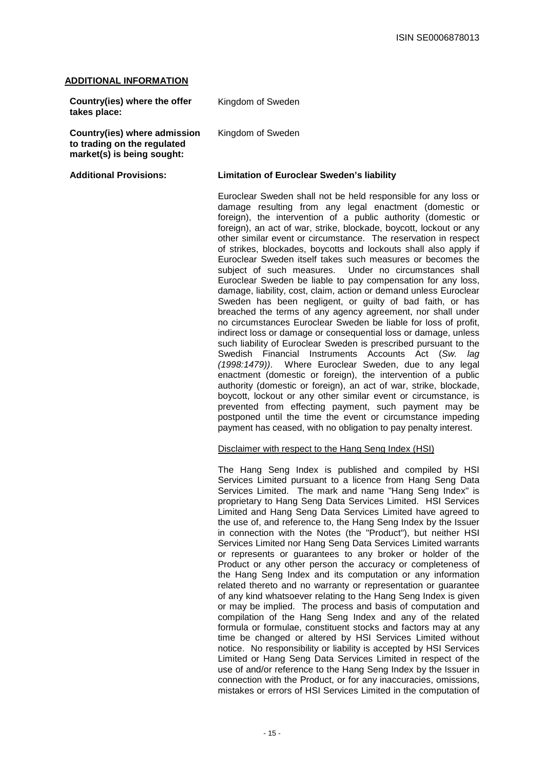**ADDITIONAL INFORMATION**

| | |
|---|---|
| **Country(ies) where the offer takes place:** | Kingdom of Sweden |
| **Country(ies) where admission to trading on the regulated market(s) is being sought:** | Kingdom of Sweden |

**Additional Provisions:**

**Limitation of Euroclear Sweden's liability**

Euroclear Sweden shall not be held responsible for any loss or damage resulting from any legal enactment (domestic or foreign), the intervention of a public authority (domestic or foreign), an act of war, strike, blockade, boycott, lockout or any other similar event or circumstance. The reservation in respect of strikes, blockades, boycotts and lockouts shall also apply if Euroclear Sweden itself takes such measures or becomes the subject of such measures. Under no circumstances shall Euroclear Sweden be liable to pay compensation for any loss, damage, liability, cost, claim, action or demand unless Euroclear Sweden has been negligent, or guilty of bad faith, or has breached the terms of any agency agreement, nor shall under no circumstances Euroclear Sweden be liable for loss of profit, indirect loss or damage or consequential loss or damage, unless such liability of Euroclear Sweden is prescribed pursuant to the Swedish Financial Instruments Accounts Act (*Sw. lag (1998:1479))*. Where Euroclear Sweden, due to any legal enactment (domestic or foreign), the intervention of a public authority (domestic or foreign), an act of war, strike, blockade, boycott, lockout or any other similar event or circumstance, is prevented from effecting payment, such payment may be postponed until the time the event or circumstance impeding payment has ceased, with no obligation to pay penalty interest.

Disclaimer with respect to the Hang Seng Index (HSI)

The Hang Seng Index is published and compiled by HSI Services Limited pursuant to a licence from Hang Seng Data Services Limited. The mark and name "Hang Seng Index" is proprietary to Hang Seng Data Services Limited. HSI Services Limited and Hang Seng Data Services Limited have agreed to the use of, and reference to, the Hang Seng Index by the Issuer in connection with the Notes (the "Product"), but neither HSI Services Limited nor Hang Seng Data Services Limited warrants or represents or guarantees to any broker or holder of the Product or any other person the accuracy or completeness of the Hang Seng Index and its computation or any information related thereto and no warranty or representation or guarantee of any kind whatsoever relating to the Hang Seng Index is given or may be implied. The process and basis of computation and compilation of the Hang Seng Index and any of the related formula or formulae, constituent stocks and factors may at any time be changed or altered by HSI Services Limited without notice. No responsibility or liability is accepted by HSI Services Limited or Hang Seng Data Services Limited in respect of the use of and/or reference to the Hang Seng Index by the Issuer in connection with the Product, or for any inaccuracies, omissions, mistakes or errors of HSI Services Limited in the computation of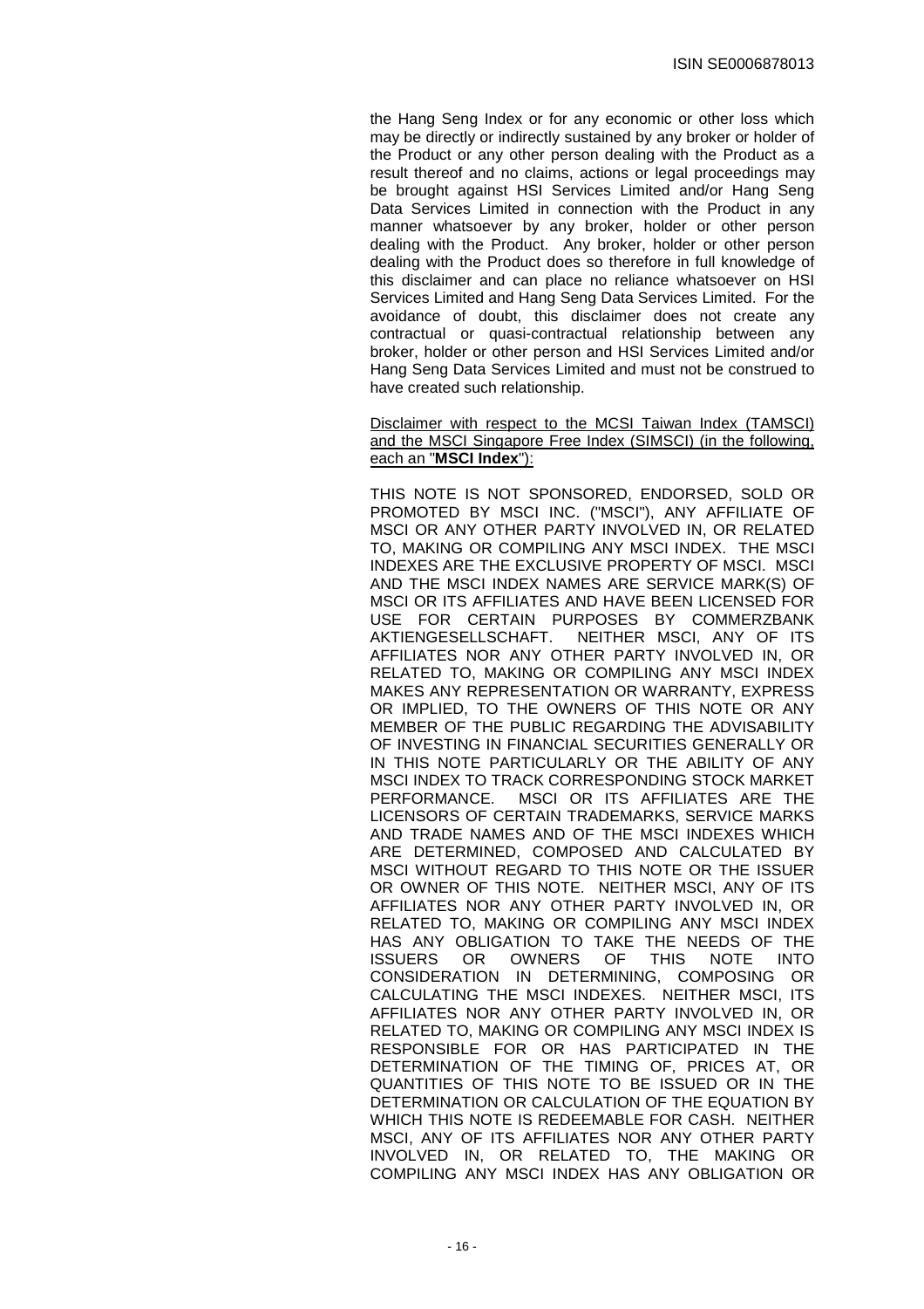the Hang Seng Index or for any economic or other loss which may be directly or indirectly sustained by any broker or holder of the Product or any other person dealing with the Product as a result thereof and no claims, actions or legal proceedings may be brought against HSI Services Limited and/or Hang Seng Data Services Limited in connection with the Product in any manner whatsoever by any broker, holder or other person dealing with the Product. Any broker, holder or other person dealing with the Product does so therefore in full knowledge of this disclaimer and can place no reliance whatsoever on HSI Services Limited and Hang Seng Data Services Limited. For the avoidance of doubt, this disclaimer does not create any contractual or quasi-contractual relationship between any broker, holder or other person and HSI Services Limited and/or Hang Seng Data Services Limited and must not be construed to have created such relationship.

Disclaimer with respect to the MCSI Taiwan Index (TAMSCI) and the MSCI Singapore Free Index (SIMSCI) (in the following, each an "**MSCI Index**"):

THIS NOTE IS NOT SPONSORED, ENDORSED, SOLD OR PROMOTED BY MSCI INC. ("MSCI"), ANY AFFILIATE OF MSCI OR ANY OTHER PARTY INVOLVED IN, OR RELATED TO, MAKING OR COMPILING ANY MSCI INDEX. THE MSCI INDEXES ARE THE EXCLUSIVE PROPERTY OF MSCI. MSCI AND THE MSCI INDEX NAMES ARE SERVICE MARK(S) OF MSCI OR ITS AFFILIATES AND HAVE BEEN LICENSED FOR USE FOR CERTAIN PURPOSES BY COMMERZBANK AKTIENGESELLSCHAFT. NEITHER MSCI, ANY OF ITS AFFILIATES NOR ANY OTHER PARTY INVOLVED IN, OR RELATED TO, MAKING OR COMPILING ANY MSCI INDEX MAKES ANY REPRESENTATION OR WARRANTY, EXPRESS OR IMPLIED, TO THE OWNERS OF THIS NOTE OR ANY MEMBER OF THE PUBLIC REGARDING THE ADVISABILITY OF INVESTING IN FINANCIAL SECURITIES GENERALLY OR IN THIS NOTE PARTICULARLY OR THE ABILITY OF ANY MSCI INDEX TO TRACK CORRESPONDING STOCK MARKET PERFORMANCE. MSCI OR ITS AFFILIATES ARE THE LICENSORS OF CERTAIN TRADEMARKS, SERVICE MARKS AND TRADE NAMES AND OF THE MSCI INDEXES WHICH ARE DETERMINED, COMPOSED AND CALCULATED BY MSCI WITHOUT REGARD TO THIS NOTE OR THE ISSUER OR OWNER OF THIS NOTE. NEITHER MSCI, ANY OF ITS AFFILIATES NOR ANY OTHER PARTY INVOLVED IN, OR RELATED TO, MAKING OR COMPILING ANY MSCI INDEX HAS ANY OBLIGATION TO TAKE THE NEEDS OF THE ISSUERS OR OWNERS OF THIS NOTE INTO CONSIDERATION IN DETERMINING, COMPOSING OR CALCULATING THE MSCI INDEXES. NEITHER MSCI, ITS AFFILIATES NOR ANY OTHER PARTY INVOLVED IN, OR RELATED TO, MAKING OR COMPILING ANY MSCI INDEX IS RESPONSIBLE FOR OR HAS PARTICIPATED IN THE DETERMINATION OF THE TIMING OF, PRICES AT, OR QUANTITIES OF THIS NOTE TO BE ISSUED OR IN THE DETERMINATION OR CALCULATION OF THE EQUATION BY WHICH THIS NOTE IS REDEEMABLE FOR CASH. NEITHER MSCI, ANY OF ITS AFFILIATES NOR ANY OTHER PARTY INVOLVED IN, OR RELATED TO, THE MAKING OR COMPILING ANY MSCI INDEX HAS ANY OBLIGATION OR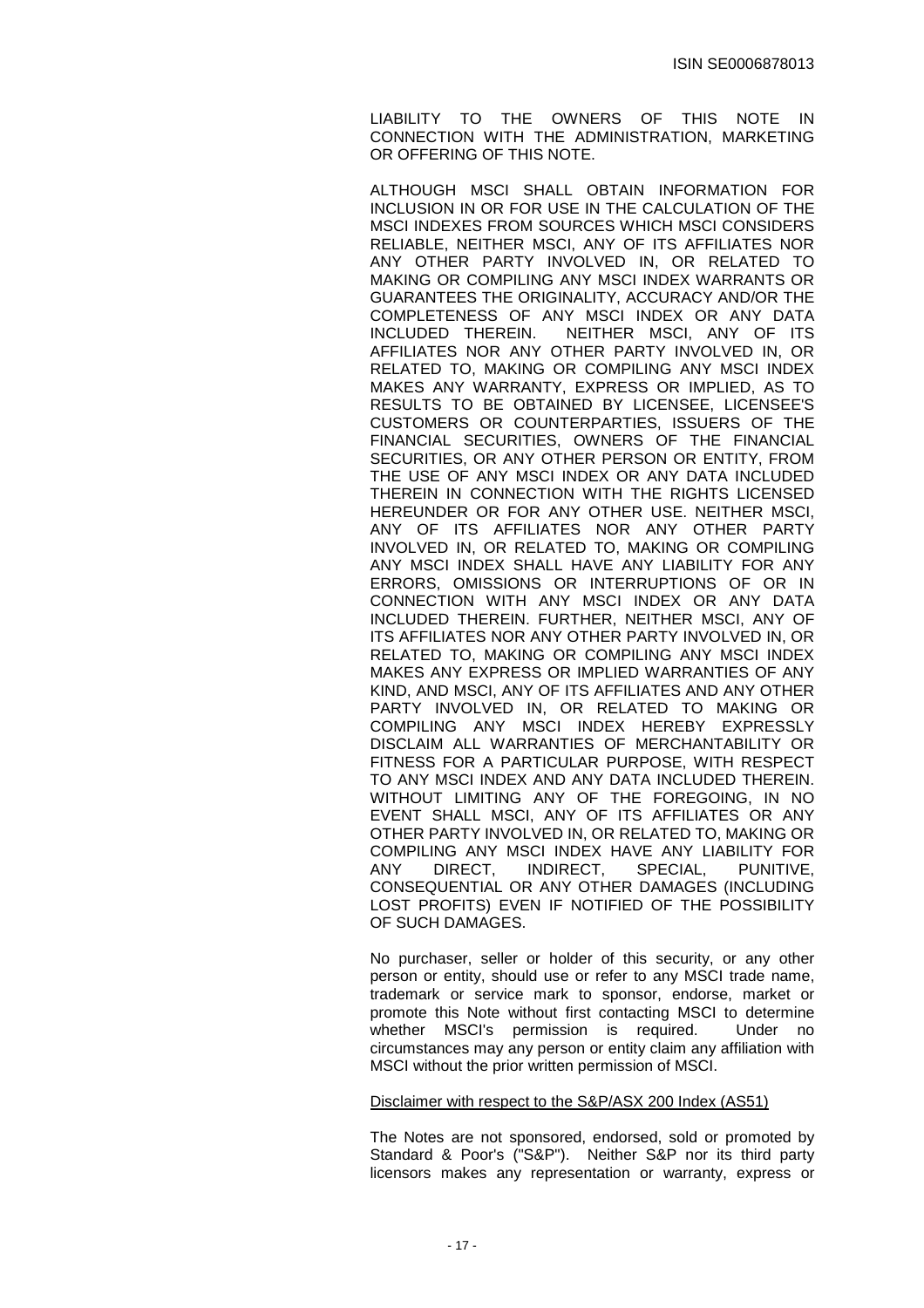LIABILITY TO THE OWNERS OF THIS NOTE IN CONNECTION WITH THE ADMINISTRATION, MARKETING OR OFFERING OF THIS NOTE.

ALTHOUGH MSCI SHALL OBTAIN INFORMATION FOR INCLUSION IN OR FOR USE IN THE CALCULATION OF THE MSCI INDEXES FROM SOURCES WHICH MSCI CONSIDERS RELIABLE, NEITHER MSCI, ANY OF ITS AFFILIATES NOR ANY OTHER PARTY INVOLVED IN, OR RELATED TO MAKING OR COMPILING ANY MSCI INDEX WARRANTS OR GUARANTEES THE ORIGINALITY, ACCURACY AND/OR THE COMPLETENESS OF ANY MSCI INDEX OR ANY DATA INCLUDED THEREIN. NEITHER MSCI, ANY OF ITS AFFILIATES NOR ANY OTHER PARTY INVOLVED IN, OR RELATED TO, MAKING OR COMPILING ANY MSCI INDEX MAKES ANY WARRANTY, EXPRESS OR IMPLIED, AS TO RESULTS TO BE OBTAINED BY LICENSEE, LICENSEE'S CUSTOMERS OR COUNTERPARTIES, ISSUERS OF THE FINANCIAL SECURITIES, OWNERS OF THE FINANCIAL SECURITIES, OR ANY OTHER PERSON OR ENTITY, FROM THE USE OF ANY MSCI INDEX OR ANY DATA INCLUDED THEREIN IN CONNECTION WITH THE RIGHTS LICENSED HEREUNDER OR FOR ANY OTHER USE. NEITHER MSCI, ANY OF ITS AFFILIATES NOR ANY OTHER PARTY INVOLVED IN, OR RELATED TO, MAKING OR COMPILING ANY MSCI INDEX SHALL HAVE ANY LIABILITY FOR ANY ERRORS, OMISSIONS OR INTERRUPTIONS OF OR IN CONNECTION WITH ANY MSCI INDEX OR ANY DATA INCLUDED THEREIN. FURTHER, NEITHER MSCI, ANY OF ITS AFFILIATES NOR ANY OTHER PARTY INVOLVED IN, OR RELATED TO, MAKING OR COMPILING ANY MSCI INDEX MAKES ANY EXPRESS OR IMPLIED WARRANTIES OF ANY KIND, AND MSCI, ANY OF ITS AFFILIATES AND ANY OTHER PARTY INVOLVED IN, OR RELATED TO MAKING OR COMPILING ANY MSCI INDEX HEREBY EXPRESSLY DISCLAIM ALL WARRANTIES OF MERCHANTABILITY OR FITNESS FOR A PARTICULAR PURPOSE, WITH RESPECT TO ANY MSCI INDEX AND ANY DATA INCLUDED THEREIN. WITHOUT LIMITING ANY OF THE FOREGOING, IN NO EVENT SHALL MSCI, ANY OF ITS AFFILIATES OR ANY OTHER PARTY INVOLVED IN, OR RELATED TO, MAKING OR COMPILING ANY MSCI INDEX HAVE ANY LIABILITY FOR ANY DIRECT, INDIRECT, SPECIAL, PUNITIVE, CONSEQUENTIAL OR ANY OTHER DAMAGES (INCLUDING LOST PROFITS) EVEN IF NOTIFIED OF THE POSSIBILITY OF SUCH DAMAGES.

No purchaser, seller or holder of this security, or any other person or entity, should use or refer to any MSCI trade name, trademark or service mark to sponsor, endorse, market or promote this Note without first contacting MSCI to determine whether MSCI's permission is required. Under no circumstances may any person or entity claim any affiliation with MSCI without the prior written permission of MSCI.

Disclaimer with respect to the S&P/ASX 200 Index (AS51)

The Notes are not sponsored, endorsed, sold or promoted by Standard & Poor's ("S&P"). Neither S&P nor its third party licensors makes any representation or warranty, express or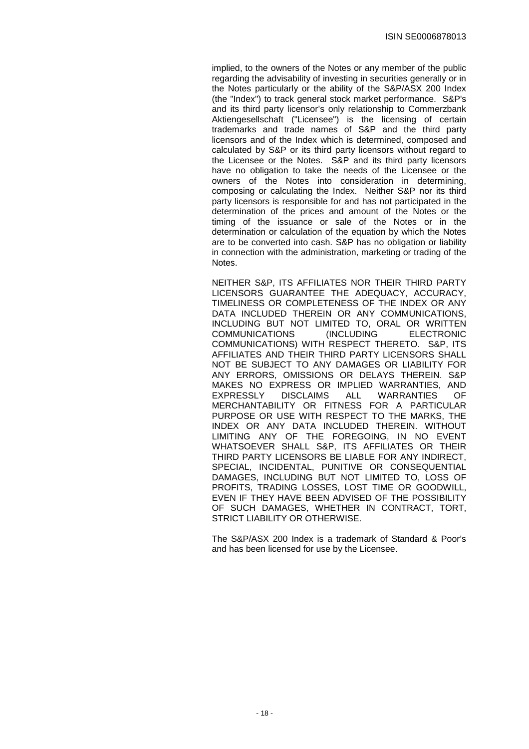implied, to the owners of the Notes or any member of the public regarding the advisability of investing in securities generally or in the Notes particularly or the ability of the S&P/ASX 200 Index (the "Index") to track general stock market performance. S&P's and its third party licensor's only relationship to Commerzbank Aktiengesellschaft ("Licensee") is the licensing of certain trademarks and trade names of S&P and the third party licensors and of the Index which is determined, composed and calculated by S&P or its third party licensors without regard to the Licensee or the Notes. S&P and its third party licensors have no obligation to take the needs of the Licensee or the owners of the Notes into consideration in determining, composing or calculating the Index. Neither S&P nor its third party licensors is responsible for and has not participated in the determination of the prices and amount of the Notes or the timing of the issuance or sale of the Notes or in the determination or calculation of the equation by which the Notes are to be converted into cash. S&P has no obligation or liability in connection with the administration, marketing or trading of the Notes.

NEITHER S&P, ITS AFFILIATES NOR THEIR THIRD PARTY LICENSORS GUARANTEE THE ADEQUACY, ACCURACY, TIMELINESS OR COMPLETENESS OF THE INDEX OR ANY DATA INCLUDED THEREIN OR ANY COMMUNICATIONS, INCLUDING BUT NOT LIMITED TO, ORAL OR WRITTEN COMMUNICATIONS (INCLUDING ELECTRONIC COMMUNICATIONS) WITH RESPECT THERETO. S&P, ITS AFFILIATES AND THEIR THIRD PARTY LICENSORS SHALL NOT BE SUBJECT TO ANY DAMAGES OR LIABILITY FOR ANY ERRORS, OMISSIONS OR DELAYS THEREIN. S&P MAKES NO EXPRESS OR IMPLIED WARRANTIES, AND EXPRESSLY DISCLAIMS ALL WARRANTIES OF MERCHANTABILITY OR FITNESS FOR A PARTICULAR PURPOSE OR USE WITH RESPECT TO THE MARKS, THE INDEX OR ANY DATA INCLUDED THEREIN. WITHOUT LIMITING ANY OF THE FOREGOING, IN NO EVENT WHATSOEVER SHALL S&P, ITS AFFILIATES OR THEIR THIRD PARTY LICENSORS BE LIABLE FOR ANY INDIRECT, SPECIAL, INCIDENTAL, PUNITIVE OR CONSEQUENTIAL DAMAGES, INCLUDING BUT NOT LIMITED TO, LOSS OF PROFITS, TRADING LOSSES, LOST TIME OR GOODWILL, EVEN IF THEY HAVE BEEN ADVISED OF THE POSSIBILITY OF SUCH DAMAGES, WHETHER IN CONTRACT, TORT, STRICT LIABILITY OR OTHERWISE.

The S&P/ASX 200 Index is a trademark of Standard & Poor's and has been licensed for use by the Licensee.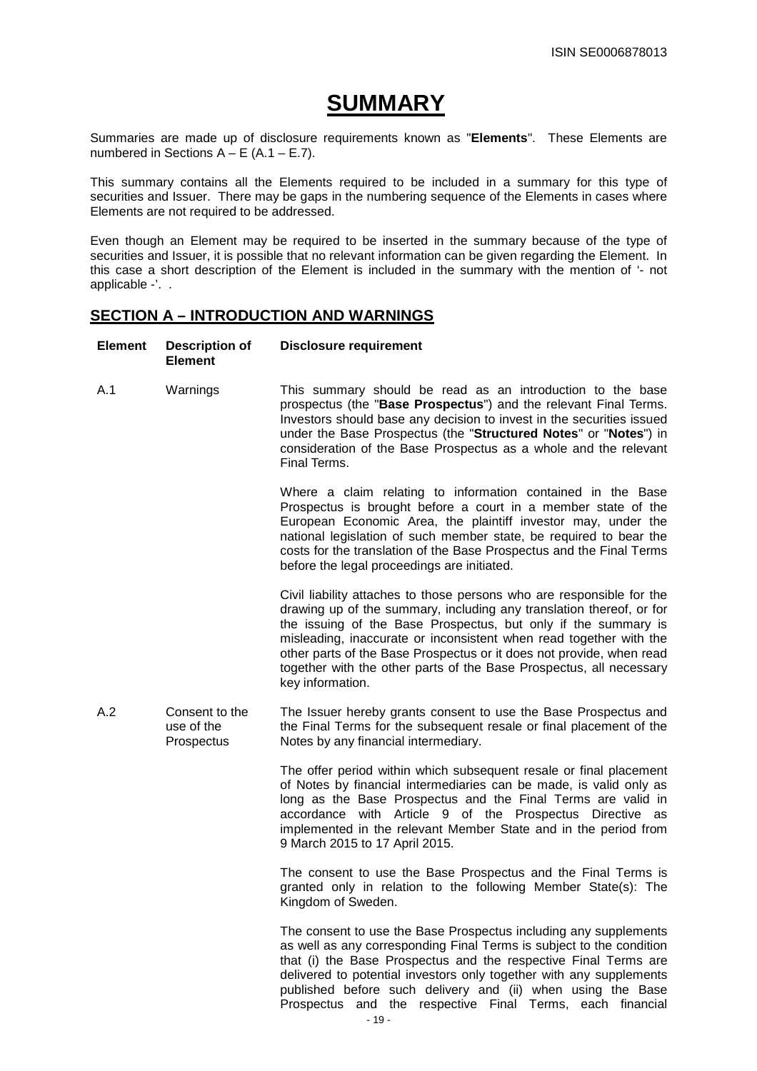ISIN SE0006878013

# SUMMARY

Summaries are made up of disclosure requirements known as "**Elements**". These Elements are numbered in Sections A – E (A.1 – E.7).

This summary contains all the Elements required to be included in a summary for this type of securities and Issuer. There may be gaps in the numbering sequence of the Elements in cases where Elements are not required to be addressed.

Even though an Element may be required to be inserted in the summary because of the type of securities and Issuer, it is possible that no relevant information can be given regarding the Element. In this case a short description of the Element is included in the summary with the mention of '- not applicable -'. .

## SECTION A – INTRODUCTION AND WARNINGS

| Element | Description of Element | Disclosure requirement |
|---|---|---|
| A.1 | Warnings | This summary should be read as an introduction to the base prospectus (the "**Base Prospectus**") and the relevant Final Terms. Investors should base any decision to invest in the securities issued under the Base Prospectus (the "**Structured Notes**" or "**Notes**") in consideration of the Base Prospectus as a whole and the relevant Final Terms.<br><br>Where a claim relating to information contained in the Base Prospectus is brought before a court in a member state of the European Economic Area, the plaintiff investor may, under the national legislation of such member state, be required to bear the costs for the translation of the Base Prospectus and the Final Terms before the legal proceedings are initiated.<br><br>Civil liability attaches to those persons who are responsible for the drawing up of the summary, including any translation thereof, or for the issuing of the Base Prospectus, but only if the summary is misleading, inaccurate or inconsistent when read together with the other parts of the Base Prospectus or it does not provide, when read together with the other parts of the Base Prospectus, all necessary key information. |
| A.2 | Consent to the use of the Prospectus | The Issuer hereby grants consent to use the Base Prospectus and the Final Terms for the subsequent resale or final placement of the Notes by any financial intermediary.<br><br>The offer period within which subsequent resale or final placement of Notes by financial intermediaries can be made, is valid only as long as the Base Prospectus and the Final Terms are valid in accordance with Article 9 of the Prospectus Directive as implemented in the relevant Member State and in the period from 9 March 2015 to 17 April 2015.<br><br>The consent to use the Base Prospectus and the Final Terms is granted only in relation to the following Member State(s): The Kingdom of Sweden.<br><br>The consent to use the Base Prospectus including any supplements as well as any corresponding Final Terms is subject to the condition that (i) the Base Prospectus and the respective Final Terms are delivered to potential investors only together with any supplements published before such delivery and (ii) when using the Base Prospectus and the respective Final Terms, each financial |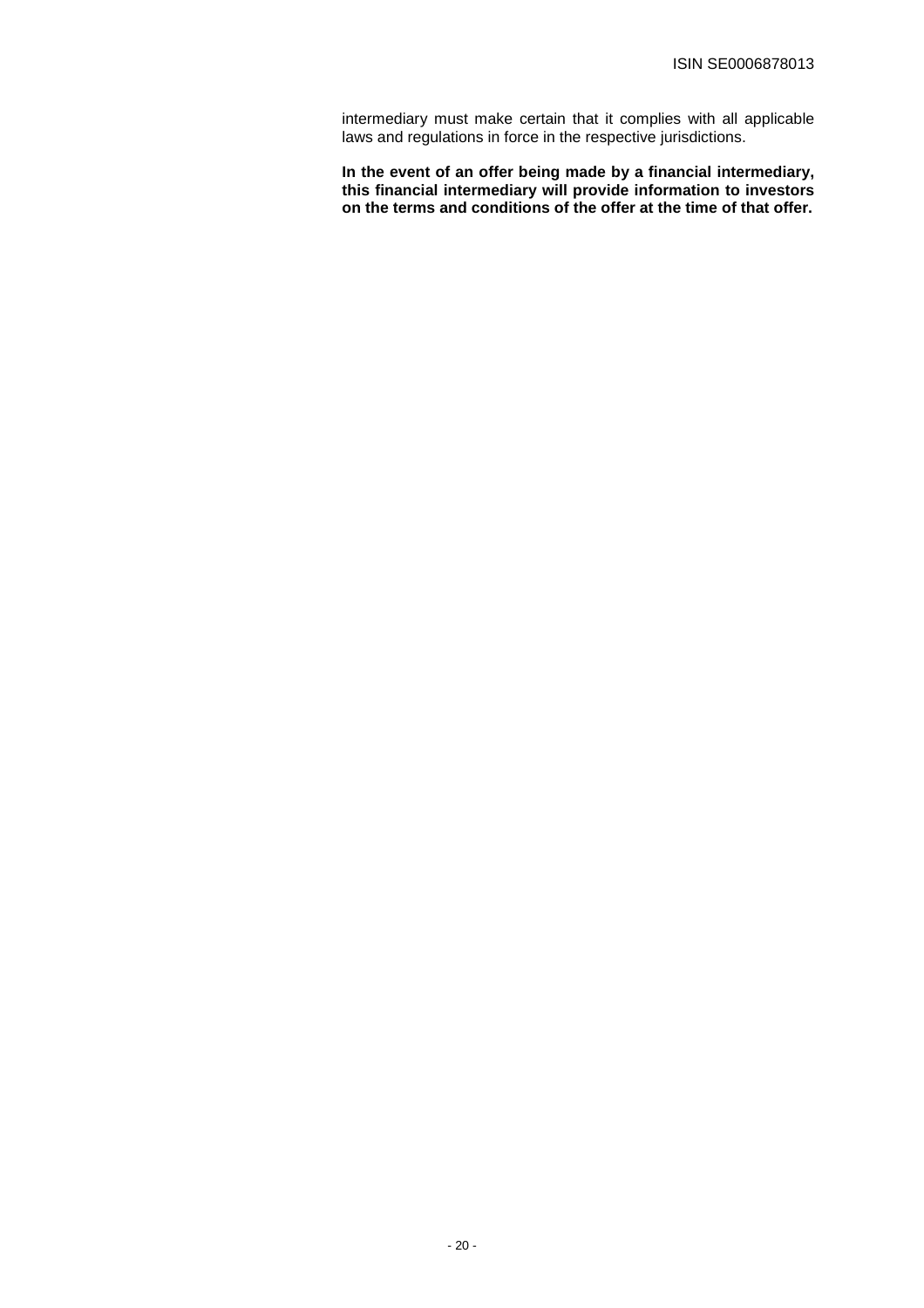intermediary must make certain that it complies with all applicable laws and regulations in force in the respective jurisdictions.

**In the event of an offer being made by a financial intermediary, this financial intermediary will provide information to investors on the terms and conditions of the offer at the time of that offer.**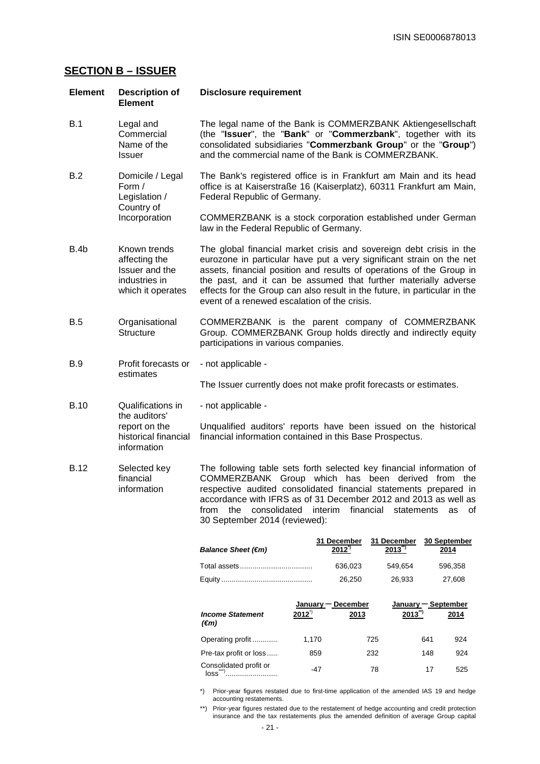ISIN SE0006878013

## SECTION B – ISSUER

| Element | Description of Element | Disclosure requirement |
|---|---|---|
| B.1 | Legal and Commercial Name of the Issuer | The legal name of the Bank is COMMERZBANK Aktiengesellschaft (the "**Issuer**", the "**Bank**" or "**Commerzbank**", together with its consolidated subsidiaries "**Commerzbank Group**" or the "**Group**") and the commercial name of the Bank is COMMERZBANK. |
| B.2 | Domicile / Legal Form / Legislation / Country of Incorporation | The Bank's registered office is in Frankfurt am Main and its head office is at Kaiserstraße 16 (Kaiserplatz), 60311 Frankfurt am Main, Federal Republic of Germany.<br><br>COMMERZBANK is a stock corporation established under German law in the Federal Republic of Germany. |
| B.4b | Known trends affecting the Issuer and the industries in which it operates | The global financial market crisis and sovereign debt crisis in the eurozone in particular have put a very significant strain on the net assets, financial position and results of operations of the Group in the past, and it can be assumed that further materially adverse effects for the Group can also result in the future, in particular in the event of a renewed escalation of the crisis. |
| B.5 | Organisational Structure | COMMERZBANK is the parent company of COMMERZBANK Group. COMMERZBANK Group holds directly and indirectly equity participations in various companies. |
| B.9 | Profit forecasts or estimates | - not applicable -<br><br>The Issuer currently does not make profit forecasts or estimates. |
| B.10 | Qualifications in the auditors' report on the historical financial information | - not applicable -<br><br>Unqualified auditors' reports have been issued on the historical financial information contained in this Base Prospectus. |
| B.12 | Selected key financial information | The following table sets forth selected key financial information of COMMERZBANK Group which has been derived from the respective audited consolidated financial statements prepared in accordance with IFRS as of 31 December 2012 and 2013 as well as from the consolidated interim financial statements as of 30 September 2014 (reviewed): |

| *Balance Sheet (€m)* | 31 December 2012*) | 31 December 2013**) | 30 September 2014 |
|---|---|---|---|
| Total assets | 636,023 | 549,654 | 596,358 |
| Equity | 26,250 | 26,933 | 27,608 |

| *Income Statement (€m)* | January – December 2012*) | January – December 2013 | January – September 2013**) | January – September 2014 |
|---|---|---|---|---|
| Operating profit | 1,170 | 725 | 641 | 924 |
| Pre-tax profit or loss | 859 | 232 | 148 | 924 |
| Consolidated profit or loss***) | -47 | 78 | 17 | 525 |

*) Prior-year figures restated due to first-time application of the amended IAS 19 and hedge accounting restatements.

**) Prior-year figures restated due to the restatement of hedge accounting and credit protection insurance and the tax restatements plus the amended definition of average Group capital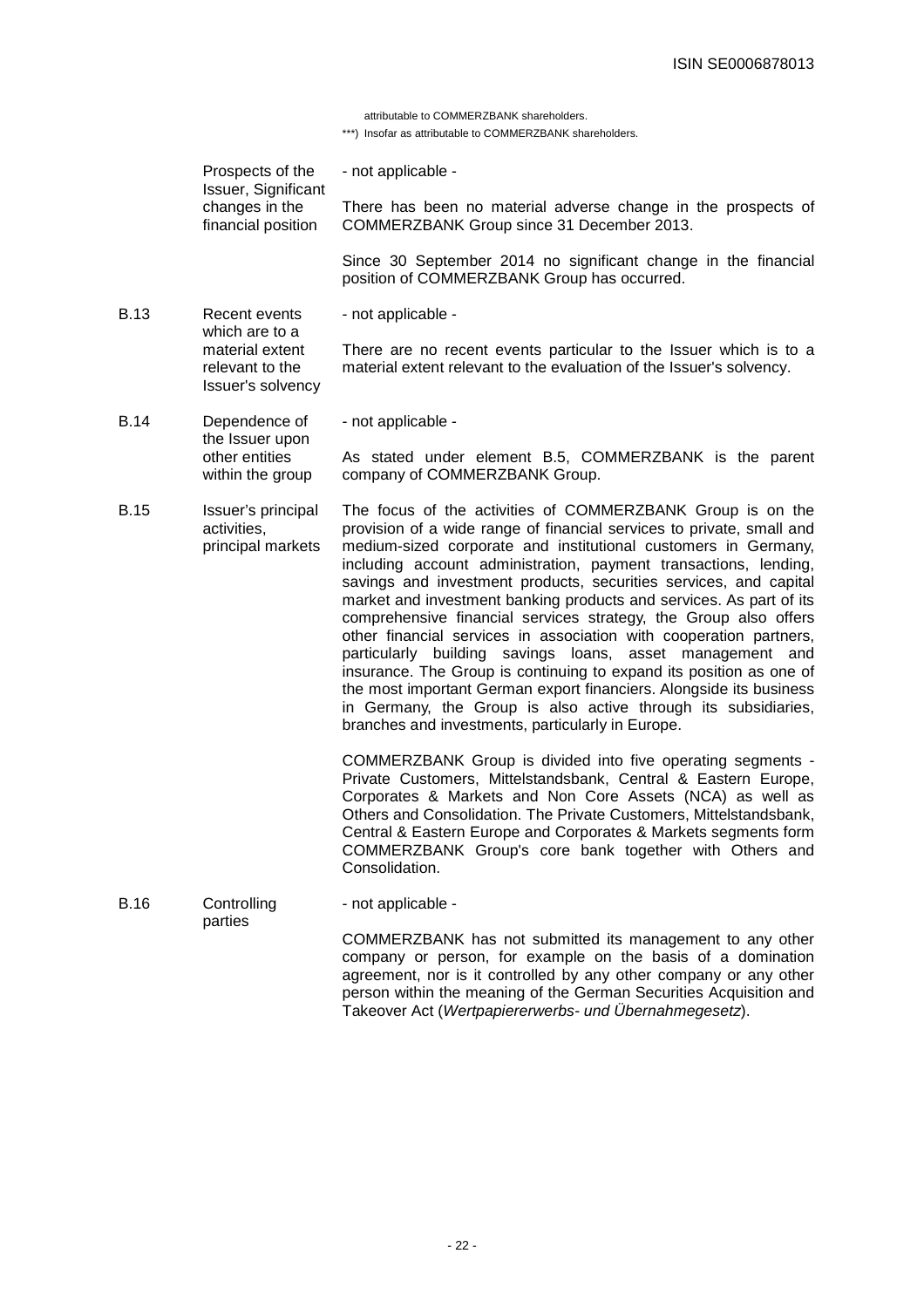attributable to COMMERZBANK shareholders.

***) Insofar as attributable to COMMERZBANK shareholders.

| | | |
|---|---|---|
| | Prospects of the Issuer, Significant changes in the financial position | - not applicable -<br><br>There has been no material adverse change in the prospects of COMMERZBANK Group since 31 December 2013.<br><br>Since 30 September 2014 no significant change in the financial position of COMMERZBANK Group has occurred. |
| B.13 | Recent events which are to a material extent relevant to the Issuer's solvency | - not applicable -<br><br>There are no recent events particular to the Issuer which is to a material extent relevant to the evaluation of the Issuer's solvency. |
| B.14 | Dependence of the Issuer upon other entities within the group | - not applicable -<br><br>As stated under element B.5, COMMERZBANK is the parent company of COMMERZBANK Group. |
| B.15 | Issuer's principal activities, principal markets | The focus of the activities of COMMERZBANK Group is on the provision of a wide range of financial services to private, small and medium-sized corporate and institutional customers in Germany, including account administration, payment transactions, lending, savings and investment products, securities services, and capital market and investment banking products and services. As part of its comprehensive financial services strategy, the Group also offers other financial services in association with cooperation partners, particularly building savings loans, asset management and insurance. The Group is continuing to expand its position as one of the most important German export financiers. Alongside its business in Germany, the Group is also active through its subsidiaries, branches and investments, particularly in Europe.<br><br>COMMERZBANK Group is divided into five operating segments - Private Customers, Mittelstandsbank, Central & Eastern Europe, Corporates & Markets and Non Core Assets (NCA) as well as Others and Consolidation. The Private Customers, Mittelstandsbank, Central & Eastern Europe and Corporates & Markets segments form COMMERZBANK Group's core bank together with Others and Consolidation. |
| B.16 | Controlling parties | - not applicable -<br><br>COMMERZBANK has not submitted its management to any other company or person, for example on the basis of a domination agreement, nor is it controlled by any other company or any other person within the meaning of the German Securities Acquisition and Takeover Act (*Wertpapiererwerbs- und Übernahmegesetz*). |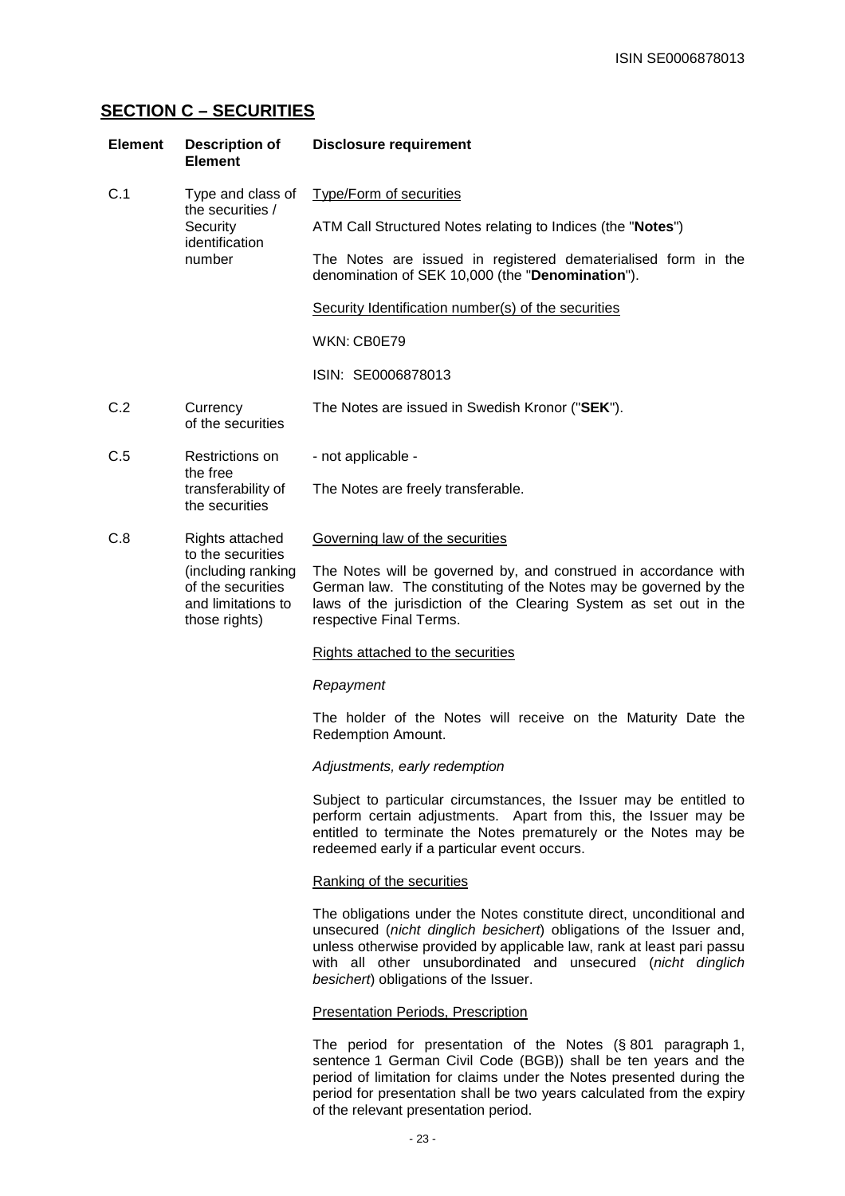## SECTION C – SECURITIES

| Element | Description of Element | Disclosure requirement |
|---|---|---|
| C.1 | Type and class of the securities / Security identification number | Type/Form of securities<br><br>ATM Call Structured Notes relating to Indices (the "**Notes**")<br><br>The Notes are issued in registered dematerialised form in the denomination of SEK 10,000 (the "**Denomination**").<br><br>Security Identification number(s) of the securities<br><br>WKN: CB0E79<br><br>ISIN: SE0006878013 |
| C.2 | Currency of the securities | The Notes are issued in Swedish Kronor ("**SEK**"). |
| C.5 | Restrictions on the free transferability of the securities | - not applicable -<br><br>The Notes are freely transferable. |
| C.8 | Rights attached to the securities (including ranking of the securities and limitations to those rights) | Governing law of the securities<br><br>The Notes will be governed by, and construed in accordance with German law. The constituting of the Notes may be governed by the laws of the jurisdiction of the Clearing System as set out in the respective Final Terms.<br><br>Rights attached to the securities<br><br>*Repayment*<br><br>The holder of the Notes will receive on the Maturity Date the Redemption Amount.<br><br>*Adjustments, early redemption*<br><br>Subject to particular circumstances, the Issuer may be entitled to perform certain adjustments. Apart from this, the Issuer may be entitled to terminate the Notes prematurely or the Notes may be redeemed early if a particular event occurs.<br><br>Ranking of the securities<br><br>The obligations under the Notes constitute direct, unconditional and unsecured (*nicht dinglich besichert*) obligations of the Issuer and, unless otherwise provided by applicable law, rank at least pari passu with all other unsubordinated and unsecured (*nicht dinglich besichert*) obligations of the Issuer.<br><br>Presentation Periods, Prescription<br><br>The period for presentation of the Notes (§ 801 paragraph 1, sentence 1 German Civil Code (BGB)) shall be ten years and the period of limitation for claims under the Notes presented during the period for presentation shall be two years calculated from the expiry of the relevant presentation period. |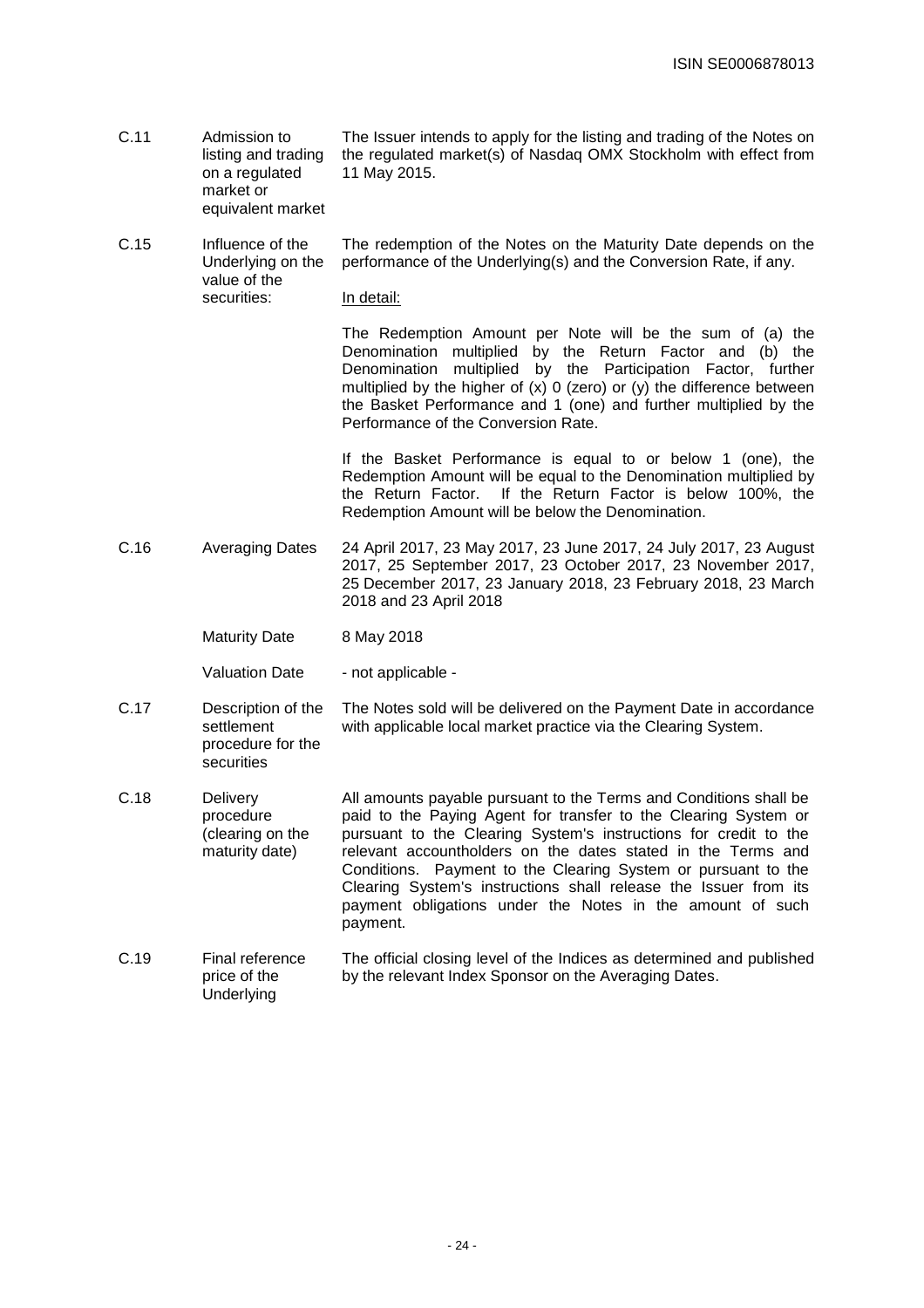| | | |
|---|---|---|
| C.11 | Admission to listing and trading on a regulated market or equivalent market | The Issuer intends to apply for the listing and trading of the Notes on the regulated market(s) of Nasdaq OMX Stockholm with effect from 11 May 2015. |
| C.15 | Influence of the Underlying on the value of the securities: | The redemption of the Notes on the Maturity Date depends on the performance of the Underlying(s) and the Conversion Rate, if any.<br><br><u>In detail:</u><br><br>The Redemption Amount per Note will be the sum of (a) the Denomination multiplied by the Return Factor and (b) the Denomination multiplied by the Participation Factor, further multiplied by the higher of (x) 0 (zero) or (y) the difference between the Basket Performance and 1 (one) and further multiplied by the Performance of the Conversion Rate.<br><br>If the Basket Performance is equal to or below 1 (one), the Redemption Amount will be equal to the Denomination multiplied by the Return Factor. If the Return Factor is below 100%, the Redemption Amount will be below the Denomination. |
| C.16 | Averaging Dates | 24 April 2017, 23 May 2017, 23 June 2017, 24 July 2017, 23 August 2017, 25 September 2017, 23 October 2017, 23 November 2017, 25 December 2017, 23 January 2018, 23 February 2018, 23 March 2018 and 23 April 2018 |
| | Maturity Date | 8 May 2018 |
| | Valuation Date | - not applicable - |
| C.17 | Description of the settlement procedure for the securities | The Notes sold will be delivered on the Payment Date in accordance with applicable local market practice via the Clearing System. |
| C.18 | Delivery procedure (clearing on the maturity date) | All amounts payable pursuant to the Terms and Conditions shall be paid to the Paying Agent for transfer to the Clearing System or pursuant to the Clearing System's instructions for credit to the relevant accountholders on the dates stated in the Terms and Conditions. Payment to the Clearing System or pursuant to the Clearing System's instructions shall release the Issuer from its payment obligations under the Notes in the amount of such payment. |
| C.19 | Final reference price of the Underlying | The official closing level of the Indices as determined and published by the relevant Index Sponsor on the Averaging Dates. |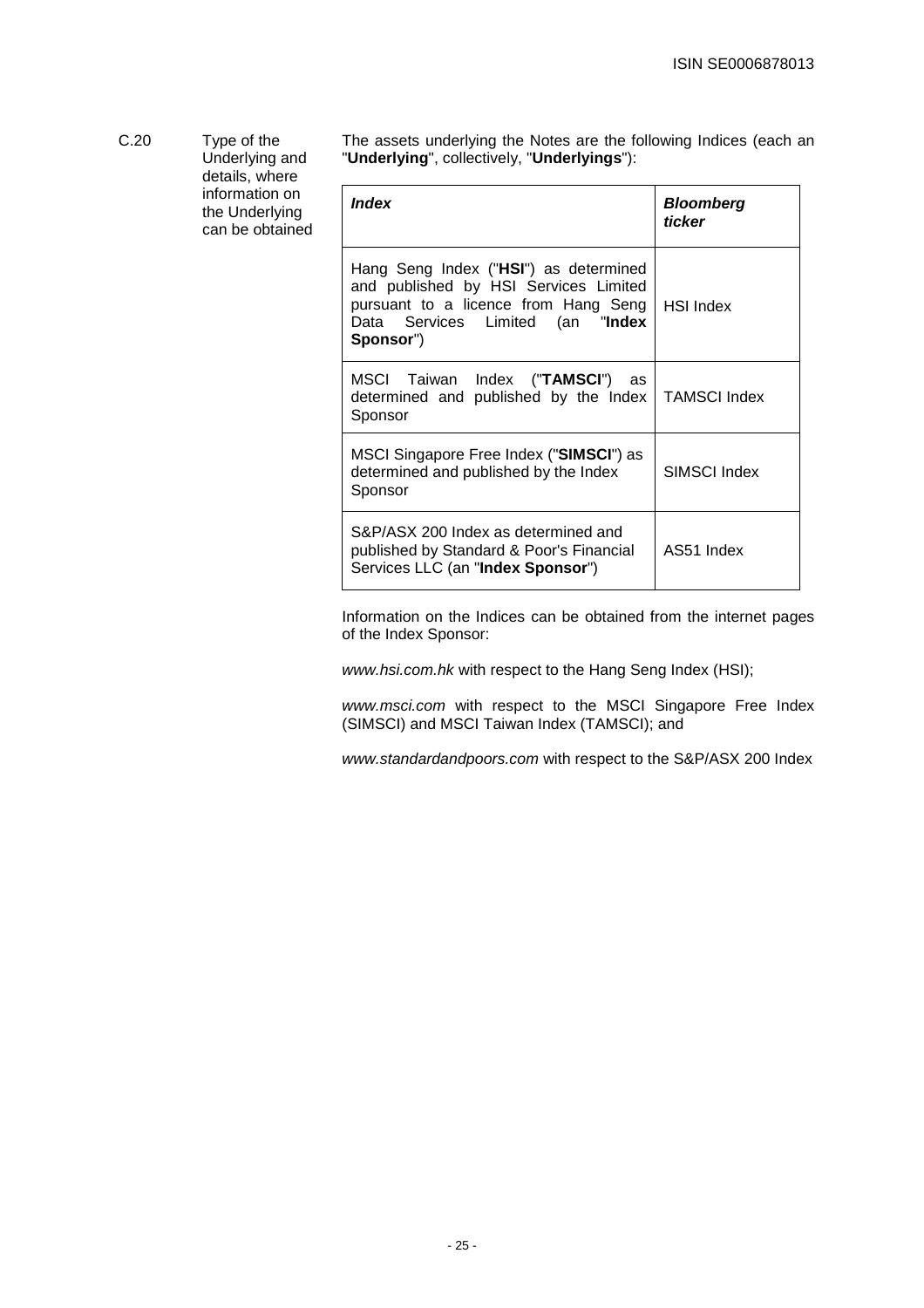ISIN SE0006878013

C.20 Type of the Underlying and details, where information on the Underlying can be obtained

The assets underlying the Notes are the following Indices (each an "**Underlying**", collectively, "**Underlyings**"):

| ***Index*** | ***Bloomberg ticker*** |
|---|---|
| Hang Seng Index ("**HSI**") as determined and published by HSI Services Limited pursuant to a licence from Hang Seng Data Services Limited (an "**Index Sponsor**") | HSI Index |
| MSCI Taiwan Index ("**TAMSCI**") as determined and published by the Index Sponsor | TAMSCI Index |
| MSCI Singapore Free Index ("**SIMSCI**") as determined and published by the Index Sponsor | SIMSCI Index |
| S&P/ASX 200 Index as determined and published by Standard & Poor's Financial Services LLC (an "**Index Sponsor**") | AS51 Index |

Information on the Indices can be obtained from the internet pages of the Index Sponsor:

*www.hsi.com.hk* with respect to the Hang Seng Index (HSI);

*www.msci.com* with respect to the MSCI Singapore Free Index (SIMSCI) and MSCI Taiwan Index (TAMSCI); and

*www.standardandpoors.com* with respect to the S&P/ASX 200 Index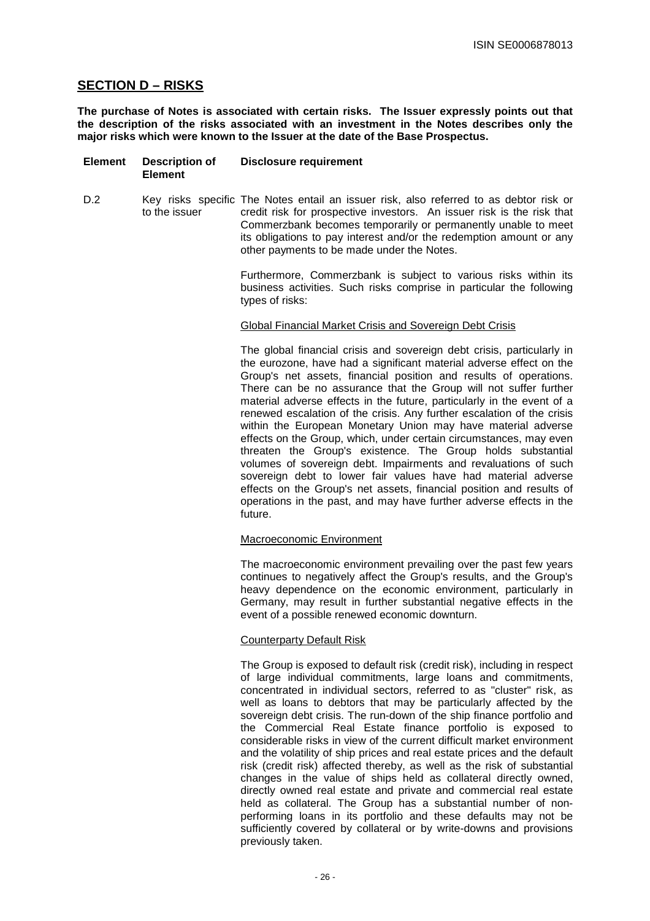## SECTION D – RISKS

**The purchase of Notes is associated with certain risks. The Issuer expressly points out that the description of the risks associated with an investment in the Notes describes only the major risks which were known to the Issuer at the date of the Base Prospectus.**

| Element | Description of Element | Disclosure requirement |
|---|---|---|
| D.2 | Key risks specific to the issuer | The Notes entail an issuer risk, also referred to as debtor risk or credit risk for prospective investors. An issuer risk is the risk that Commerzbank becomes temporarily or permanently unable to meet its obligations to pay interest and/or the redemption amount or any other payments to be made under the Notes.<br><br>Furthermore, Commerzbank is subject to various risks within its business activities. Such risks comprise in particular the following types of risks:<br><br>Global Financial Market Crisis and Sovereign Debt Crisis<br><br>The global financial crisis and sovereign debt crisis, particularly in the eurozone, have had a significant material adverse effect on the Group's net assets, financial position and results of operations. There can be no assurance that the Group will not suffer further material adverse effects in the future, particularly in the event of a renewed escalation of the crisis. Any further escalation of the crisis within the European Monetary Union may have material adverse effects on the Group, which, under certain circumstances, may even threaten the Group's existence. The Group holds substantial volumes of sovereign debt. Impairments and revaluations of such sovereign debt to lower fair values have had material adverse effects on the Group's net assets, financial position and results of operations in the past, and may have further adverse effects in the future.<br><br>Macroeconomic Environment<br><br>The macroeconomic environment prevailing over the past few years continues to negatively affect the Group's results, and the Group's heavy dependence on the economic environment, particularly in Germany, may result in further substantial negative effects in the event of a possible renewed economic downturn.<br><br>Counterparty Default Risk<br><br>The Group is exposed to default risk (credit risk), including in respect of large individual commitments, large loans and commitments, concentrated in individual sectors, referred to as "cluster" risk, as well as loans to debtors that may be particularly affected by the sovereign debt crisis. The run-down of the ship finance portfolio and the Commercial Real Estate finance portfolio is exposed to considerable risks in view of the current difficult market environment and the volatility of ship prices and real estate prices and the default risk (credit risk) affected thereby, as well as the risk of substantial changes in the value of ships held as collateral directly owned, directly owned real estate and private and commercial real estate held as collateral. The Group has a substantial number of non-performing loans in its portfolio and these defaults may not be sufficiently covered by collateral or by write-downs and provisions previously taken. |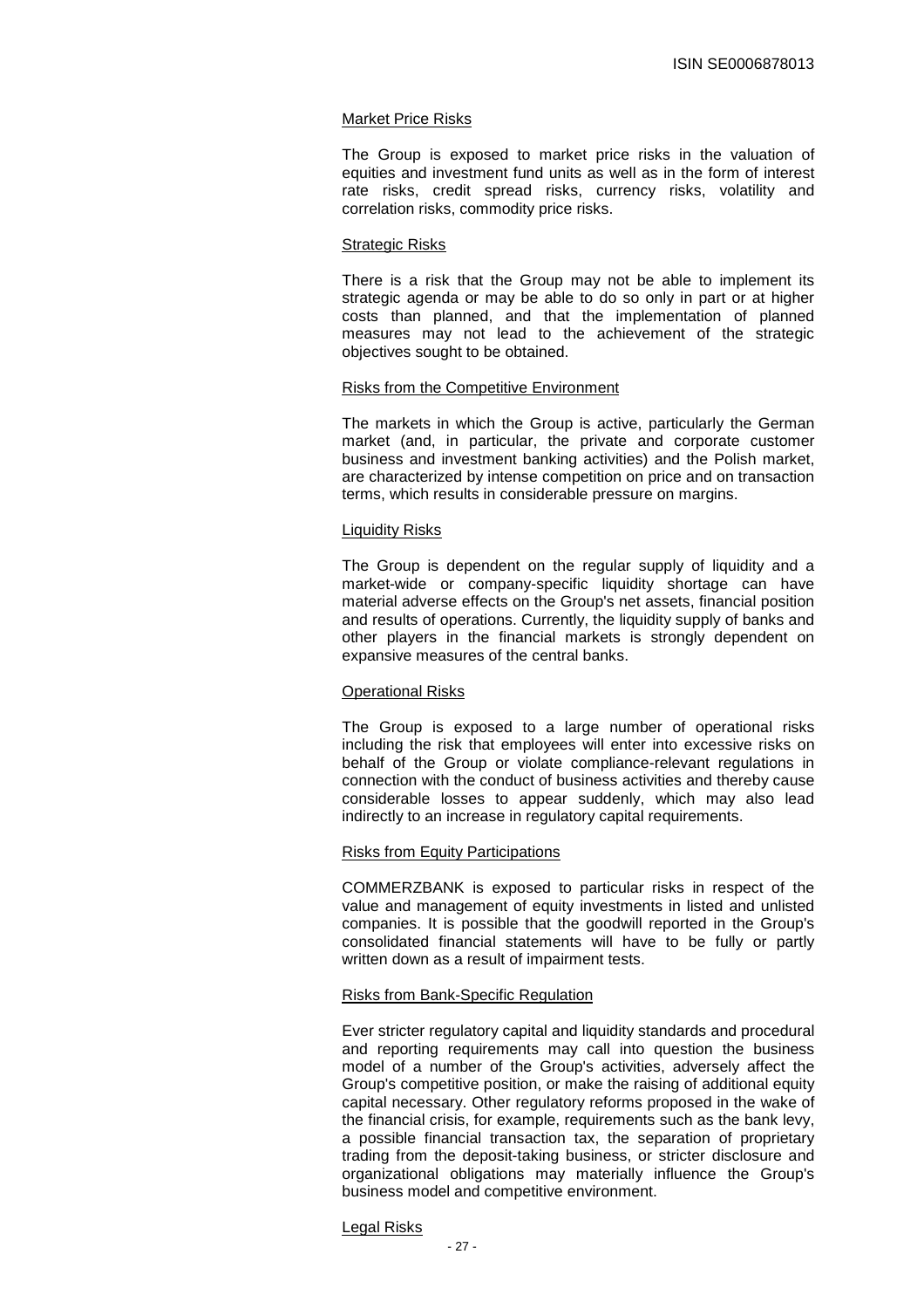Market Price Risks

The Group is exposed to market price risks in the valuation of equities and investment fund units as well as in the form of interest rate risks, credit spread risks, currency risks, volatility and correlation risks, commodity price risks.

Strategic Risks

There is a risk that the Group may not be able to implement its strategic agenda or may be able to do so only in part or at higher costs than planned, and that the implementation of planned measures may not lead to the achievement of the strategic objectives sought to be obtained.

Risks from the Competitive Environment

The markets in which the Group is active, particularly the German market (and, in particular, the private and corporate customer business and investment banking activities) and the Polish market, are characterized by intense competition on price and on transaction terms, which results in considerable pressure on margins.

Liquidity Risks

The Group is dependent on the regular supply of liquidity and a market-wide or company-specific liquidity shortage can have material adverse effects on the Group's net assets, financial position and results of operations. Currently, the liquidity supply of banks and other players in the financial markets is strongly dependent on expansive measures of the central banks.

Operational Risks

The Group is exposed to a large number of operational risks including the risk that employees will enter into excessive risks on behalf of the Group or violate compliance-relevant regulations in connection with the conduct of business activities and thereby cause considerable losses to appear suddenly, which may also lead indirectly to an increase in regulatory capital requirements.

Risks from Equity Participations

COMMERZBANK is exposed to particular risks in respect of the value and management of equity investments in listed and unlisted companies. It is possible that the goodwill reported in the Group's consolidated financial statements will have to be fully or partly written down as a result of impairment tests.

Risks from Bank-Specific Regulation

Ever stricter regulatory capital and liquidity standards and procedural and reporting requirements may call into question the business model of a number of the Group's activities, adversely affect the Group's competitive position, or make the raising of additional equity capital necessary. Other regulatory reforms proposed in the wake of the financial crisis, for example, requirements such as the bank levy, a possible financial transaction tax, the separation of proprietary trading from the deposit-taking business, or stricter disclosure and organizational obligations may materially influence the Group's business model and competitive environment.

Legal Risks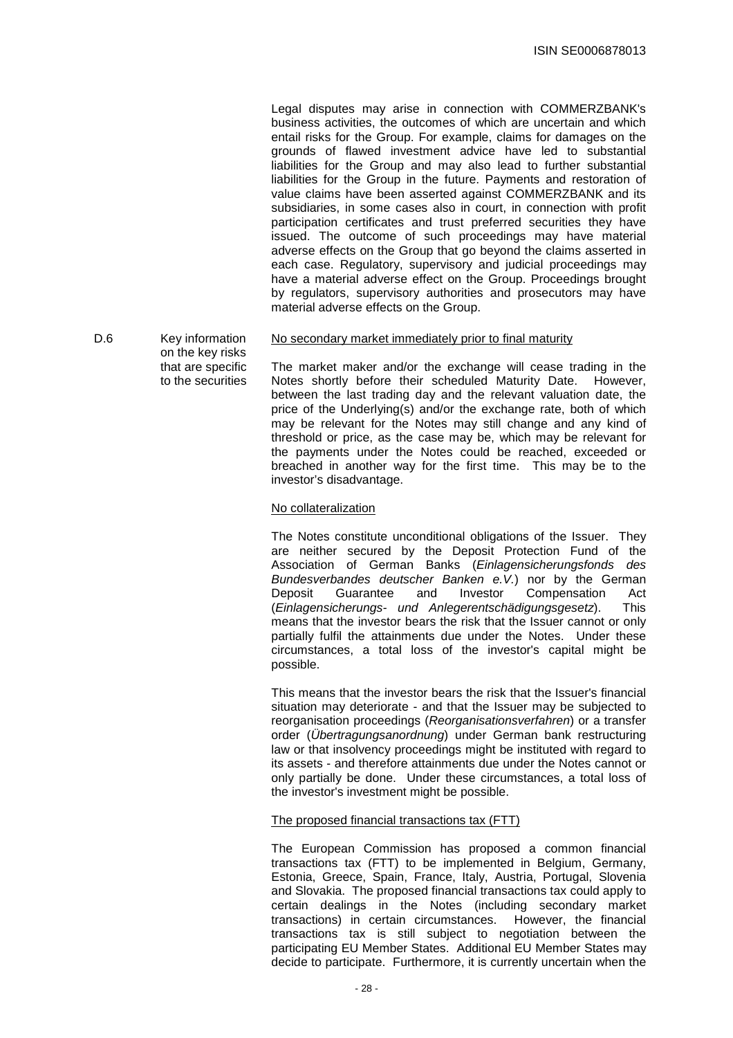Legal disputes may arise in connection with COMMERZBANK's business activities, the outcomes of which are uncertain and which entail risks for the Group. For example, claims for damages on the grounds of flawed investment advice have led to substantial liabilities for the Group and may also lead to further substantial liabilities for the Group in the future. Payments and restoration of value claims have been asserted against COMMERZBANK and its subsidiaries, in some cases also in court, in connection with profit participation certificates and trust preferred securities they have issued. The outcome of such proceedings may have material adverse effects on the Group that go beyond the claims asserted in each case. Regulatory, supervisory and judicial proceedings may have a material adverse effect on the Group. Proceedings brought by regulators, supervisory authorities and prosecutors may have material adverse effects on the Group.

| | | |
|---|---|---|
| D.6 | Key information on the key risks that are specific to the securities | No secondary market immediately prior to final maturity |

No secondary market immediately prior to final maturity

The market maker and/or the exchange will cease trading in the Notes shortly before their scheduled Maturity Date. However, between the last trading day and the relevant valuation date, the price of the Underlying(s) and/or the exchange rate, both of which may be relevant for the Notes may still change and any kind of threshold or price, as the case may be, which may be relevant for the payments under the Notes could be reached, exceeded or breached in another way for the first time. This may be to the investor's disadvantage.

No collateralization

The Notes constitute unconditional obligations of the Issuer. They are neither secured by the Deposit Protection Fund of the Association of German Banks (*Einlagensicherungsfonds des Bundesverbandes deutscher Banken e.V.*) nor by the German Deposit Guarantee and Investor Compensation Act (*Einlagensicherungs- und Anlegerentschädigungsgesetz*). This means that the investor bears the risk that the Issuer cannot or only partially fulfil the attainments due under the Notes. Under these circumstances, a total loss of the investor's capital might be possible.

This means that the investor bears the risk that the Issuer's financial situation may deteriorate - and that the Issuer may be subjected to reorganisation proceedings (*Reorganisationsverfahren*) or a transfer order (*Übertragungsanordnung*) under German bank restructuring law or that insolvency proceedings might be instituted with regard to its assets - and therefore attainments due under the Notes cannot or only partially be done. Under these circumstances, a total loss of the investor's investment might be possible.

The proposed financial transactions tax (FTT)

The European Commission has proposed a common financial transactions tax (FTT) to be implemented in Belgium, Germany, Estonia, Greece, Spain, France, Italy, Austria, Portugal, Slovenia and Slovakia. The proposed financial transactions tax could apply to certain dealings in the Notes (including secondary market transactions) in certain circumstances. However, the financial transactions tax is still subject to negotiation between the participating EU Member States. Additional EU Member States may decide to participate. Furthermore, it is currently uncertain when the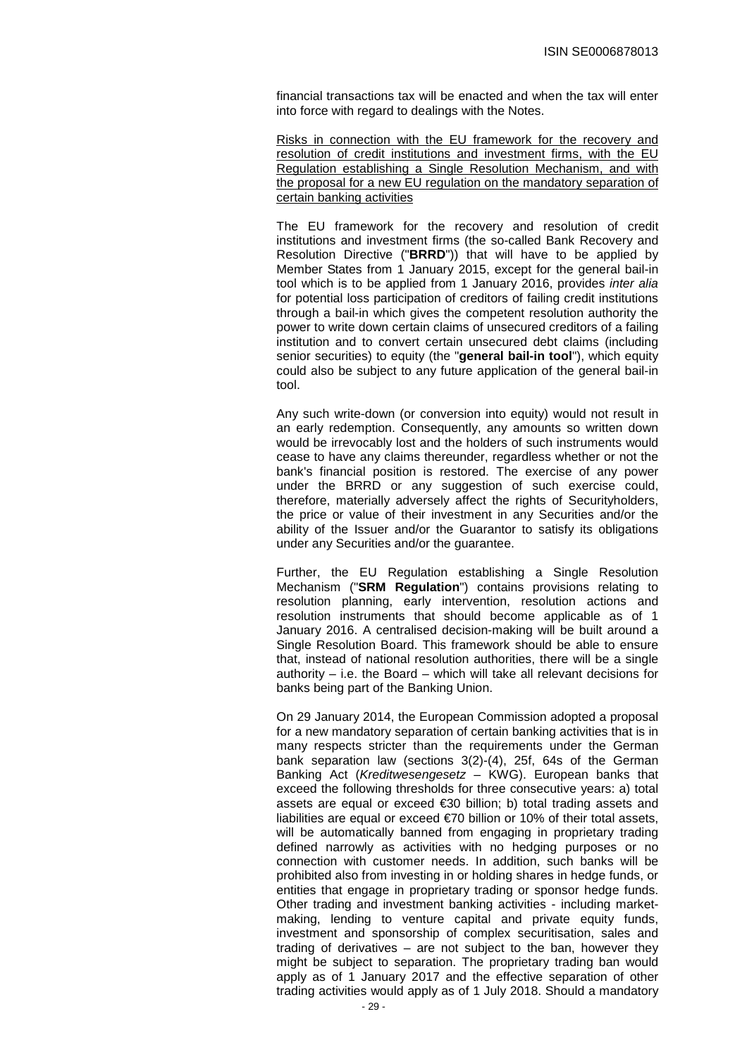financial transactions tax will be enacted and when the tax will enter into force with regard to dealings with the Notes.

Risks in connection with the EU framework for the recovery and resolution of credit institutions and investment firms, with the EU Regulation establishing a Single Resolution Mechanism, and with the proposal for a new EU regulation on the mandatory separation of certain banking activities

The EU framework for the recovery and resolution of credit institutions and investment firms (the so-called Bank Recovery and Resolution Directive ("**BRRD**")) that will have to be applied by Member States from 1 January 2015, except for the general bail-in tool which is to be applied from 1 January 2016, provides *inter alia* for potential loss participation of creditors of failing credit institutions through a bail-in which gives the competent resolution authority the power to write down certain claims of unsecured creditors of a failing institution and to convert certain unsecured debt claims (including senior securities) to equity (the "**general bail-in tool**"), which equity could also be subject to any future application of the general bail-in tool.

Any such write-down (or conversion into equity) would not result in an early redemption. Consequently, any amounts so written down would be irrevocably lost and the holders of such instruments would cease to have any claims thereunder, regardless whether or not the bank's financial position is restored. The exercise of any power under the BRRD or any suggestion of such exercise could, therefore, materially adversely affect the rights of Securityholders, the price or value of their investment in any Securities and/or the ability of the Issuer and/or the Guarantor to satisfy its obligations under any Securities and/or the guarantee.

Further, the EU Regulation establishing a Single Resolution Mechanism ("**SRM Regulation**") contains provisions relating to resolution planning, early intervention, resolution actions and resolution instruments that should become applicable as of 1 January 2016. A centralised decision-making will be built around a Single Resolution Board. This framework should be able to ensure that, instead of national resolution authorities, there will be a single authority – i.e. the Board – which will take all relevant decisions for banks being part of the Banking Union.

On 29 January 2014, the European Commission adopted a proposal for a new mandatory separation of certain banking activities that is in many respects stricter than the requirements under the German bank separation law (sections 3(2)-(4), 25f, 64s of the German Banking Act (*Kreditwesengesetz* – KWG). European banks that exceed the following thresholds for three consecutive years: a) total assets are equal or exceed €30 billion; b) total trading assets and liabilities are equal or exceed €70 billion or 10% of their total assets, will be automatically banned from engaging in proprietary trading defined narrowly as activities with no hedging purposes or no connection with customer needs. In addition, such banks will be prohibited also from investing in or holding shares in hedge funds, or entities that engage in proprietary trading or sponsor hedge funds. Other trading and investment banking activities - including market-making, lending to venture capital and private equity funds, investment and sponsorship of complex securitisation, sales and trading of derivatives – are not subject to the ban, however they might be subject to separation. The proprietary trading ban would apply as of 1 January 2017 and the effective separation of other trading activities would apply as of 1 July 2018. Should a mandatory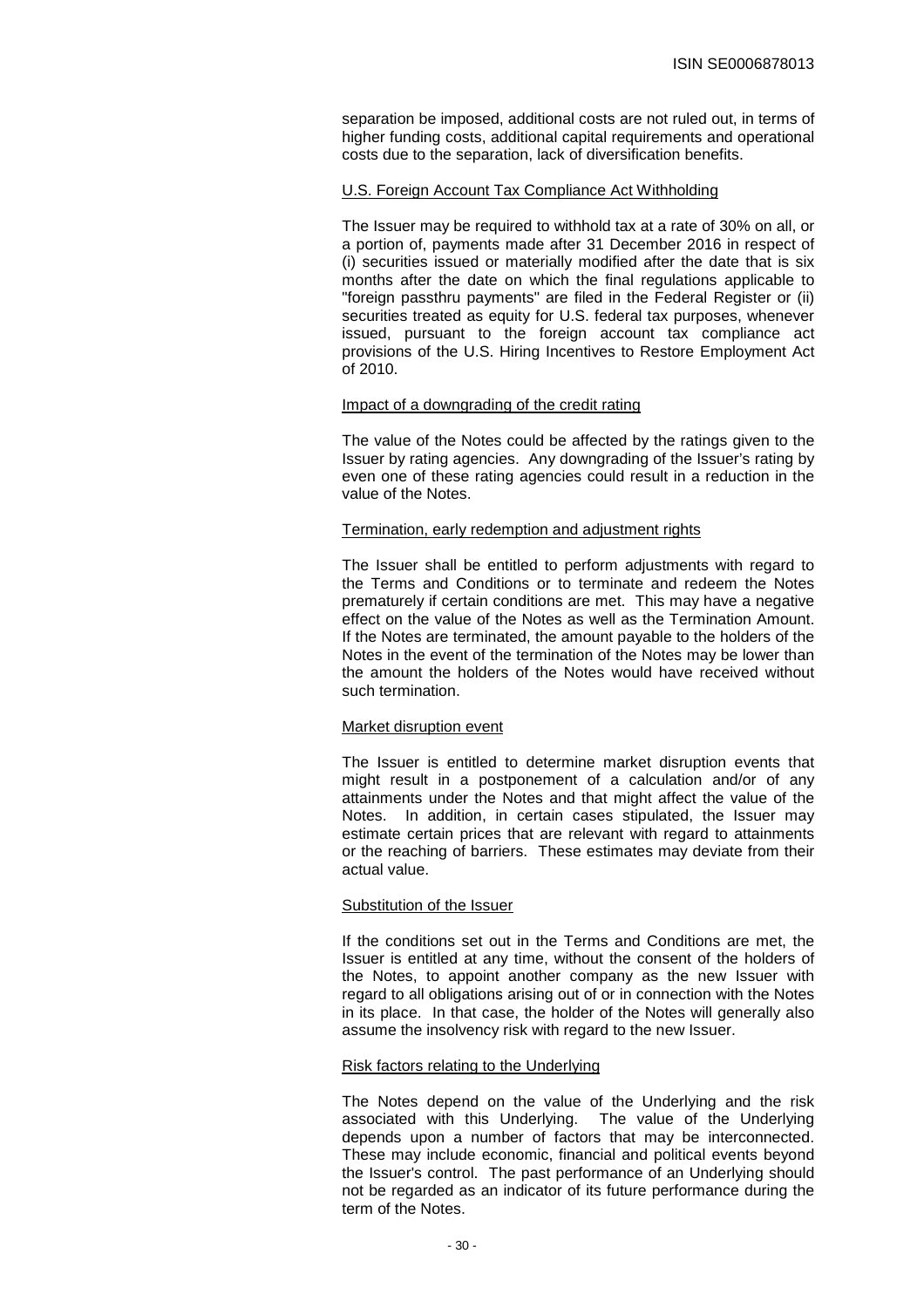separation be imposed, additional costs are not ruled out, in terms of higher funding costs, additional capital requirements and operational costs due to the separation, lack of diversification benefits.

U.S. Foreign Account Tax Compliance Act Withholding

The Issuer may be required to withhold tax at a rate of 30% on all, or a portion of, payments made after 31 December 2016 in respect of (i) securities issued or materially modified after the date that is six months after the date on which the final regulations applicable to "foreign passthru payments" are filed in the Federal Register or (ii) securities treated as equity for U.S. federal tax purposes, whenever issued, pursuant to the foreign account tax compliance act provisions of the U.S. Hiring Incentives to Restore Employment Act of 2010.

Impact of a downgrading of the credit rating

The value of the Notes could be affected by the ratings given to the Issuer by rating agencies. Any downgrading of the Issuer's rating by even one of these rating agencies could result in a reduction in the value of the Notes.

Termination, early redemption and adjustment rights

The Issuer shall be entitled to perform adjustments with regard to the Terms and Conditions or to terminate and redeem the Notes prematurely if certain conditions are met. This may have a negative effect on the value of the Notes as well as the Termination Amount. If the Notes are terminated, the amount payable to the holders of the Notes in the event of the termination of the Notes may be lower than the amount the holders of the Notes would have received without such termination.

Market disruption event

The Issuer is entitled to determine market disruption events that might result in a postponement of a calculation and/or of any attainments under the Notes and that might affect the value of the Notes. In addition, in certain cases stipulated, the Issuer may estimate certain prices that are relevant with regard to attainments or the reaching of barriers. These estimates may deviate from their actual value.

Substitution of the Issuer

If the conditions set out in the Terms and Conditions are met, the Issuer is entitled at any time, without the consent of the holders of the Notes, to appoint another company as the new Issuer with regard to all obligations arising out of or in connection with the Notes in its place. In that case, the holder of the Notes will generally also assume the insolvency risk with regard to the new Issuer.

Risk factors relating to the Underlying

The Notes depend on the value of the Underlying and the risk associated with this Underlying. The value of the Underlying depends upon a number of factors that may be interconnected. These may include economic, financial and political events beyond the Issuer's control. The past performance of an Underlying should not be regarded as an indicator of its future performance during the term of the Notes.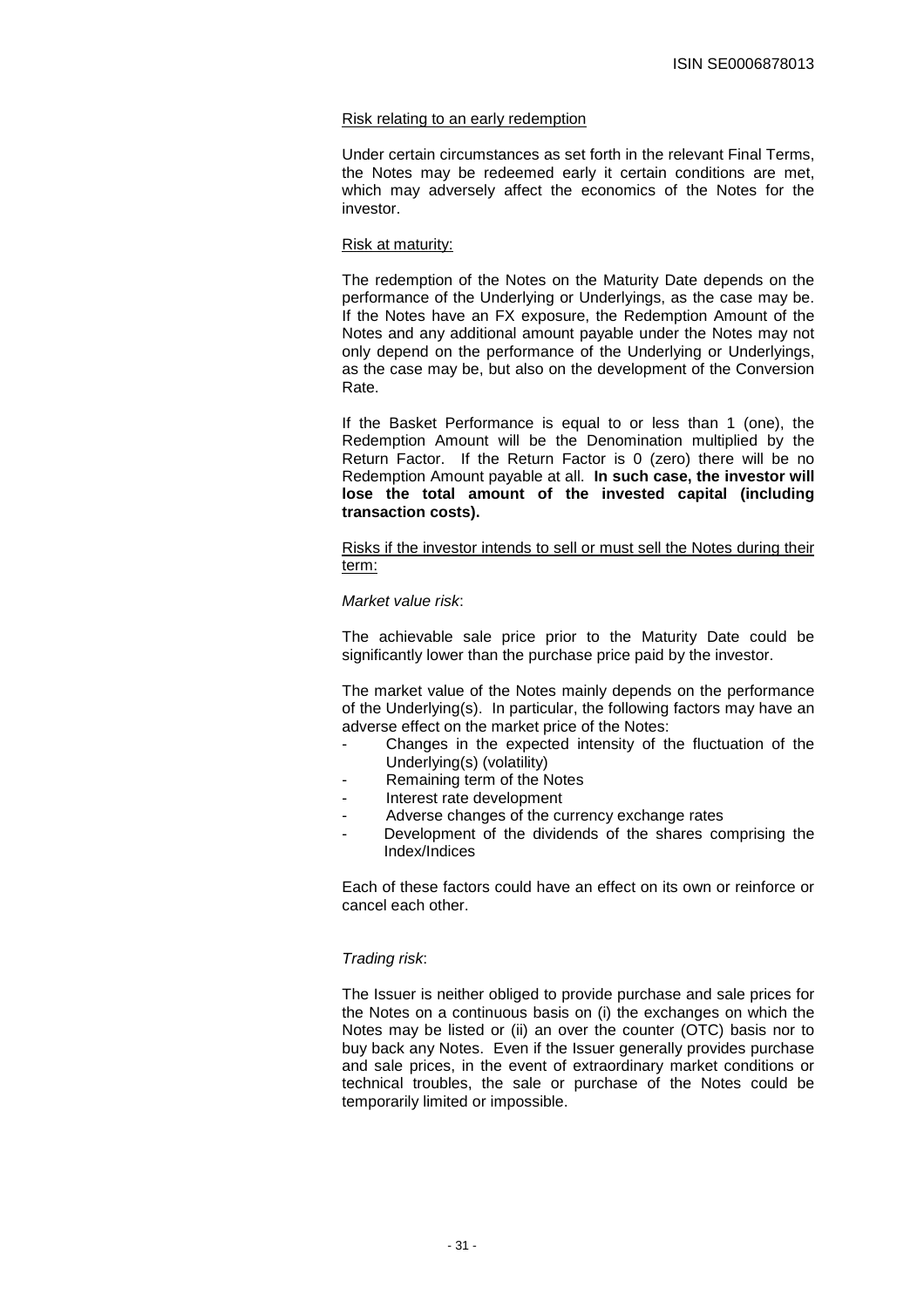Risk relating to an early redemption

Under certain circumstances as set forth in the relevant Final Terms, the Notes may be redeemed early it certain conditions are met, which may adversely affect the economics of the Notes for the investor.

Risk at maturity:

The redemption of the Notes on the Maturity Date depends on the performance of the Underlying or Underlyings, as the case may be. If the Notes have an FX exposure, the Redemption Amount of the Notes and any additional amount payable under the Notes may not only depend on the performance of the Underlying or Underlyings, as the case may be, but also on the development of the Conversion Rate.

If the Basket Performance is equal to or less than 1 (one), the Redemption Amount will be the Denomination multiplied by the Return Factor. If the Return Factor is 0 (zero) there will be no Redemption Amount payable at all. **In such case, the investor will lose the total amount of the invested capital (including transaction costs).**

Risks if the investor intends to sell or must sell the Notes during their term:

*Market value risk*:

The achievable sale price prior to the Maturity Date could be significantly lower than the purchase price paid by the investor.

The market value of the Notes mainly depends on the performance of the Underlying(s). In particular, the following factors may have an adverse effect on the market price of the Notes:

- Changes in the expected intensity of the fluctuation of the Underlying(s) (volatility)
- Remaining term of the Notes
- Interest rate development
- Adverse changes of the currency exchange rates
- Development of the dividends of the shares comprising the Index/Indices

Each of these factors could have an effect on its own or reinforce or cancel each other.

*Trading risk*:

The Issuer is neither obliged to provide purchase and sale prices for the Notes on a continuous basis on (i) the exchanges on which the Notes may be listed or (ii) an over the counter (OTC) basis nor to buy back any Notes. Even if the Issuer generally provides purchase and sale prices, in the event of extraordinary market conditions or technical troubles, the sale or purchase of the Notes could be temporarily limited or impossible.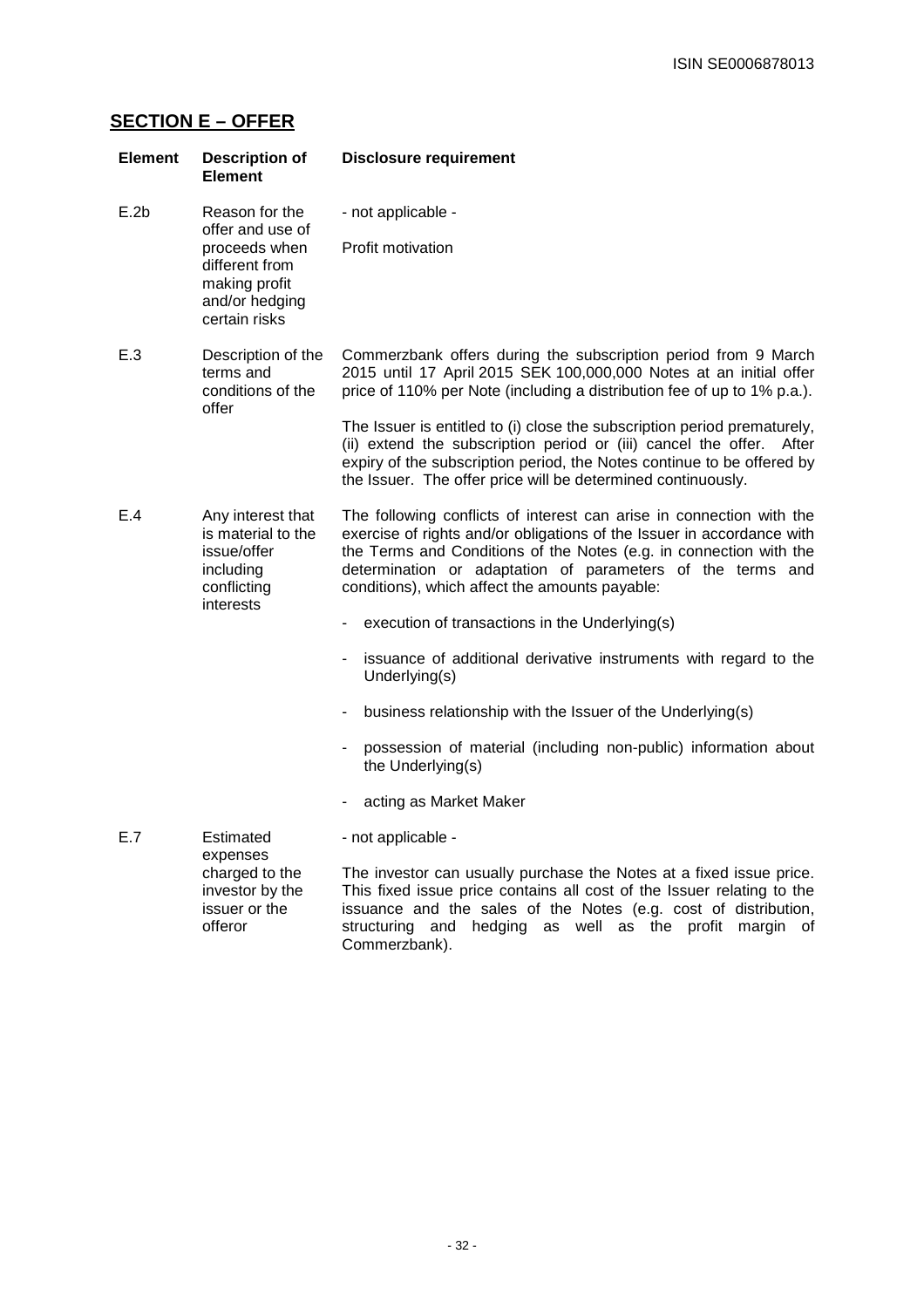## SECTION E – OFFER

| Element | Description of Element | Disclosure requirement |
|---|---|---|
| E.2b | Reason for the offer and use of proceeds when different from making profit and/or hedging certain risks | - not applicable -<br><br>Profit motivation |
| E.3 | Description of the terms and conditions of the offer | Commerzbank offers during the subscription period from 9 March 2015 until 17 April 2015 SEK 100,000,000 Notes at an initial offer price of 110% per Note (including a distribution fee of up to 1% p.a.).<br><br>The Issuer is entitled to (i) close the subscription period prematurely, (ii) extend the subscription period or (iii) cancel the offer. After expiry of the subscription period, the Notes continue to be offered by the Issuer. The offer price will be determined continuously. |
| E.4 | Any interest that is material to the issue/offer including conflicting interests | The following conflicts of interest can arise in connection with the exercise of rights and/or obligations of the Issuer in accordance with the Terms and Conditions of the Notes (e.g. in connection with the determination or adaptation of parameters of the terms and conditions), which affect the amounts payable:<br><br>- execution of transactions in the Underlying(s)<br><br>- issuance of additional derivative instruments with regard to the Underlying(s)<br><br>- business relationship with the Issuer of the Underlying(s)<br><br>- possession of material (including non-public) information about the Underlying(s)<br><br>- acting as Market Maker |
| E.7 | Estimated expenses charged to the investor by the issuer or the offeror | - not applicable -<br><br>The investor can usually purchase the Notes at a fixed issue price. This fixed issue price contains all cost of the Issuer relating to the issuance and the sales of the Notes (e.g. cost of distribution, structuring and hedging as well as the profit margin of Commerzbank). |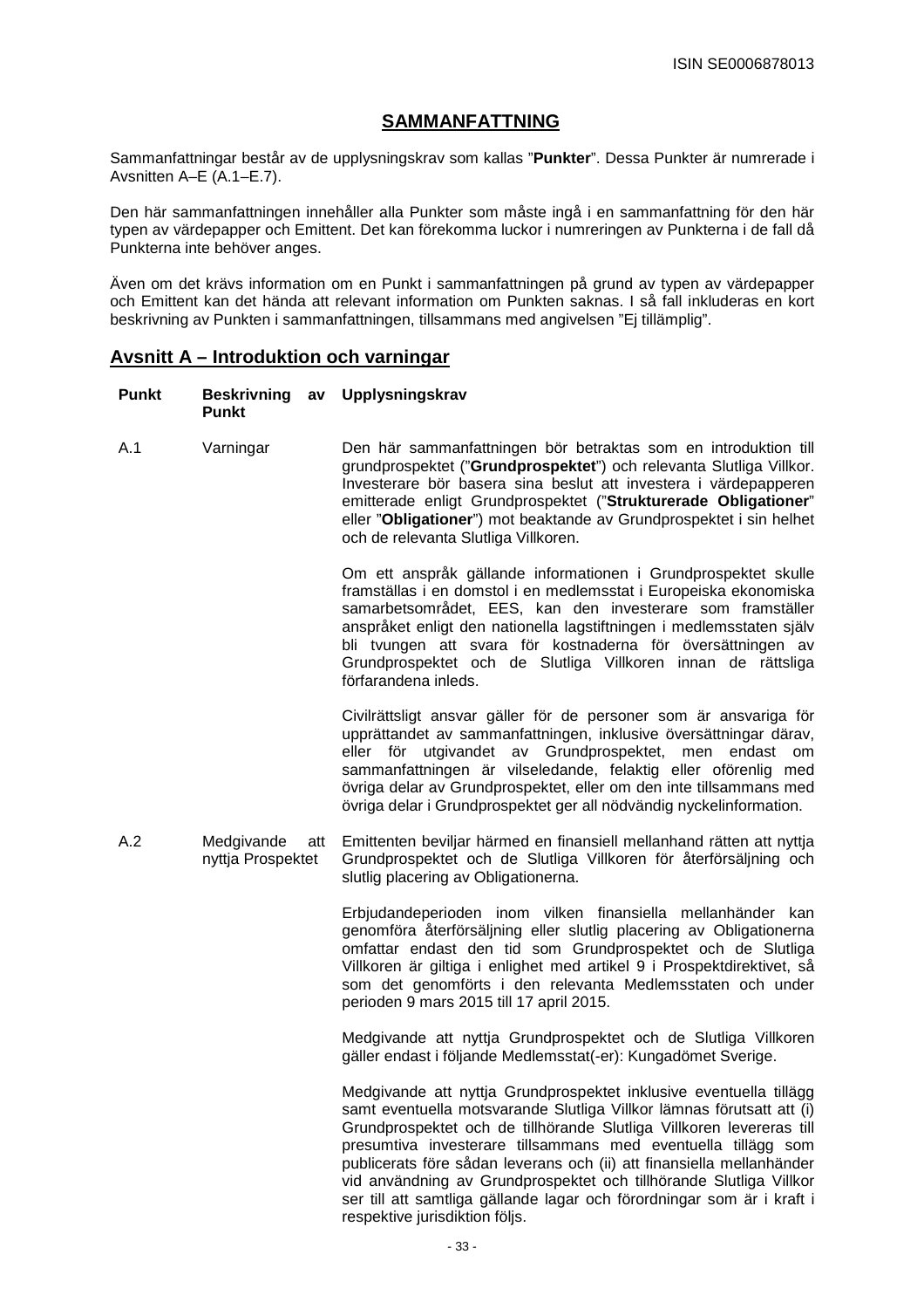ISIN SE0006878013

# SAMMANFATTNING

Sammanfattningar består av de upplysningskrav som kallas "**Punkter**". Dessa Punkter är numrerade i Avsnitten A–E (A.1–E.7).

Den här sammanfattningen innehåller alla Punkter som måste ingå i en sammanfattning för den här typen av värdepapper och Emittent. Det kan förekomma luckor i numreringen av Punkterna i de fall då Punkterna inte behöver anges.

Även om det krävs information om en Punkt i sammanfattningen på grund av typen av värdepapper och Emittent kan det hända att relevant information om Punkten saknas. I så fall inkluderas en kort beskrivning av Punkten i sammanfattningen, tillsammans med angivelsen "Ej tillämplig".

## Avsnitt A – Introduktion och varningar

| Punkt | Beskrivning av Punkt | Upplysningskrav |
|---|---|---|
| A.1 | Varningar | Den här sammanfattningen bör betraktas som en introduktion till grundprospektet ("**Grundprospektet**") och relevanta Slutliga Villkor. Investerare bör basera sina beslut att investera i värdepapperen emitterade enligt Grundprospektet ("**Strukturerade Obligationer**" eller "**Obligationer**") mot beaktande av Grundprospektet i sin helhet och de relevanta Slutliga Villkoren.<br><br>Om ett anspråk gällande informationen i Grundprospektet skulle framställas i en domstol i en medlemsstat i Europeiska ekonomiska samarbetsområdet, EES, kan den investerare som framställer anspråket enligt den nationella lagstiftningen i medlemsstaten själv bli tvungen att svara för kostnaderna för översättningen av Grundprospektet och de Slutliga Villkoren innan de rättsliga förfarandena inleds.<br><br>Civilrättsligt ansvar gäller för de personer som är ansvariga för upprättandet av sammanfattningen, inklusive översättningar därav, eller för utgivandet av Grundprospektet, men endast om sammanfattningen är vilseledande, felaktig eller oförenlig med övriga delar av Grundprospektet, eller om den inte tillsammans med övriga delar i Grundprospektet ger all nödvändig nyckelinformation. |
| A.2 | Medgivande att nyttja Prospektet | Emittenten beviljar härmed en finansiell mellanhand rätten att nyttja Grundprospektet och de Slutliga Villkoren för återförsäljning och slutlig placering av Obligationerna.<br><br>Erbjudandeperioden inom vilken finansiella mellanhänder kan genomföra återförsäljning eller slutlig placering av Obligationerna omfattar endast den tid som Grundprospektet och de Slutliga Villkoren är giltiga i enlighet med artikel 9 i Prospektdirektivet, så som det genomförts i den relevanta Medlemsstaten och under perioden 9 mars 2015 till 17 april 2015.<br><br>Medgivande att nyttja Grundprospektet och de Slutliga Villkoren gäller endast i följande Medlemsstat(-er): Kungadömet Sverige.<br><br>Medgivande att nyttja Grundprospektet inklusive eventuella tillägg samt eventuella motsvarande Slutliga Villkor lämnas förutsatt att (i) Grundprospektet och de tillhörande Slutliga Villkoren levereras till presumtiva investerare tillsammans med eventuella tillägg som publicerats före sådan leverans och (ii) att finansiella mellanhänder vid användning av Grundprospektet och tillhörande Slutliga Villkor ser till att samtliga gällande lagar och förordningar som är i kraft i respektive jurisdiktion följs. |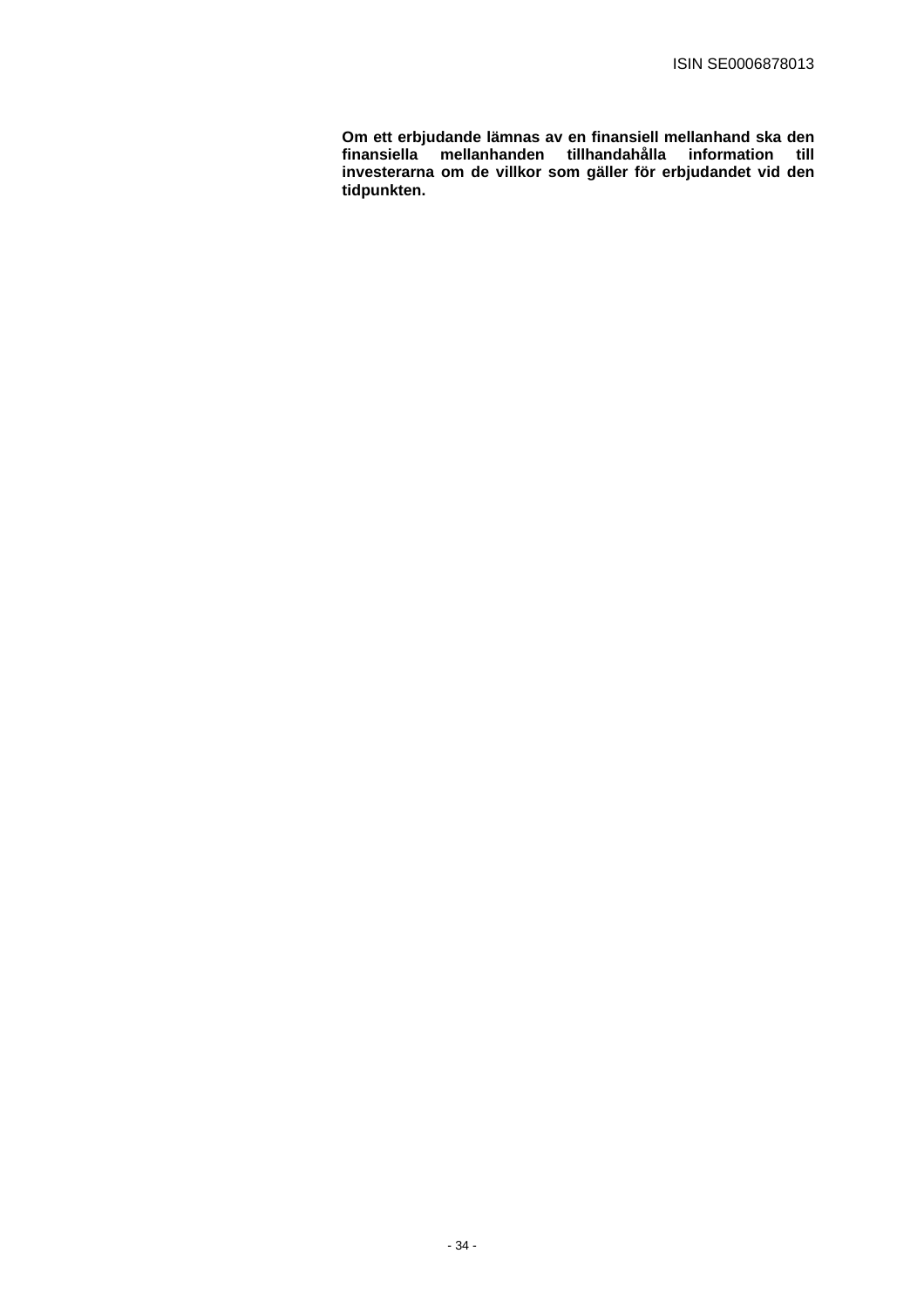**Om ett erbjudande lämnas av en finansiell mellanhand ska den finansiella mellanhanden tillhandahålla information till investerarna om de villkor som gäller för erbjudandet vid den tidpunkten.**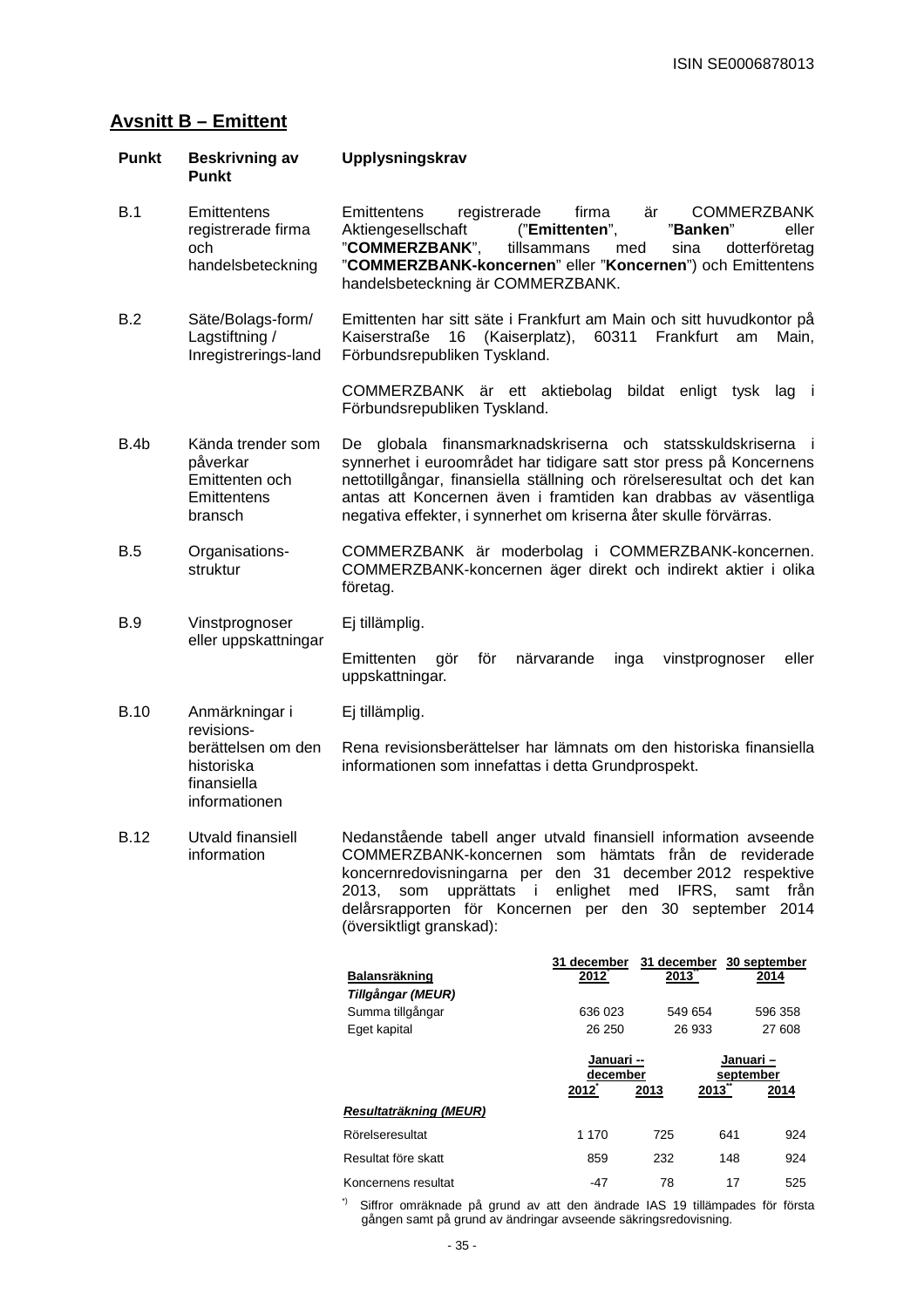ISIN SE0006878013

## Avsnitt B – Emittent

| Punkt | Beskrivning av Punkt | Upplysningskrav |
|---|---|---|
| B.1 | Emittentens registrerade firma och handelsbeteckning | Emittentens registrerade firma är COMMERZBANK Aktiengesellschaft ("**Emittenten**", "**Banken**" eller "**COMMERZBANK**", tillsammans med sina dotterföretag "**COMMERZBANK-koncernen**" eller "**Koncernen**") och Emittentens handelsbeteckning är COMMERZBANK. |
| B.2 | Säte/Bolags-form/ Lagstiftning / Inregistrerings-land | Emittenten har sitt säte i Frankfurt am Main och sitt huvudkontor på Kaiserstraße 16 (Kaiserplatz), 60311 Frankfurt am Main, Förbundsrepubliken Tyskland.<br><br>COMMERZBANK är ett aktiebolag bildat enligt tysk lag i Förbundsrepubliken Tyskland. |
| B.4b | Kända trender som påverkar Emittenten och Emittentens bransch | De globala finansmarknadskriserna och statsskuldskriserna i synnerhet i euroområdet har tidigare satt stor press på Koncernens nettotillgångar, finansiella ställning och rörelseresultat och det kan antas att Koncernen även i framtiden kan drabbas av väsentliga negativa effekter, i synnerhet om kriserna åter skulle förvärras. |
| B.5 | Organisations-struktur | COMMERZBANK är moderbolag i COMMERZBANK-koncernen. COMMERZBANK-koncernen äger direkt och indirekt aktier i olika företag. |
| B.9 | Vinstprognoser eller uppskattningar | Ej tillämplig.<br><br>Emittenten gör för närvarande inga vinstprognoser eller uppskattningar. |
| B.10 | Anmärkningar i revisions-berättelsen om den historiska finansiella informationen | Ej tillämplig.<br><br>Rena revisionsberättelser har lämnats om den historiska finansiella informationen som innefattas i detta Grundprospekt. |
| B.12 | Utvald finansiell information | Nedanstående tabell anger utvald finansiell information avseende COMMERZBANK-koncernen som hämtats från de reviderade koncernredovisningarna per den 31 december 2012 respektive 2013, som upprättats i enlighet med IFRS, samt från delårsrapporten för Koncernen per den 30 september 2014 (översiktligt granskad): |

| Balansräkning | 31 december 2012* | 31 december 2013** | 30 september 2014 |
|---|---|---|---|
| *Tillgångar (MEUR)* | | | |
| Summa tillgångar | 636 023 | 549 654 | 596 358 |
| Eget kapital | 26 250 | 26 933 | 27 608 |

| | Januari -- december | | Januari – september | |
|---|---|---|---|---|
| | 2012* | 2013 | 2013** | 2014 |
| ***Resultaträkning (MEUR)*** | | | | |
| Rörelseresultat | 1 170 | 725 | 641 | 924 |
| Resultat före skatt | 859 | 232 | 148 | 924 |
| Koncernens resultat | -47 | 78 | 17 | 525 |

*) Siffror omräknade på grund av att den ändrade IAS 19 tillämpades för första gången samt på grund av ändringar avseende säkringsredovisning.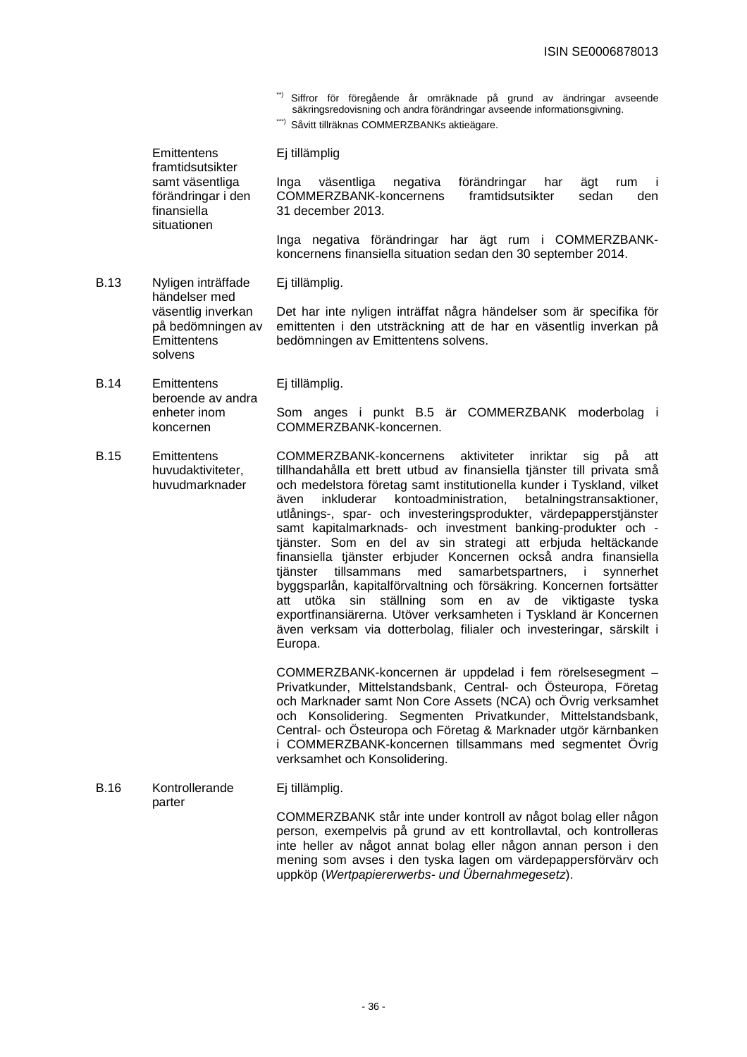**) Siffror för föregående år omräknade på grund av ändringar avseende säkringsredovisning och andra förändringar avseende informationsgivning.

***) Såvitt tillräknas COMMERZBANKs aktieägare.

| | | |
|---|---|---|
| | Emittentens framtidsutsikter samt väsentliga förändringar i den finansiella situationen | Ej tillämplig<br><br>Inga väsentliga negativa förändringar har ägt rum i COMMERZBANK-koncernens framtidsutsikter sedan den 31 december 2013.<br><br>Inga negativa förändringar har ägt rum i COMMERZBANK-koncernens finansiella situation sedan den 30 september 2014. |
| B.13 | Nyligen inträffade händelser med väsentlig inverkan på bedömningen av Emittentens solvens | Ej tillämplig.<br><br>Det har inte nyligen inträffat några händelser som är specifika för emittenten i den utsträckning att de har en väsentlig inverkan på bedömningen av Emittentens solvens. |
| B.14 | Emittentens beroende av andra enheter inom koncernen | Ej tillämplig.<br><br>Som anges i punkt B.5 är COMMERZBANK moderbolag i COMMERZBANK-koncernen. |
| B.15 | Emittentens huvudaktiviteter, huvudmarknader | COMMERZBANK-koncernens aktiviteter inriktar sig på att tillhandahålla ett brett utbud av finansiella tjänster till privata små och medelstora företag samt institutionella kunder i Tyskland, vilket även inkluderar kontoadministration, betalningstransaktioner, utlånings-, spar- och investeringsprodukter, värdepapperstjänster samt kapitalmarknads- och investment banking-produkter och -tjänster. Som en del av sin strategi att erbjuda heltäckande finansiella tjänster erbjuder Koncernen också andra finansiella tjänster tillsammans med samarbetspartners, i synnerhet byggsparlån, kapitalförvaltning och försäkring. Koncernen fortsätter att utöka sin ställning som en av de viktigaste tyska exportfinansiärerna. Utöver verksamheten i Tyskland är Koncernen även verksam via dotterbolag, filialer och investeringar, särskilt i Europa.<br><br>COMMERZBANK-koncernen är uppdelad i fem rörelsesegment – Privatkunder, Mittelstandsbank, Central- och Östeuropa, Företag och Marknader samt Non Core Assets (NCA) och Övrig verksamhet och Konsolidering. Segmenten Privatkunder, Mittelstandsbank, Central- och Östeuropa och Företag & Marknader utgör kärnbanken i COMMERZBANK-koncernen tillsammans med segmentet Övrig verksamhet och Konsolidering. |
| B.16 | Kontrollerande parter | Ej tillämplig.<br><br>COMMERZBANK står inte under kontroll av något bolag eller någon person, exempelvis på grund av ett kontrollavtal, och kontrolleras inte heller av något annat bolag eller någon annan person i den mening som avses i den tyska lagen om värdepappersförvärv och uppköp (*Wertpapiererwerbs- und Übernahmegesetz*). |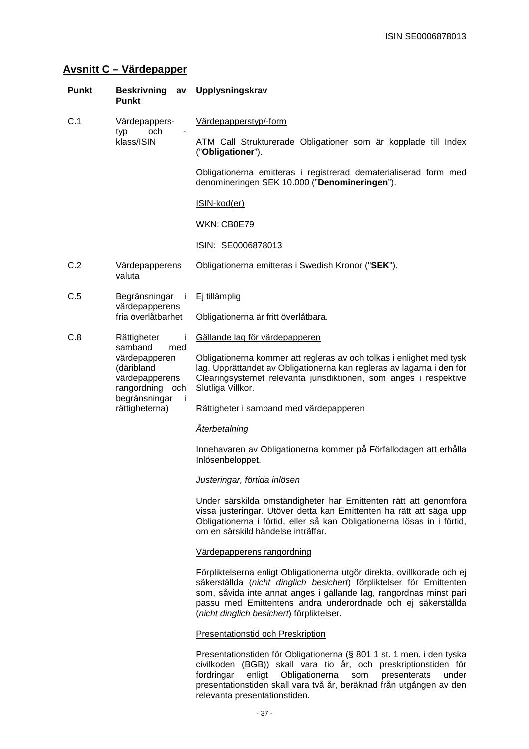## Avsnitt C – Värdepapper

| Punkt | Beskrivning av Punkt | Upplysningskrav |
|---|---|---|
| C.1 | Värdepappers-typ och -klass/ISIN | Värdepapperstyp/-form<br><br>ATM Call Strukturerade Obligationer som är kopplade till Index ("**Obligationer**").<br><br>Obligationerna emitteras i registrerad dematerialiserad form med denomineringen SEK 10.000 ("**Denomineringen**").<br><br>ISIN-kod(er)<br><br>WKN: CB0E79<br><br>ISIN: SE0006878013 |
| C.2 | Värdepapperens valuta | Obligationerna emitteras i Swedish Kronor ("**SEK**"). |
| C.5 | Begränsningar i värdepapperens fria överlåtbarhet | Ej tillämplig<br><br>Obligationerna är fritt överlåtbara. |
| C.8 | Rättigheter i samband med värdepapperen (däribland värdepapperens rangordning och begränsningar i rättigheterna) | Gällande lag för värdepapperen<br><br>Obligationerna kommer att regleras av och tolkas i enlighet med tysk lag. Upprättandet av Obligationerna kan regleras av lagarna i den för Clearingsystemet relevanta jurisdiktionen, som anges i respektive Slutliga Villkor.<br><br>Rättigheter i samband med värdepapperen<br><br>*Återbetalning*<br><br>Innehavaren av Obligationerna kommer på Förfallodagen att erhålla Inlösenbeloppet.<br><br>*Justeringar, förtida inlösen*<br><br>Under särskilda omständigheter har Emittenten rätt att genomföra vissa justeringar. Utöver detta kan Emittenten ha rätt att säga upp Obligationerna i förtid, eller så kan Obligationerna lösas in i förtid, om en särskild händelse inträffar.<br><br>Värdepapperens rangordning<br><br>Förpliktelserna enligt Obligationerna utgör direkta, ovillkorade och ej säkerställda (*nicht dinglich besichert*) förpliktelser för Emittenten som, såvida inte annat anges i gällande lag, rangordnas minst pari passu med Emittentens andra underordnade och ej säkerställda (*nicht dinglich besichert*) förpliktelser.<br><br>Presentationstid och Preskription<br><br>Presentationstiden för Obligationerna (§ 801 1 st. 1 men. i den tyska civilkoden (BGB)) skall vara tio år, och preskriptionstiden för fordringar enligt Obligationerna som presenterats under presentationstiden skall vara två år, beräknad från utgången av den relevanta presentationstiden. |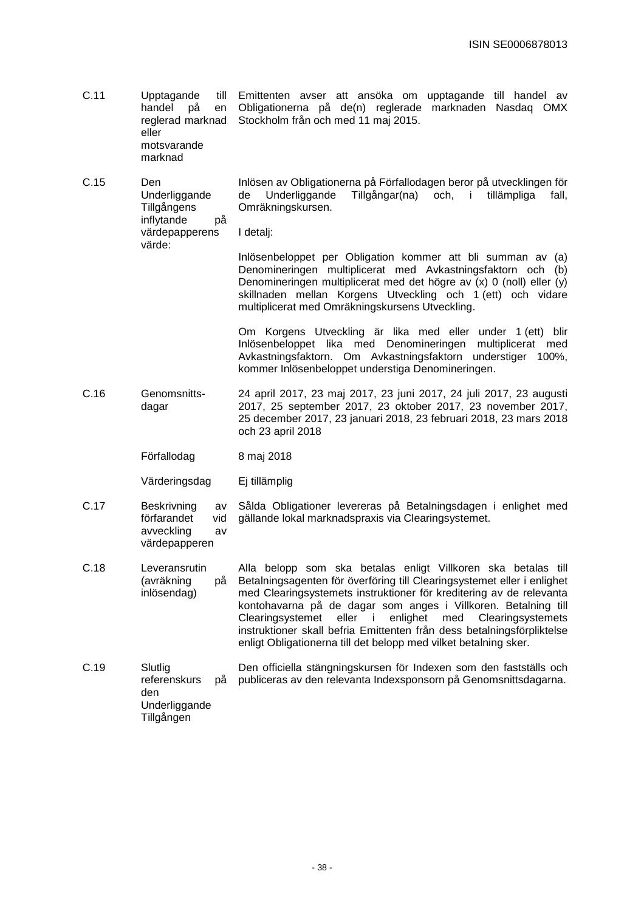| | | |
|---|---|---|
| C.11 | Upptagande till handel på en reglerad marknad eller motsvarande marknad | Emittenten avser att ansöka om upptagande till handel av Obligationerna på de(n) reglerade marknaden Nasdaq OMX Stockholm från och med 11 maj 2015. |
| C.15 | Den Underliggande Tillgångens inflytande på värdepapperens värde: | Inlösen av Obligationerna på Förfallodagen beror på utvecklingen för de Underliggande Tillgångar(na) och, i tillämpliga fall, Omräkningskursen.<br><br>I detalj:<br><br>Inlösenbeloppet per Obligation kommer att bli summan av (a) Denomineringen multiplicerat med Avkastningsfaktorn och (b) Denomineringen multiplicerat med det högre av (x) 0 (noll) eller (y) skillnaden mellan Korgens Utveckling och 1 (ett) och vidare multiplicerat med Omräkningskursens Utveckling.<br><br>Om Korgens Utveckling är lika med eller under 1 (ett) blir Inlösenbeloppet lika med Denomineringen multiplicerat med Avkastningsfaktorn. Om Avkastningsfaktorn understiger 100%, kommer Inlösenbeloppet understiga Denomineringen. |
| C.16 | Genomsnitts-dagar | 24 april 2017, 23 maj 2017, 23 juni 2017, 24 juli 2017, 23 augusti 2017, 25 september 2017, 23 oktober 2017, 23 november 2017, 25 december 2017, 23 januari 2018, 23 februari 2018, 23 mars 2018 och 23 april 2018 |
| | Förfallodag | 8 maj 2018 |
| | Värderingsdag | Ej tillämplig |
| C.17 | Beskrivning av förfarandet vid avveckling av värdepapperen | Sålda Obligationer levereras på Betalningsdagen i enlighet med gällande lokal marknadspraxis via Clearingsystemet. |
| C.18 | Leveransrutin (avräkning på inlösendag) | Alla belopp som ska betalas enligt Villkoren ska betalas till Betalningsagenten för överföring till Clearingsystemet eller i enlighet med Clearingsystemets instruktioner för kreditering av de relevanta kontohavarna på de dagar som anges i Villkoren. Betalning till Clearingsystemet eller i enlighet med Clearingsystemets instruktioner skall befria Emittenten från dess betalningsförpliktelse enligt Obligationerna till det belopp med vilket betalning sker. |
| C.19 | Slutlig referenskurs på den Underliggande Tillgången | Den officiella stängningskursen för Indexen som den fastställs och publiceras av den relevanta Indexsponsorn på Genomsnittsdagarna. |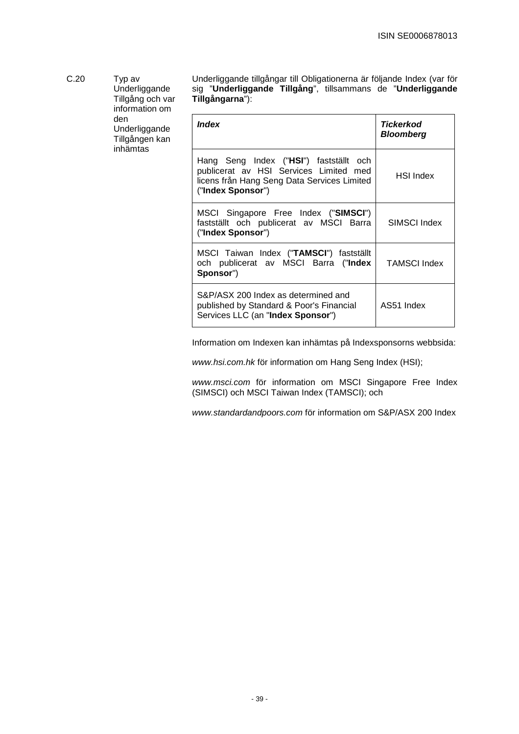| C.20 | Typ av Underliggande Tillgång och var information om den Underliggande Tillgången kan inhämtas | Underliggande tillgångar till Obligationerna är följande Index (var för sig "**Underliggande Tillgång**", tillsammans de "**Underliggande Tillgångarna**"): |
|---|---|---|

| ***Index*** | ***Tickerkod Bloomberg*** |
|---|---|
| Hang Seng Index ("**HSI**") fastställt och publicerat av HSI Services Limited med licens från Hang Seng Data Services Limited ("**Index Sponsor**") | HSI Index |
| MSCI Singapore Free Index ("**SIMSCI**") fastställt och publicerat av MSCI Barra ("**Index Sponsor**") | SIMSCI Index |
| MSCI Taiwan Index ("**TAMSCI**") fastställt och publicerat av MSCI Barra ("**Index Sponsor**") | TAMSCI Index |
| S&P/ASX 200 Index as determined and published by Standard & Poor's Financial Services LLC (an "**Index Sponsor**") | AS51 Index |

Information om Indexen kan inhämtas på Indexsponsorns webbsida:

*www.hsi.com.hk* för information om Hang Seng Index (HSI);

*www.msci.com* för information om MSCI Singapore Free Index (SIMSCI) och MSCI Taiwan Index (TAMSCI); och

*www.standardandpoors.com* för information om S&P/ASX 200 Index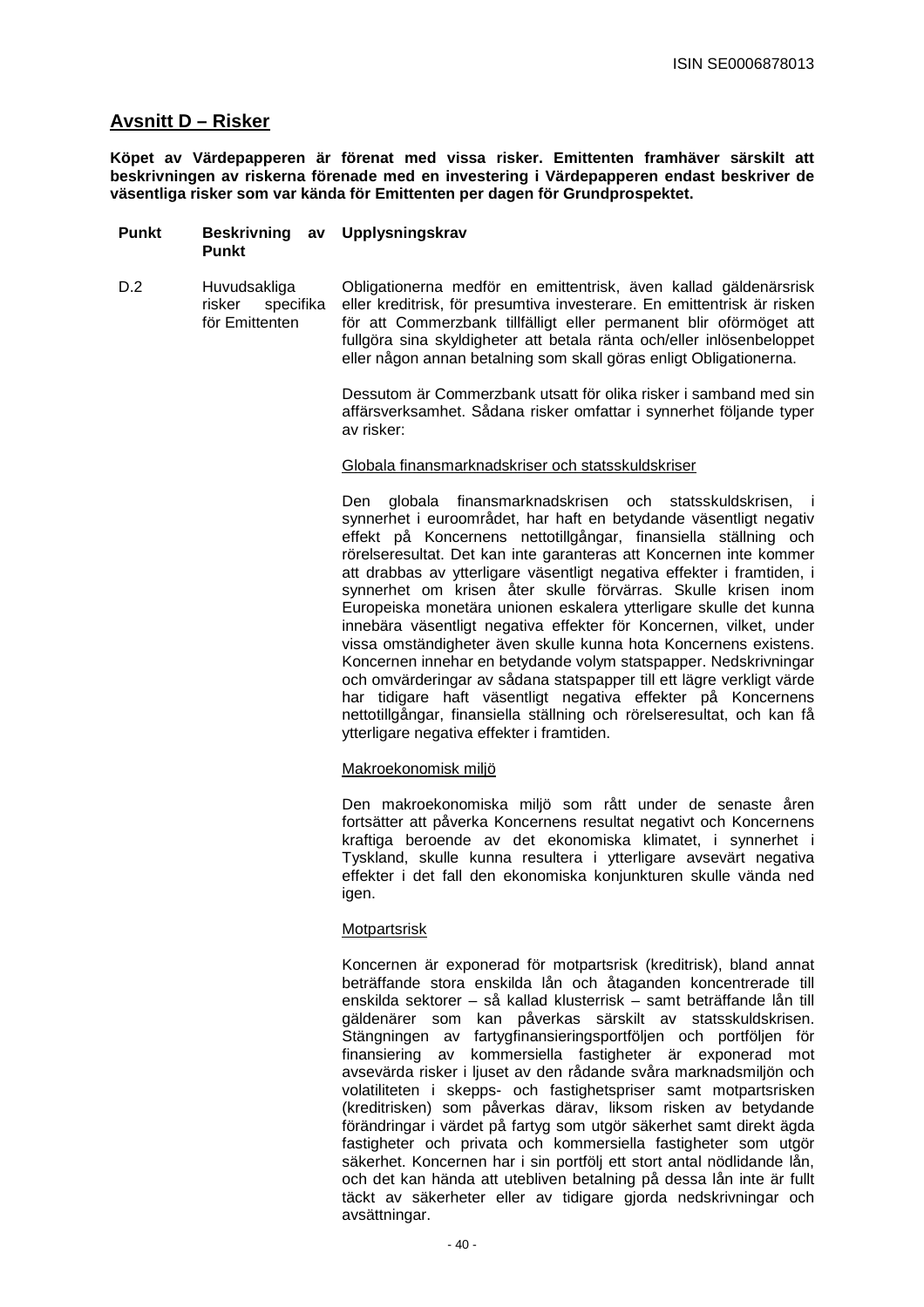## Avsnitt D – Risker

**Köpet av Värdepapperen är förenat med vissa risker. Emittenten framhäver särskilt att beskrivningen av riskerna förenade med en investering i Värdepapperen endast beskriver de väsentliga risker som var kända för Emittenten per dagen för Grundprospektet.**

| Punkt | Beskrivning av Punkt | Upplysningskrav |
|---|---|---|
| D.2 | Huvudsakliga risker specifika för Emittenten | Obligationerna medför en emittentrisk, även kallad gäldenärsrisk eller kreditrisk, för presumtiva investerare. En emittentrisk är risken för att Commerzbank tillfälligt eller permanent blir oförmöget att fullgöra sina skyldigheter att betala ränta och/eller inlösenbeloppet eller någon annan betalning som skall göras enligt Obligationerna.<br><br>Dessutom är Commerzbank utsatt för olika risker i samband med sin affärsverksamhet. Sådana risker omfattar i synnerhet följande typer av risker:<br><br><u>Globala finansmarknadskriser och statsskuldskriser</u><br><br>Den globala finansmarknadskrisen och statsskuldskrisen, i synnerhet i euroområdet, har haft en betydande väsentligt negativ effekt på Koncernens nettotillgångar, finansiella ställning och rörelseresultat. Det kan inte garanteras att Koncernen inte kommer att drabbas av ytterligare väsentligt negativa effekter i framtiden, i synnerhet om krisen åter skulle förvärras. Skulle krisen inom Europeiska monetära unionen eskalera ytterligare skulle det kunna innebära väsentligt negativa effekter för Koncernen, vilket, under vissa omständigheter även skulle kunna hota Koncernens existens. Koncernen innehar en betydande volym statspapper. Nedskrivningar och omvärderingar av sådana statspapper till ett lägre verkligt värde har tidigare haft väsentligt negativa effekter på Koncernens nettotillgångar, finansiella ställning och rörelseresultat, och kan få ytterligare negativa effekter i framtiden.<br><br><u>Makroekonomisk miljö</u><br><br>Den makroekonomiska miljö som rått under de senaste åren fortsätter att påverka Koncernens resultat negativt och Koncernens kraftiga beroende av det ekonomiska klimatet, i synnerhet i Tyskland, skulle kunna resultera i ytterligare avsevärt negativa effekter i det fall den ekonomiska konjunkturen skulle vända ned igen.<br><br><u>Motpartsrisk</u><br><br>Koncernen är exponerad för motpartsrisk (kreditrisk), bland annat beträffande stora enskilda lån och åtaganden koncentrerade till enskilda sektorer – så kallad klusterrisk – samt beträffande lån till gäldenärer som kan påverkas särskilt av statsskuldskrisen. Stängningen av fartygfinansieringsportföljen och portföljen för finansiering av kommersiella fastigheter är exponerad mot avsevärda risker i ljuset av den rådande svåra marknadsmiljön och volatiliteten i skepps- och fastighetspriser samt motpartsrisken (kreditrisken) som påverkas därav, liksom risken av betydande förändringar i värdet på fartyg som utgör säkerhet samt direkt ägda fastigheter och privata och kommersiella fastigheter som utgör säkerhet. Koncernen har i sin portfölj ett stort antal nödlidande lån, och det kan hända att utebliven betalning på dessa lån inte är fullt täckt av säkerheter eller av tidigare gjorda nedskrivningar och avsättningar. |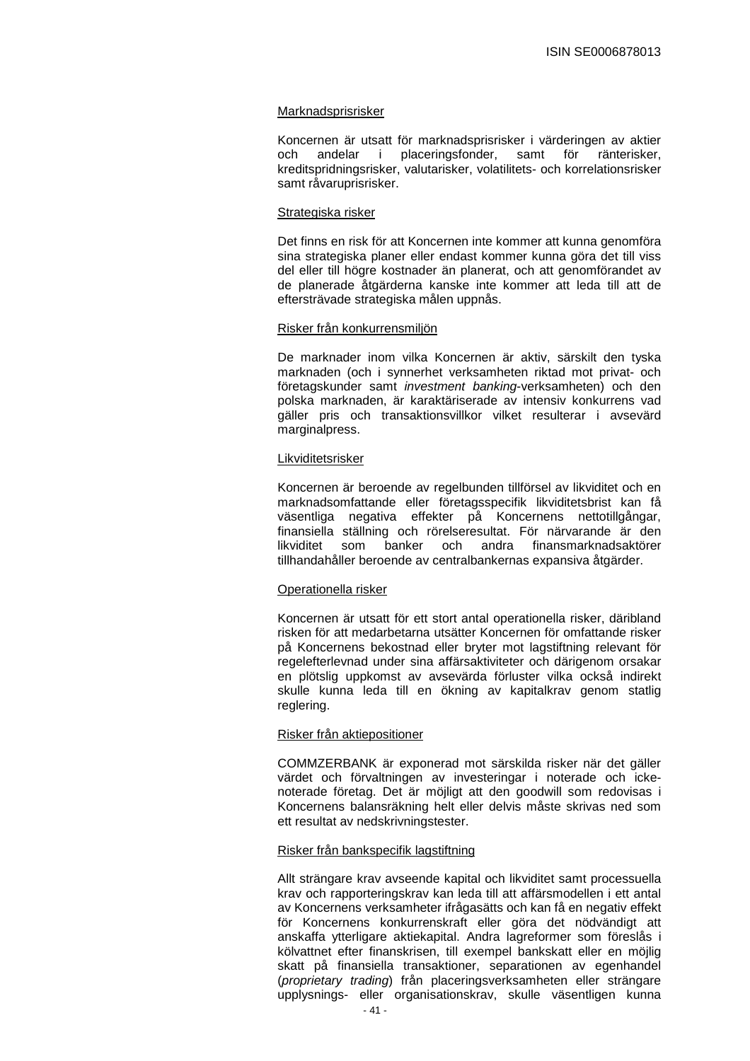Marknadsprisrisker

Koncernen är utsatt för marknadsprisrisker i värderingen av aktier och andelar i placeringsfonder, samt för ränterisker, kreditspridningsrisker, valutarisker, volatilitets- och korrelationsrisker samt råvaruprisrisker.

Strategiska risker

Det finns en risk för att Koncernen inte kommer att kunna genomföra sina strategiska planer eller endast kommer kunna göra det till viss del eller till högre kostnader än planerat, och att genomförandet av de planerade åtgärderna kanske inte kommer att leda till att de eftersträvade strategiska målen uppnås.

Risker från konkurrensmiljön

De marknader inom vilka Koncernen är aktiv, särskilt den tyska marknaden (och i synnerhet verksamheten riktad mot privat- och företagskunder samt *investment banking*-verksamheten) och den polska marknaden, är karaktäriserade av intensiv konkurrens vad gäller pris och transaktionsvillkor vilket resulterar i avsevärd marginalpress.

Likviditetsrisker

Koncernen är beroende av regelbunden tillförsel av likviditet och en marknadsomfattande eller företagsspecifik likviditetsbrist kan få väsentliga negativa effekter på Koncernens nettotillgångar, finansiella ställning och rörelseresultat. För närvarande är den likviditet som banker och andra finansmarknadsaktörer tillhandahåller beroende av centralbankernas expansiva åtgärder.

Operationella risker

Koncernen är utsatt för ett stort antal operationella risker, däribland risken för att medarbetarna utsätter Koncernen för omfattande risker på Koncernens bekostnad eller bryter mot lagstiftning relevant för regelefterlevnad under sina affärsaktiviteter och därigenom orsakar en plötslig uppkomst av avsevärda förluster vilka också indirekt skulle kunna leda till en ökning av kapitalkrav genom statlig reglering.

Risker från aktiepositioner

COMMZERBANK är exponerad mot särskilda risker när det gäller värdet och förvaltningen av investeringar i noterade och icke-noterade företag. Det är möjligt att den goodwill som redovisas i Koncernens balansräkning helt eller delvis måste skrivas ned som ett resultat av nedskrivningstester.

Risker från bankspecifik lagstiftning

Allt strängare krav avseende kapital och likviditet samt processuella krav och rapporteringskrav kan leda till att affärsmodellen i ett antal av Koncernens verksamheter ifrågasätts och kan få en negativ effekt för Koncernens konkurrenskraft eller göra det nödvändigt att anskaffa ytterligare aktiekapital. Andra lagreformer som föreslås i kölvattnet efter finanskrisen, till exempel bankskatt eller en möjlig skatt på finansiella transaktioner, separationen av egenhandel (*proprietary trading*) från placeringsverksamheten eller strängare upplysnings- eller organisationskrav, skulle väsentligen kunna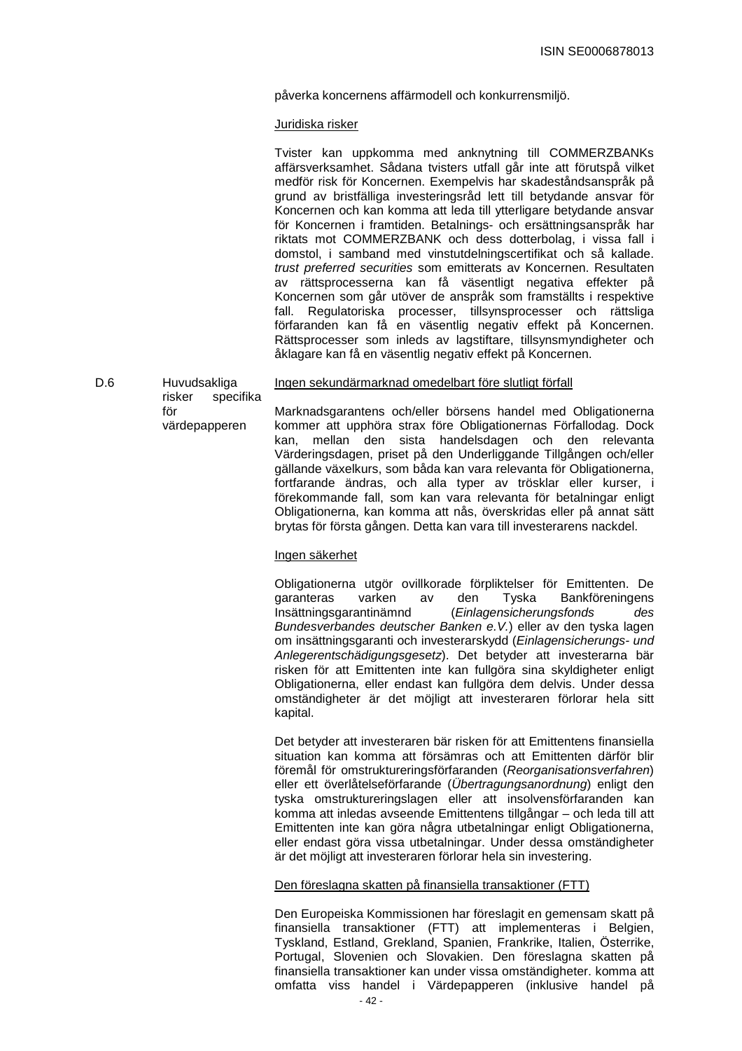påverka koncernens affärmodell och konkurrensmiljö.

Juridiska risker

Tvister kan uppkomma med anknytning till COMMERZBANKs affärsverksamhet. Sådana tvisters utfall går inte att förutspå vilket medför risk för Koncernen. Exempelvis har skadeståndsanspråk på grund av bristfälliga investeringsråd lett till betydande ansvar för Koncernen och kan komma att leda till ytterligare betydande ansvar för Koncernen i framtiden. Betalnings- och ersättningsanspråk har riktats mot COMMERZBANK och dess dotterbolag, i vissa fall i domstol, i samband med vinstutdelningscertifikat och så kallade. *trust preferred securities* som emitterats av Koncernen. Resultaten av rättsprocesserna kan få väsentligt negativa effekter på Koncernen som går utöver de anspråk som framställts i respektive fall. Regulatoriska processer, tillsynsprocesser och rättsliga förfaranden kan få en väsentlig negativ effekt på Koncernen. Rättsprocesser som inleds av lagstiftare, tillsynsmyndigheter och åklagare kan få en väsentlig negativ effekt på Koncernen.

| | | |
|---|---|---|
| D.6 | Huvudsakliga risker specifika för värdepapperen | Ingen sekundärmarknad omedelbart före slutligt förfall<br><br>Marknadsgarantens och/eller börsens handel med Obligationerna kommer att upphöra strax före Obligationernas Förfallodag. Dock kan, mellan den sista handelsdagen och den relevanta Värderingsdagen, priset på den Underliggande Tillgången och/eller gällande växelkurs, som båda kan vara relevanta för Obligationerna, fortfarande ändras, och alla typer av trösklar eller kurser, i förekommande fall, som kan vara relevanta för betalningar enligt Obligationerna, kan komma att nås, överskridas eller på annat sätt brytas för första gången. Detta kan vara till investerarens nackdel.<br><br>Ingen säkerhet<br><br>Obligationerna utgör ovillkorade förpliktelser för Emittenten. De garanteras varken av den Tyska Bankföreningens Insättningsgarantinämnd (*Einlagensicherungsfonds des Bundesverbandes deutscher Banken e.V.*) eller av den tyska lagen om insättningsgaranti och investerarskydd (*Einlagensicherungs- und Anlegerentschädigungsgesetz*). Det betyder att investerarna bär risken för att Emittenten inte kan fullgöra sina skyldigheter enligt Obligationerna, eller endast kan fullgöra dem delvis. Under dessa omständigheter är det möjligt att investeraren förlorar hela sitt kapital.<br><br>Det betyder att investeraren bär risken för att Emittentens finansiella situation kan komma att försämras och att Emittenten därför blir föremål för omstruktureringsförfaranden (*Reorganisationsverfahren*) eller ett överlåtelseförfarande (*Übertragungsanordnung*) enligt den tyska omstruktureringslagen eller att insolvensförfaranden kan komma att inledas avseende Emittentens tillgångar – och leda till att Emittenten inte kan göra några utbetalningar enligt Obligationerna, eller endast göra vissa utbetalningar. Under dessa omständigheter är det möjligt att investeraren förlorar hela sin investering.<br><br>Den föreslagna skatten på finansiella transaktioner (FTT)<br><br>Den Europeiska Kommissionen har föreslagit en gemensam skatt på finansiella transaktioner (FTT) att implementeras i Belgien, Tyskland, Estland, Grekland, Spanien, Frankrike, Italien, Österrike, Portugal, Slovenien och Slovakien. Den föreslagna skatten på finansiella transaktioner kan under vissa omständigheter. komma att omfatta viss handel i Värdepapperen (inklusive handel på |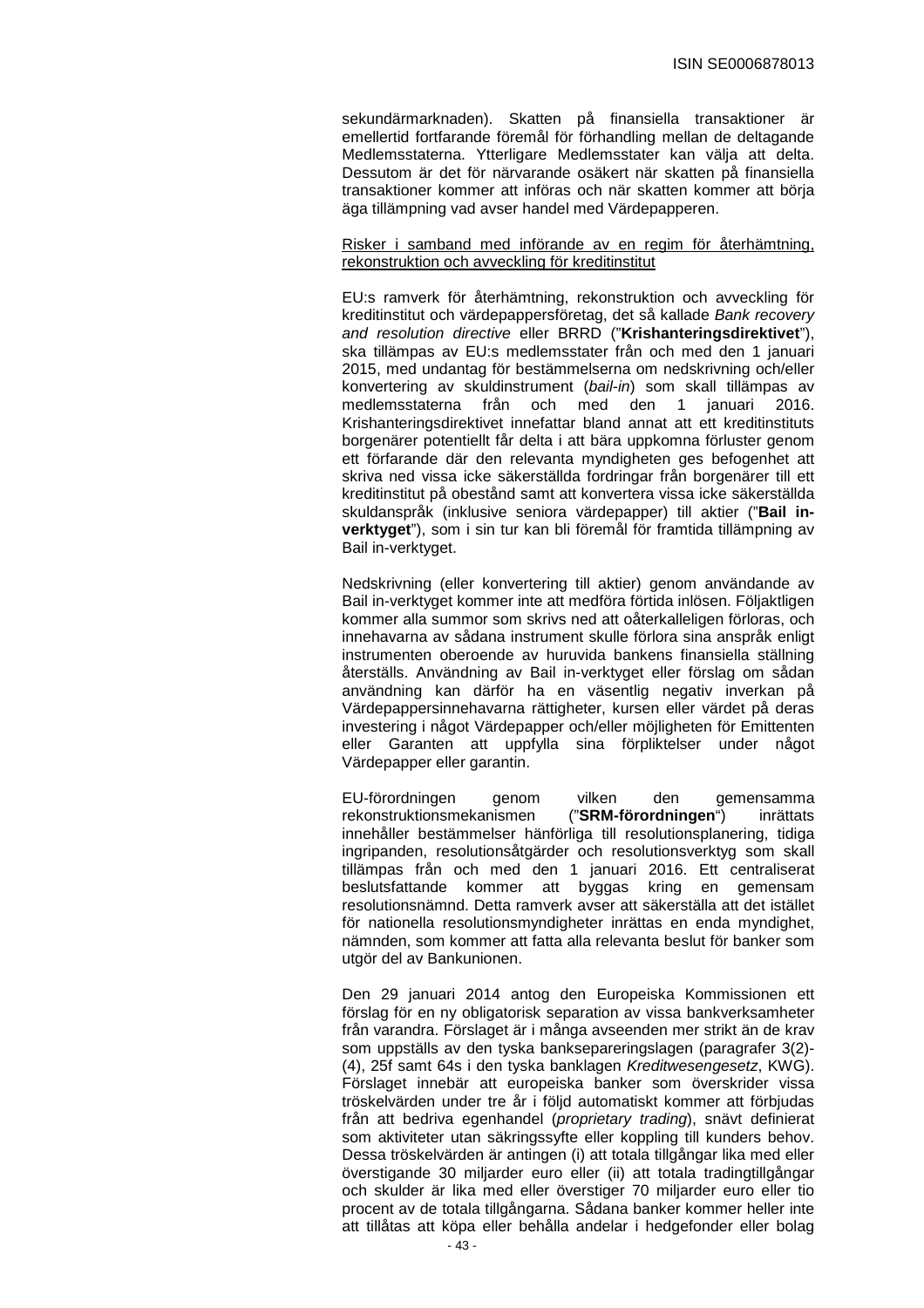sekundärmarknaden). Skatten på finansiella transaktioner är emellertid fortfarande föremål för förhandling mellan de deltagande Medlemsstaterna. Ytterligare Medlemsstater kan välja att delta. Dessutom är det för närvarande osäkert när skatten på finansiella transaktioner kommer att införas och när skatten kommer att börja äga tillämpning vad avser handel med Värdepapperen.

<u>Risker i samband med införande av en regim för återhämtning, rekonstruktion och avveckling för kreditinstitut</u>

EU:s ramverk för återhämtning, rekonstruktion och avveckling för kreditinstitut och värdepappersföretag, det så kallade *Bank recovery and resolution directive* eller BRRD (”**Krishanteringsdirektivet**”), ska tillämpas av EU:s medlemsstater från och med den 1 januari 2015, med undantag för bestämmelserna om nedskrivning och/eller konvertering av skuldinstrument (*bail-in*) som skall tillämpas av medlemsstaterna från och med den 1 januari 2016. Krishanteringsdirektivet innefattar bland annat att ett kreditinstituts borgenärer potentiellt får delta i att bära uppkomna förluster genom ett förfarande där den relevanta myndigheten ges befogenhet att skriva ned vissa icke säkerställda fordringar från borgenärer till ett kreditinstitut på obestånd samt att konvertera vissa icke säkerställda skuldanspråk (inklusive seniora värdepapper) till aktier (”**Bail in-verktyget**”), som i sin tur kan bli föremål för framtida tillämpning av Bail in-verktyget.

Nedskrivning (eller konvertering till aktier) genom användande av Bail in-verktyget kommer inte att medföra förtida inlösen. Följaktligen kommer alla summor som skrivs ned att oåterkalleligen förloras, och innehavarna av sådana instrument skulle förlora sina anspråk enligt instrumenten oberoende av huruvida bankens finansiella ställning återställs. Användning av Bail in-verktyget eller förslag om sådan användning kan därför ha en väsentlig negativ inverkan på Värdepappersinnehavarna rättigheter, kursen eller värdet på deras investering i något Värdepapper och/eller möjligheten för Emittenten eller Garanten att uppfylla sina förpliktelser under något Värdepapper eller garantin.

EU-förordningen genom vilken den gemensamma rekonstruktionsmekanismen (”**SRM-förordningen**“) inrättats innehåller bestämmelser hänförliga till resolutionsplanering, tidiga ingripanden, resolutionsåtgärder och resolutionsverktyg som skall tillämpas från och med den 1 januari 2016. Ett centraliserat beslutsfattande kommer att byggas kring en gemensam resolutionsnämnd. Detta ramverk avser att säkerställa att det istället för nationella resolutionsmyndigheter inrättas en enda myndighet, nämnden, som kommer att fatta alla relevanta beslut för banker som utgör del av Bankunionen.

Den 29 januari 2014 antog den Europeiska Kommissionen ett förslag för en ny obligatorisk separation av vissa bankverksamheter från varandra. Förslaget är i många avseenden mer strikt än de krav som uppställs av den tyska bankseparerings­lagen (paragrafer 3(2)-(4), 25f samt 64s i den tyska banklagen *Kreditwesengesetz*, KWG). Förslaget innebär att europeiska banker som överskrider vissa tröskelvärden under tre år i följd automatiskt kommer att förbjudas från att bedriva egenhandel (*proprietary trading*), snävt definierat som aktiviteter utan säkringssyfte eller koppling till kunders behov. Dessa tröskelvärden är antingen (i) att totala tillgångar lika med eller överstigande 30 miljarder euro eller (ii) att totala tradingtillgångar och skulder är lika med eller överstiger 70 miljarder euro eller tio procent av de totala tillgångarna. Sådana banker kommer heller inte att tillåtas att köpa eller behålla andelar i hedgefonder eller bolag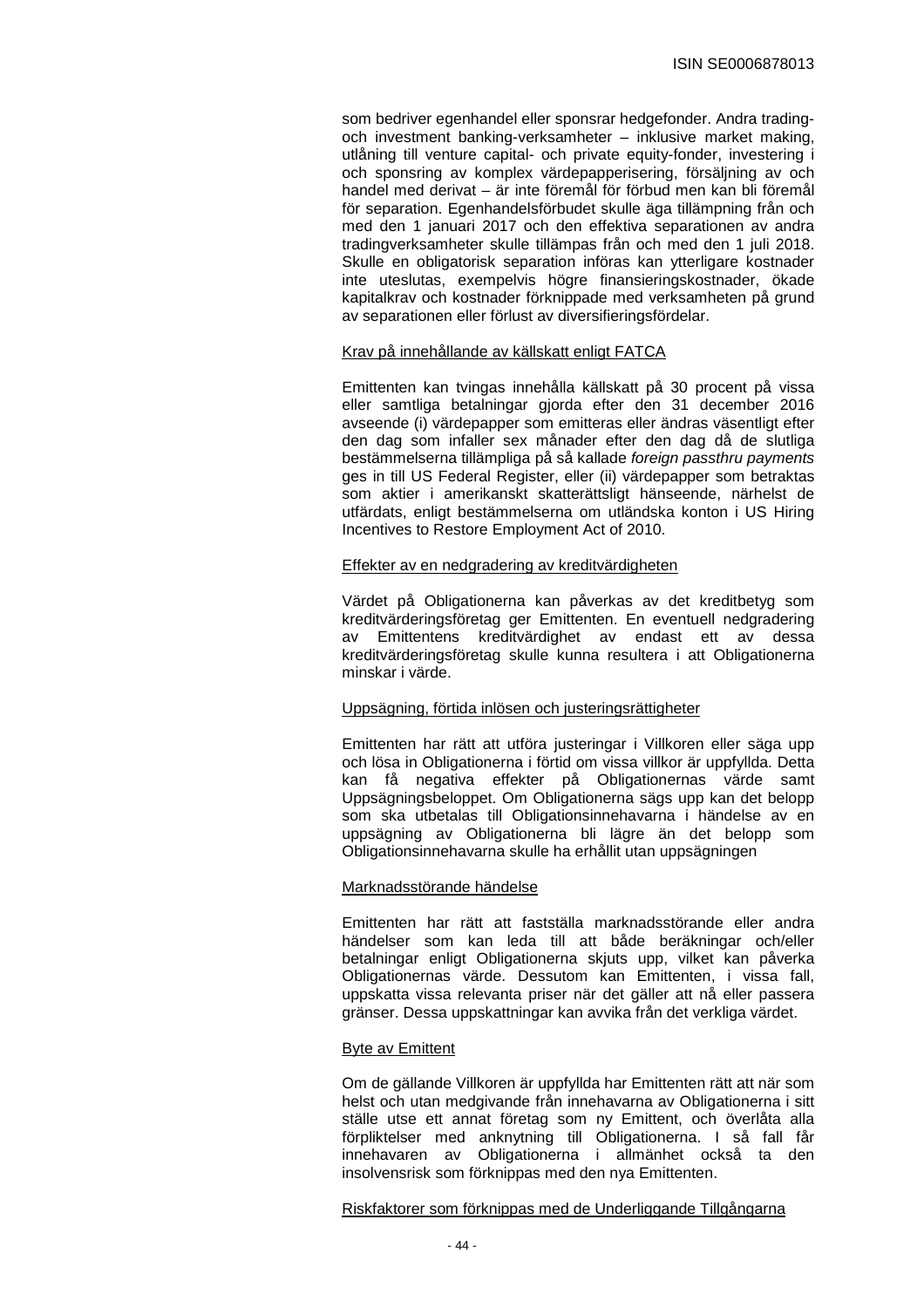som bedriver egenhandel eller sponsrar hedgefonder. Andra trading- och investment banking-verksamheter – inklusive market making, utlåning till venture capital- och private equity-fonder, investering i och sponsring av komplex värdepapperisering, försäljning av och handel med derivat – är inte föremål för förbud men kan bli föremål för separation. Egenhandelsförbudet skulle äga tillämpning från och med den 1 januari 2017 och den effektiva separationen av andra tradingverksamheter skulle tillämpas från och med den 1 juli 2018. Skulle en obligatorisk separation införas kan ytterligare kostnader inte uteslutas, exempelvis högre finansieringskostnader, ökade kapitalkrav och kostnader förknippade med verksamheten på grund av separationen eller förlust av diversifieringsfördelar.

Krav på innehållande av källskatt enligt FATCA

Emittenten kan tvingas innehålla källskatt på 30 procent på vissa eller samtliga betalningar gjorda efter den 31 december 2016 avseende (i) värdepapper som emitteras eller ändras väsentligt efter den dag som infaller sex månader efter den dag då de slutliga bestämmelserna tillämpliga på så kallade *foreign passthru payments* ges in till US Federal Register, eller (ii) värdepapper som betraktas som aktier i amerikanskt skatterättsligt hänseende, närhelst de utfärdats, enligt bestämmelserna om utländska konton i US Hiring Incentives to Restore Employment Act of 2010.

Effekter av en nedgradering av kreditvärdigheten

Värdet på Obligationerna kan påverkas av det kreditbetyg som kreditvärderingsföretag ger Emittenten. En eventuell nedgradering av Emittentens kreditvärdighet av endast ett av dessa kreditvärderingsföretag skulle kunna resultera i att Obligationerna minskar i värde.

Uppsägning, förtida inlösen och justeringsrättigheter

Emittenten har rätt att utföra justeringar i Villkoren eller säga upp och lösa in Obligationerna i förtid om vissa villkor är uppfyllda. Detta kan få negativa effekter på Obligationernas värde samt Uppsägningsbeloppet. Om Obligationerna sägs upp kan det belopp som ska utbetalas till Obligationsinnehavarna i händelse av en uppsägning av Obligationerna bli lägre än det belopp som Obligationsinnehavarna skulle ha erhållit utan uppsägningen

Marknadsstörande händelse

Emittenten har rätt att fastställa marknadsstörande eller andra händelser som kan leda till att både beräkningar och/eller betalningar enligt Obligationerna skjuts upp, vilket kan påverka Obligationernas värde. Dessutom kan Emittenten, i vissa fall, uppskatta vissa relevanta priser när det gäller att nå eller passera gränser. Dessa uppskattningar kan avvika från det verkliga värdet.

Byte av Emittent

Om de gällande Villkoren är uppfyllda har Emittenten rätt att när som helst och utan medgivande från innehavarna av Obligationerna i sitt ställe utse ett annat företag som ny Emittent, och överlåta alla förpliktelser med anknytning till Obligationerna. I så fall får innehavaren av Obligationerna i allmänhet också ta den insolvensrisk som förknippas med den nya Emittenten.

Riskfaktorer som förknippas med de Underliggande Tillgångarna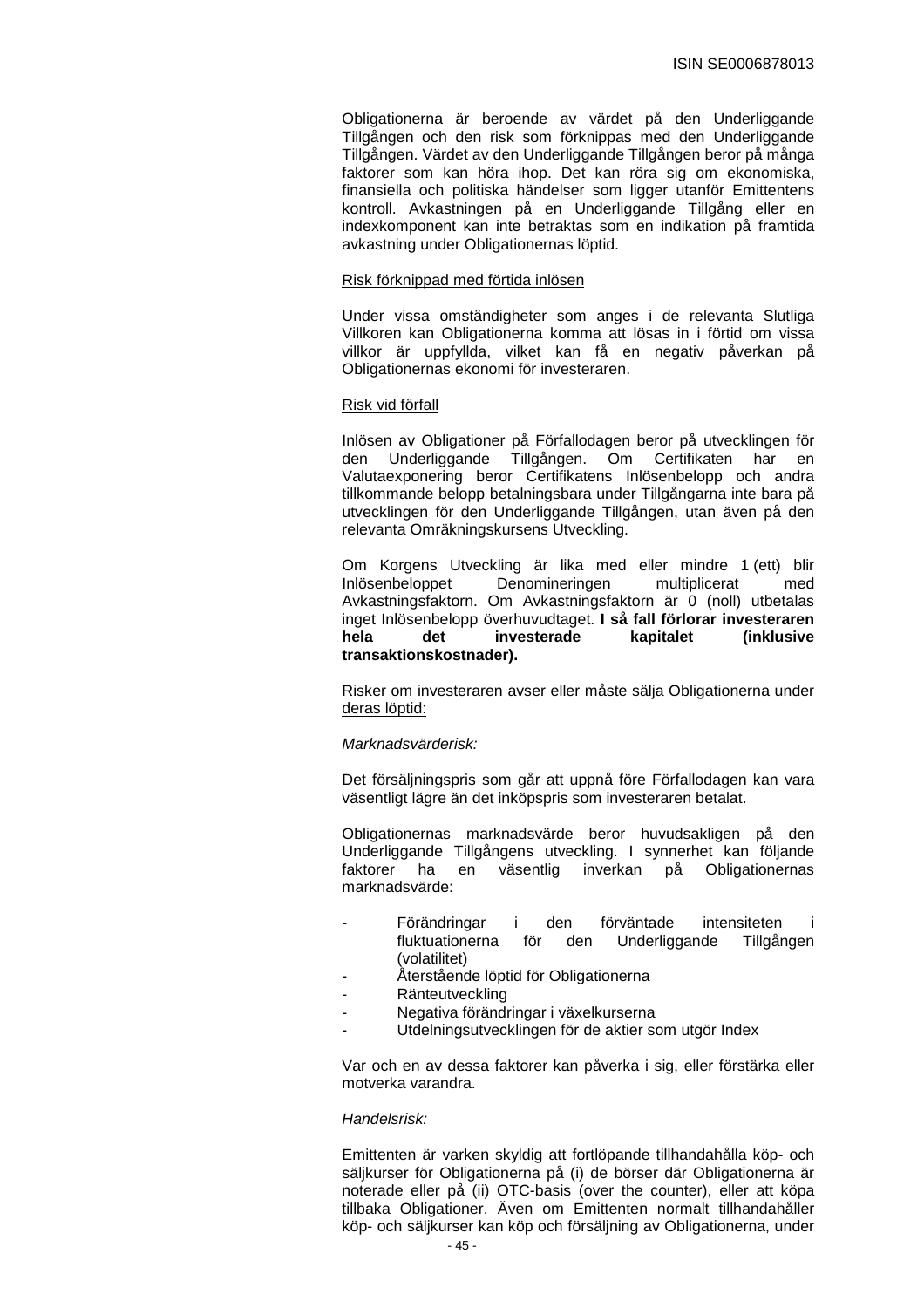Obligationerna är beroende av värdet på den Underliggande Tillgången och den risk som förknippas med den Underliggande Tillgången. Värdet av den Underliggande Tillgången beror på många faktorer som kan höra ihop. Det kan röra sig om ekonomiska, finansiella och politiska händelser som ligger utanför Emittentens kontroll. Avkastningen på en Underliggande Tillgång eller en indexkomponent kan inte betraktas som en indikation på framtida avkastning under Obligationernas löptid.

Risk förknippad med förtida inlösen

Under vissa omständigheter som anges i de relevanta Slutliga Villkoren kan Obligationerna komma att lösas in i förtid om vissa villkor är uppfyllda, vilket kan få en negativ påverkan på Obligationernas ekonomi för investeraren.

Risk vid förfall

Inlösen av Obligationer på Förfallodagen beror på utvecklingen för den Underliggande Tillgången. Om Certifikaten har en Valutaexponering beror Certifikatens Inlösenbelopp och andra tillkommande belopp betalningsbara under Tillgångarna inte bara på utvecklingen för den Underliggande Tillgången, utan även på den relevanta Omräkningskursens Utveckling.

Om Korgens Utveckling är lika med eller mindre 1 (ett) blir Inlösenbeloppet Denomineringen multiplicerat med Avkastningsfaktorn. Om Avkastningsfaktorn är 0 (noll) utbetalas inget Inlösenbelopp överhuvudtaget. **I så fall förlorar investeraren hela det investerade kapitalet (inklusive transaktionskostnader).**

Risker om investeraren avser eller måste sälja Obligationerna under deras löptid:

*Marknadsvärderisk:*

Det försäljningspris som går att uppnå före Förfallodagen kan vara väsentligt lägre än det inköpspris som investeraren betalat.

Obligationernas marknadsvärde beror huvudsakligen på den Underliggande Tillgångens utveckling. I synnerhet kan följande faktorer ha en väsentlig inverkan på Obligationernas marknadsvärde:

- Förändringar i den förväntade intensiteten i fluktuationerna för den Underliggande Tillgången (volatilitet)
- Återstående löptid för Obligationerna
- Ränteutveckling
- Negativa förändringar i växelkurserna
- Utdelningsutvecklingen för de aktier som utgör Index

Var och en av dessa faktorer kan påverka i sig, eller förstärka eller motverka varandra.

*Handelsrisk:*

Emittenten är varken skyldig att fortlöpande tillhandahålla köp- och säljkurser för Obligationerna på (i) de börser där Obligationerna är noterade eller på (ii) OTC-basis (over the counter), eller att köpa tillbaka Obligationer. Även om Emittenten normalt tillhandahåller köp- och säljkurser kan köp och försäljning av Obligationerna, under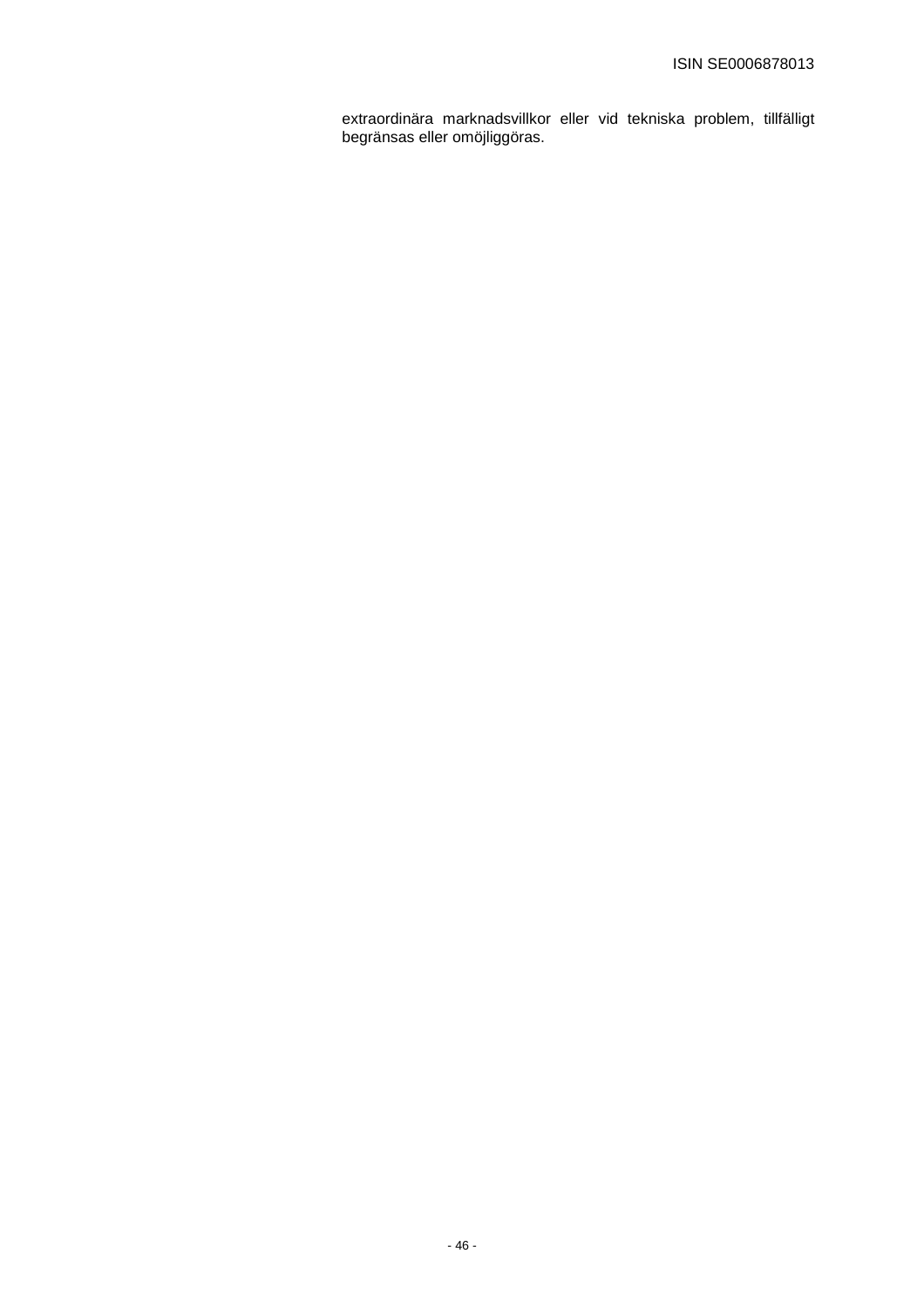extraordinära marknadsvillkor eller vid tekniska problem, tillfälligt begränsas eller omöjliggöras.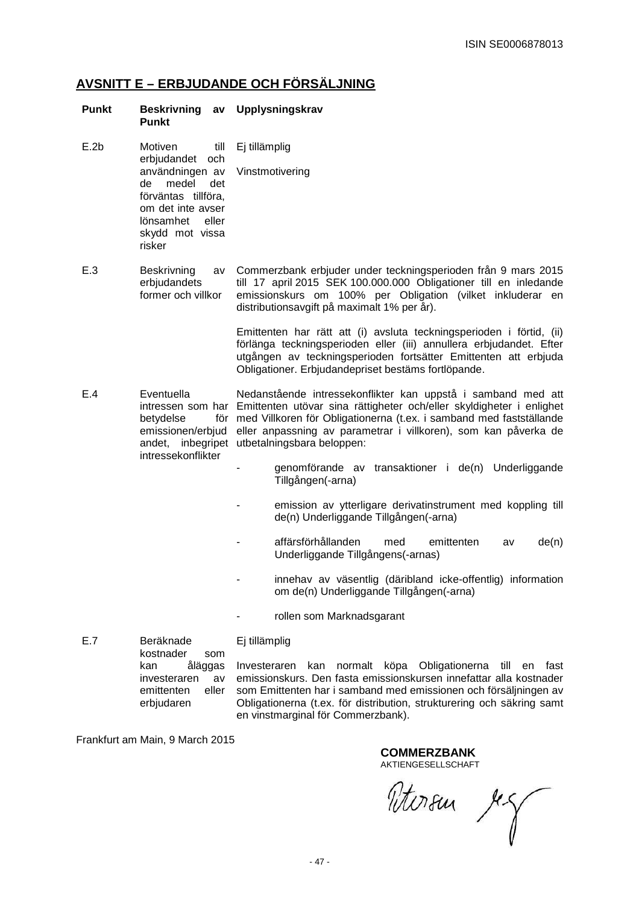ISIN SE0006878013

## AVSNITT E – ERBJUDANDE OCH FÖRSÄLJNING

| Punkt | Beskrivning av Punkt | Upplysningskrav |
|---|---|---|
| E.2b | Motiven till erbjudandet och användningen av de medel det förväntas tillföra, om det inte avser lönsamhet eller skydd mot vissa risker | Ej tillämplig<br><br>Vinstmotivering |
| E.3 | Beskrivning av erbjudandets former och villkor | Commerzbank erbjuder under teckningsperioden från 9 mars 2015 till 17 april 2015 SEK 100.000.000 Obligationer till en inledande emissionskurs om 100% per Obligation (vilket inkluderar en distributionsavgift på maximalt 1% per år).<br><br>Emittenten har rätt att (i) avsluta teckningsperioden i förtid, (ii) förlänga teckningsperioden eller (iii) annullera erbjudandet. Efter utgången av teckningsperioden fortsätter Emittenten att erbjuda Obligationer. Erbjudandepriset bestäms fortlöpande. |
| E.4 | Eventuella intressen som har betydelse för emissionen/erbjudandet, inbegripet intressekonflikter | Nedanstående intressekonflikter kan uppstå i samband med att Emittenten utövar sina rättigheter och/eller skyldigheter i enlighet med Villkoren för Obligationerna (t.ex. i samband med fastställande eller anpassning av parametrar i villkoren), som kan påverka de utbetalningsbara beloppen:<br><br>- genomförande av transaktioner i de(n) Underliggande Tillgången(-arna)<br><br>- emission av ytterligare derivatinstrument med koppling till de(n) Underliggande Tillgången(-arna)<br><br>- affärsförhållanden med emittenten av de(n) Underliggande Tillgångens(-arnas)<br><br>- innehav av väsentlig (däribland icke-offentlig) information om de(n) Underliggande Tillgången(-arna)<br><br>- rollen som Marknadsgarant |
| E.7 | Beräknade kostnader som kan åläggas investeraren av emittenten eller erbjudaren | Ej tillämplig<br><br>Investeraren kan normalt köpa Obligationerna till en fast emissionskurs. Den fasta emissionskursen innefattar alla kostnader som Emittenten har i samband med emissionen och försäljningen av Obligationerna (t.ex. för distribution, strukturering och säkring samt en vinstmarginal för Commerzbank). |

Frankfurt am Main, 9 March 2015

**COMMERZBANK**
AKTIENGESELLSCHAFT